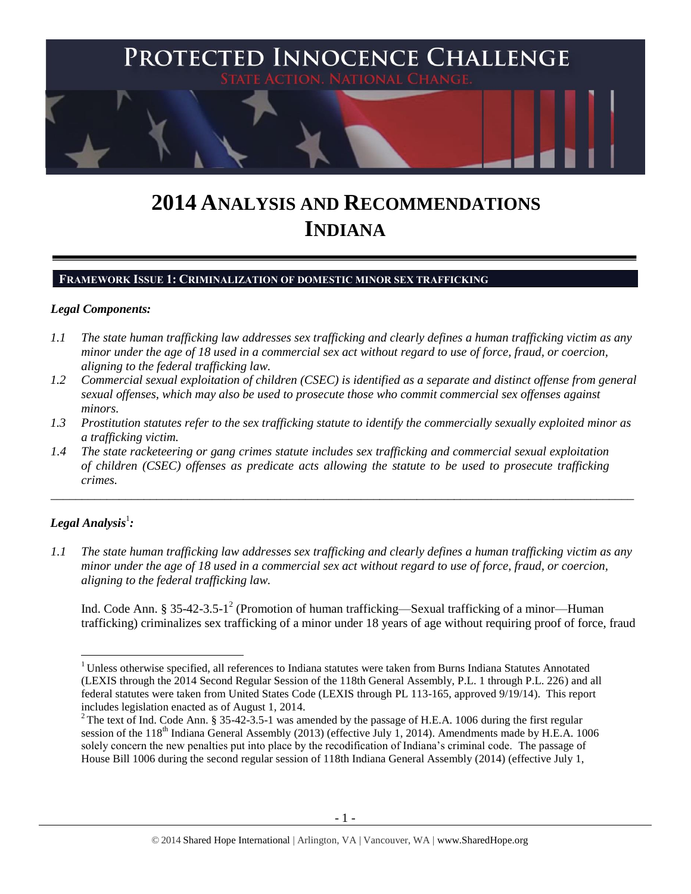# PROTECTED INNOCENCE CHALLENGE

STATE ACTION. NATIONAL CHANGE.

# 2014 ANALYSIS AND RECOMMENDATIONS INDIANA

## FRAMEWORK ISSUE 1: CRIMINALIZATION OF DOMESTIC MINOR SEX TRAFFICKING

### *Legal Components:*

*1.1 The state human trafficking law addresses sex trafficking and clearly defines a human trafficking victim as any minor under the age of 18 used in a commercial sex act without regard to use of force, fraud, or coercion, aligning to the federal trafficking law.*

*1.2 Commercial sexual exploitation of children (CSEC) is identified as a separate and distinct offense from general sexual offenses, which may also be used to prosecute those who commit commercial sex offenses against minors.*

*1.3 Prostitution statutes refer to the sex trafficking statute to identify the commercially sexually exploited minor as a trafficking victim.*

*1.4 The state racketeering or gang crimes statute includes sex trafficking and commercial sexual exploitation of children (CSEC) offenses as predicate acts allowing the statute to be used to prosecute trafficking crimes.*

---

### *Legal Analysis*[1]*:*

*1.1 The state human trafficking law addresses sex trafficking and clearly defines a human trafficking victim as any minor under the age of 18 used in a commercial sex act without regard to use of force, fraud, or coercion, aligning to the federal trafficking law.*

Ind. Code Ann. § 35-42-3.5-1[2] (Promotion of human trafficking—Sexual trafficking of a minor—Human trafficking) criminalizes sex trafficking of a minor under 18 years of age without requiring proof of force, fraud

---

[1] Unless otherwise specified, all references to Indiana statutes were taken from Burns Indiana Statutes Annotated (LEXIS through the 2014 Second Regular Session of the 118th General Assembly, P.L. 1 through P.L. 226) and all federal statutes were taken from United States Code (LEXIS through PL 113-165, approved 9/19/14). This report includes legislation enacted as of August 1, 2014.

[2] The text of Ind. Code Ann. § 35-42-3.5-1 was amended by the passage of H.E.A. 1006 during the first regular session of the 118th Indiana General Assembly (2013) (effective July 1, 2014). Amendments made by H.E.A. 1006 solely concern the new penalties put into place by the recodification of Indiana's criminal code. The passage of House Bill 1006 during the second regular session of 118th Indiana General Assembly (2014) (effective July 1,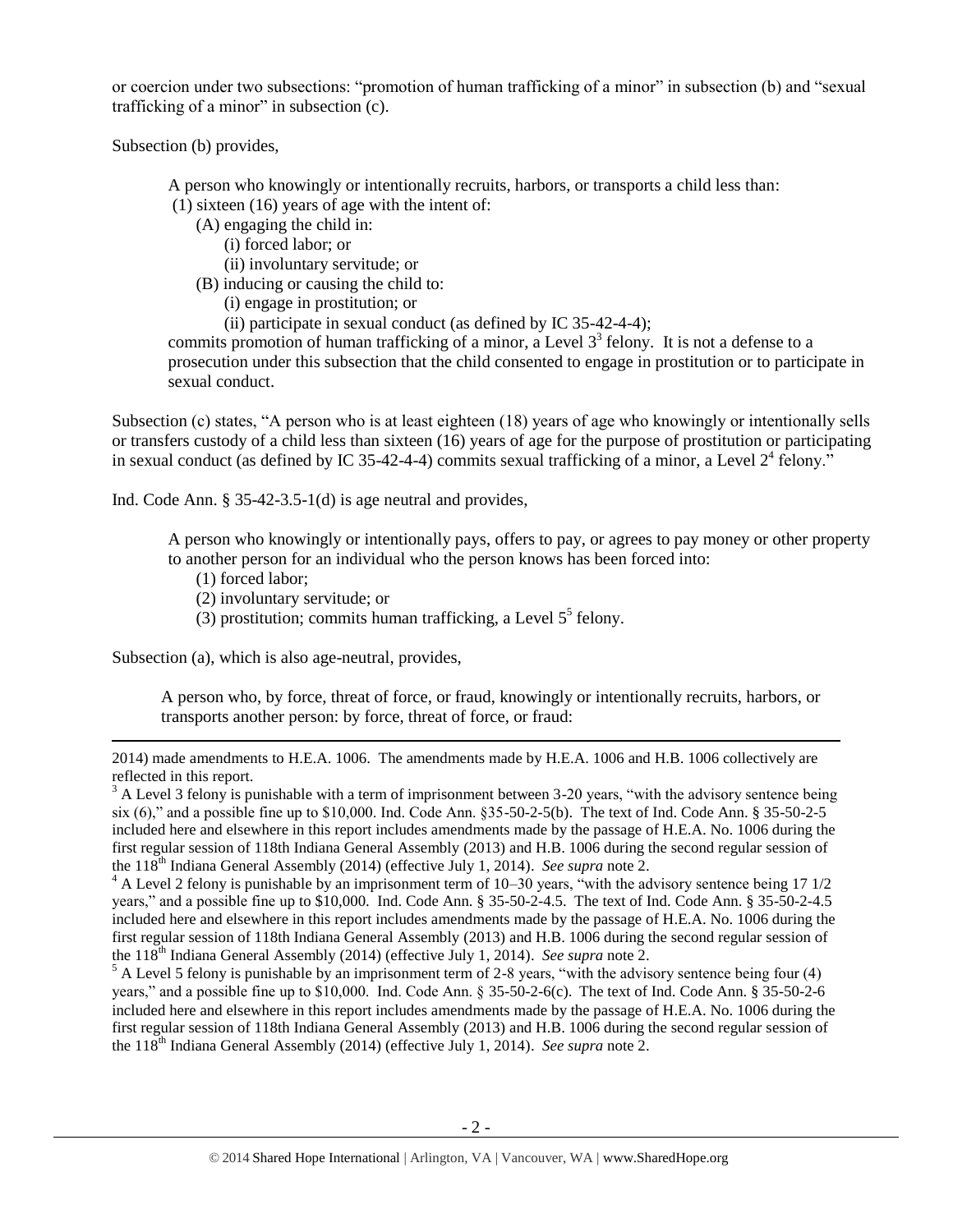or coercion under two subsections: "promotion of human trafficking of a minor" in subsection (b) and "sexual trafficking of a minor" in subsection (c).

Subsection (b) provides,

> A person who knowingly or intentionally recruits, harbors, or transports a child less than:
> (1) sixteen (16) years of age with the intent of:
> (A) engaging the child in:
> (i) forced labor; or
> (ii) involuntary servitude; or
> (B) inducing or causing the child to:
> (i) engage in prostitution; or
> (ii) participate in sexual conduct (as defined by IC 35-42-4-4);
>
> commits promotion of human trafficking of a minor, a Level 3[3] felony. It is not a defense to a prosecution under this subsection that the child consented to engage in prostitution or to participate in sexual conduct.

Subsection (c) states, "A person who is at least eighteen (18) years of age who knowingly or intentionally sells or transfers custody of a child less than sixteen (16) years of age for the purpose of prostitution or participating in sexual conduct (as defined by IC 35-42-4-4) commits sexual trafficking of a minor, a Level 2[4] felony."

Ind. Code Ann. § 35-42-3.5-1(d) is age neutral and provides,

> A person who knowingly or intentionally pays, offers to pay, or agrees to pay money or other property to another person for an individual who the person knows has been forced into:
> (1) forced labor;
> (2) involuntary servitude; or
> (3) prostitution; commits human trafficking, a Level 5[5] felony.

Subsection (a), which is also age-neutral, provides,

> A person who, by force, threat of force, or fraud, knowingly or intentionally recruits, harbors, or transports another person: by force, threat of force, or fraud:

---

2014) made amendments to H.E.A. 1006. The amendments made by H.E.A. 1006 and H.B. 1006 collectively are reflected in this report.

[3] A Level 3 felony is punishable with a term of imprisonment between 3-20 years, "with the advisory sentence being six (6)," and a possible fine up to $10,000. Ind. Code Ann. §35-50-2-5(b). The text of Ind. Code Ann. § 35-50-2-5 included here and elsewhere in this report includes amendments made by the passage of H.E.A. No. 1006 during the first regular session of 118th Indiana General Assembly (2013) and H.B. 1006 during the second regular session of the 118th Indiana General Assembly (2014) (effective July 1, 2014). *See supra* note 2.

[4] A Level 2 felony is punishable by an imprisonment term of 10–30 years, "with the advisory sentence being 17 1/2 years," and a possible fine up to $10,000. Ind. Code Ann. § 35-50-2-4.5. The text of Ind. Code Ann. § 35-50-2-4.5 included here and elsewhere in this report includes amendments made by the passage of H.E.A. No. 1006 during the first regular session of 118th Indiana General Assembly (2013) and H.B. 1006 during the second regular session of the 118th Indiana General Assembly (2014) (effective July 1, 2014). *See supra* note 2.

[5] A Level 5 felony is punishable by an imprisonment term of 2-8 years, "with the advisory sentence being four (4) years," and a possible fine up to $10,000. Ind. Code Ann. § 35-50-2-6(c). The text of Ind. Code Ann. § 35-50-2-6 included here and elsewhere in this report includes amendments made by the passage of H.E.A. No. 1006 during the first regular session of 118th Indiana General Assembly (2013) and H.B. 1006 during the second regular session of the 118th Indiana General Assembly (2014) (effective July 1, 2014). *See supra* note 2.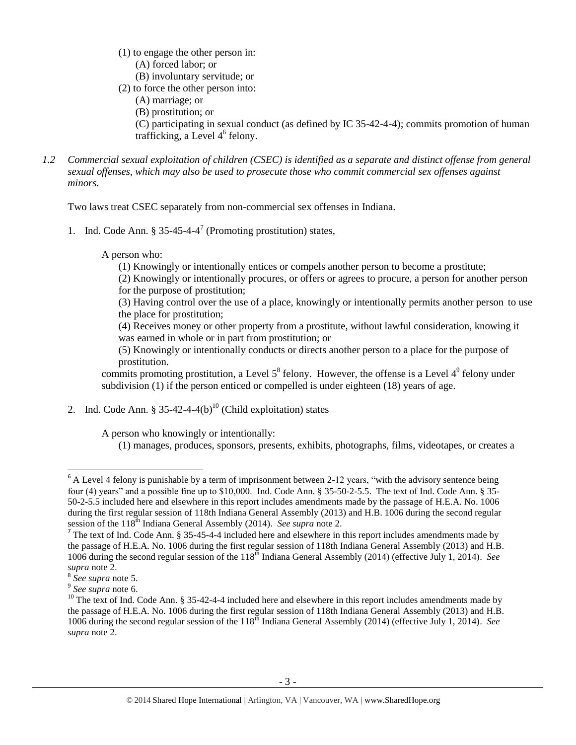(1) to engage the other person in:
  (A) forced labor; or
  (B) involuntary servitude; or
(2) to force the other person into:
  (A) marriage; or
  (B) prostitution; or
  (C) participating in sexual conduct (as defined by IC 35-42-4-4); commits promotion of human trafficking, a Level 4[6] felony.

*1.2 Commercial sexual exploitation of children (CSEC) is identified as a separate and distinct offense from general sexual offenses, which may also be used to prosecute those who commit commercial sex offenses against minors.*

Two laws treat CSEC separately from non-commercial sex offenses in Indiana.

1. Ind. Code Ann. § 35-45-4-4[7] (Promoting prostitution) states,

   A person who:
   (1) Knowingly or intentionally entices or compels another person to become a prostitute;
   (2) Knowingly or intentionally procures, or offers or agrees to procure, a person for another person for the purpose of prostitution;
   (3) Having control over the use of a place, knowingly or intentionally permits another person to use the place for prostitution;
   (4) Receives money or other property from a prostitute, without lawful consideration, knowing it was earned in whole or in part from prostitution; or
   (5) Knowingly or intentionally conducts or directs another person to a place for the purpose of prostitution.
   commits promoting prostitution, a Level 5[8] felony. However, the offense is a Level 4[9] felony under subdivision (1) if the person enticed or compelled is under eighteen (18) years of age.

2. Ind. Code Ann. § 35-42-4-4(b)[10] (Child exploitation) states

   A person who knowingly or intentionally:
   (1) manages, produces, sponsors, presents, exhibits, photographs, films, videotapes, or creates a

---

[6] A Level 4 felony is punishable by a term of imprisonment between 2-12 years, "with the advisory sentence being four (4) years" and a possible fine up to $10,000. Ind. Code Ann. § 35-50-2-5.5. The text of Ind. Code Ann. § 35-50-2-5.5 included here and elsewhere in this report includes amendments made by the passage of H.E.A. No. 1006 during the first regular session of 118th Indiana General Assembly (2013) and H.B. 1006 during the second regular session of the 118th Indiana General Assembly (2014). *See supra* note 2.

[7] The text of Ind. Code Ann. § 35-45-4-4 included here and elsewhere in this report includes amendments made by the passage of H.E.A. No. 1006 during the first regular session of 118th Indiana General Assembly (2013) and H.B. 1006 during the second regular session of the 118th Indiana General Assembly (2014) (effective July 1, 2014). *See supra* note 2.

[8] *See supra* note 5.

[9] *See supra* note 6.

[10] The text of Ind. Code Ann. § 35-42-4-4 included here and elsewhere in this report includes amendments made by the passage of H.E.A. No. 1006 during the first regular session of 118th Indiana General Assembly (2013) and H.B. 1006 during the second regular session of the 118th Indiana General Assembly (2014) (effective July 1, 2014). *See supra* note 2.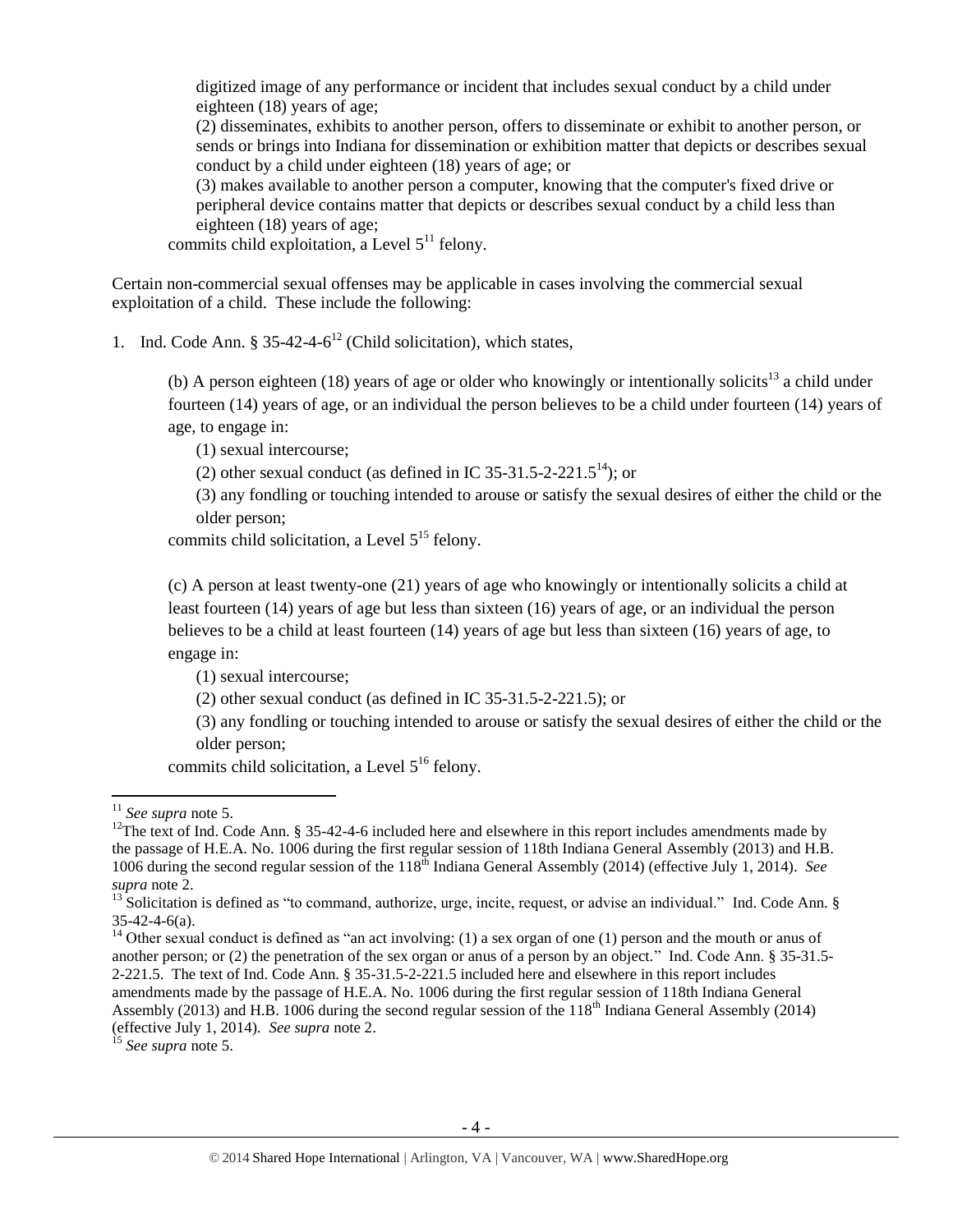digitized image of any performance or incident that includes sexual conduct by a child under eighteen (18) years of age;

(2) disseminates, exhibits to another person, offers to disseminate or exhibit to another person, or sends or brings into Indiana for dissemination or exhibition matter that depicts or describes sexual conduct by a child under eighteen (18) years of age; or

(3) makes available to another person a computer, knowing that the computer's fixed drive or peripheral device contains matter that depicts or describes sexual conduct by a child less than eighteen (18) years of age;

commits child exploitation, a Level 5[11] felony.

Certain non-commercial sexual offenses may be applicable in cases involving the commercial sexual exploitation of a child. These include the following:

1. Ind. Code Ann. § 35-42-4-6[12] (Child solicitation), which states,

   (b) A person eighteen (18) years of age or older who knowingly or intentionally solicits[13] a child under fourteen (14) years of age, or an individual the person believes to be a child under fourteen (14) years of age, to engage in:

   (1) sexual intercourse;

   (2) other sexual conduct (as defined in IC 35-31.5-2-221.5[14]); or

   (3) any fondling or touching intended to arouse or satisfy the sexual desires of either the child or the older person;

   commits child solicitation, a Level 5[15] felony.

   (c) A person at least twenty-one (21) years of age who knowingly or intentionally solicits a child at least fourteen (14) years of age but less than sixteen (16) years of age, or an individual the person believes to be a child at least fourteen (14) years of age but less than sixteen (16) years of age, to engage in:

   (1) sexual intercourse;

   (2) other sexual conduct (as defined in IC 35-31.5-2-221.5); or

   (3) any fondling or touching intended to arouse or satisfy the sexual desires of either the child or the older person;

   commits child solicitation, a Level 5[16] felony.

---

[11] *See supra* note 5.

[12] The text of Ind. Code Ann. § 35-42-4-6 included here and elsewhere in this report includes amendments made by the passage of H.E.A. No. 1006 during the first regular session of 118th Indiana General Assembly (2013) and H.B. 1006 during the second regular session of the 118th Indiana General Assembly (2014) (effective July 1, 2014). *See supra* note 2.

[13] Solicitation is defined as "to command, authorize, urge, incite, request, or advise an individual." Ind. Code Ann. § 35-42-4-6(a).

[14] Other sexual conduct is defined as "an act involving: (1) a sex organ of one (1) person and the mouth or anus of another person; or (2) the penetration of the sex organ or anus of a person by an object." Ind. Code Ann. § 35-31.5-2-221.5. The text of Ind. Code Ann. § 35-31.5-2-221.5 included here and elsewhere in this report includes amendments made by the passage of H.E.A. No. 1006 during the first regular session of 118th Indiana General Assembly (2013) and H.B. 1006 during the second regular session of the 118th Indiana General Assembly (2014) (effective July 1, 2014). *See supra* note 2.

[15] *See supra* note 5.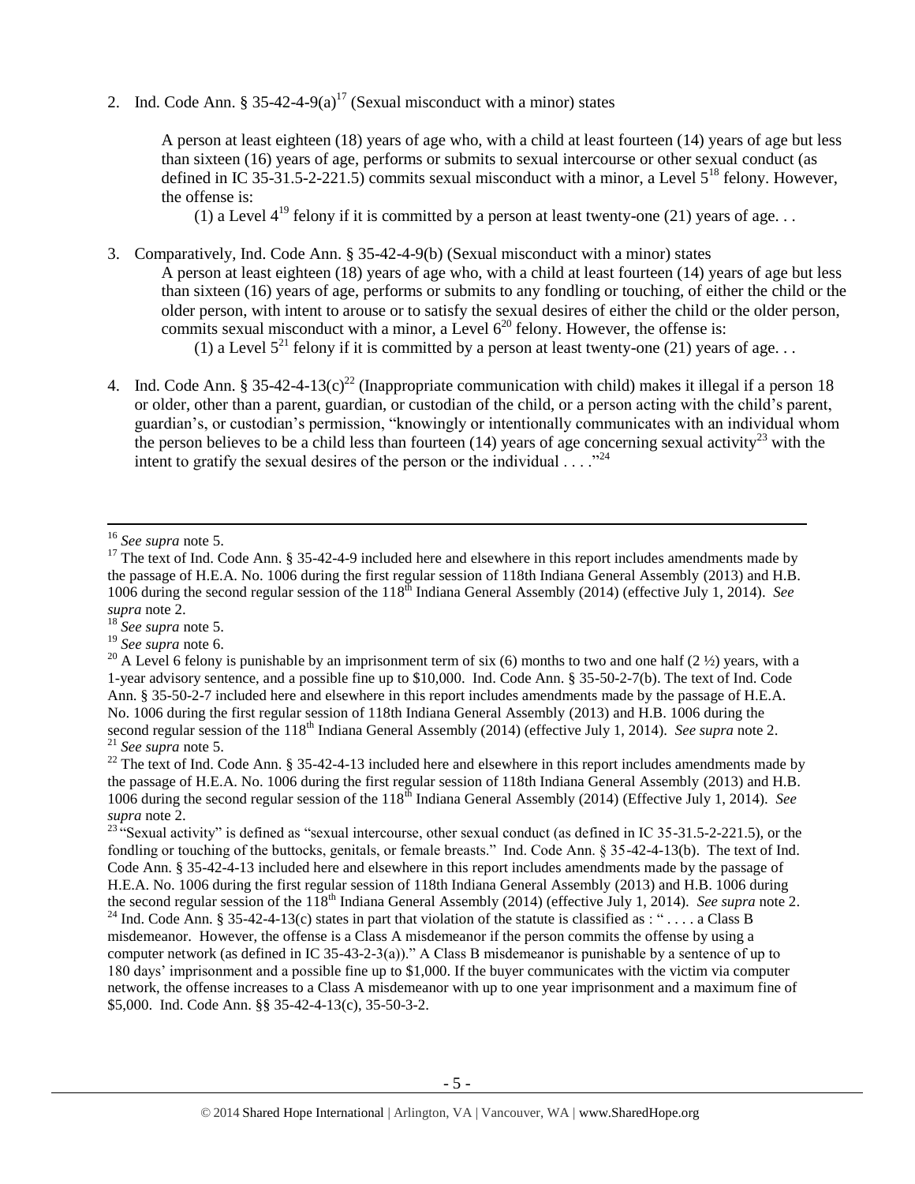2. Ind. Code Ann. § 35-42-4-9(a)[17] (Sexual misconduct with a minor) states

   A person at least eighteen (18) years of age who, with a child at least fourteen (14) years of age but less than sixteen (16) years of age, performs or submits to sexual intercourse or other sexual conduct (as defined in IC 35-31.5-2-221.5) commits sexual misconduct with a minor, a Level 5[18] felony. However, the offense is:

   (1) a Level 4[19] felony if it is committed by a person at least twenty-one (21) years of age. . .

3. Comparatively, Ind. Code Ann. § 35-42-4-9(b) (Sexual misconduct with a minor) states

   A person at least eighteen (18) years of age who, with a child at least fourteen (14) years of age but less than sixteen (16) years of age, performs or submits to any fondling or touching, of either the child or the older person, with intent to arouse or to satisfy the sexual desires of either the child or the older person, commits sexual misconduct with a minor, a Level 6[20] felony. However, the offense is:

   (1) a Level 5[21] felony if it is committed by a person at least twenty-one (21) years of age. . .

4. Ind. Code Ann. § 35-42-4-13(c)[22] (Inappropriate communication with child) makes it illegal if a person 18 or older, other than a parent, guardian, or custodian of the child, or a person acting with the child's parent, guardian's, or custodian's permission, "knowingly or intentionally communicates with an individual whom the person believes to be a child less than fourteen (14) years of age concerning sexual activity[23] with the intent to gratify the sexual desires of the person or the individual . . . ."[24]

---

[16] *See supra* note 5.

[17] The text of Ind. Code Ann. § 35-42-4-9 included here and elsewhere in this report includes amendments made by the passage of H.E.A. No. 1006 during the first regular session of 118th Indiana General Assembly (2013) and H.B. 1006 during the second regular session of the 118th Indiana General Assembly (2014) (effective July 1, 2014). *See supra* note 2.

[18] *See supra* note 5.

[19] *See supra* note 6.

[20] A Level 6 felony is punishable by an imprisonment term of six (6) months to two and one half (2 ½) years, with a 1-year advisory sentence, and a possible fine up to $10,000. Ind. Code Ann. § 35-50-2-7(b). The text of Ind. Code Ann. § 35-50-2-7 included here and elsewhere in this report includes amendments made by the passage of H.E.A. No. 1006 during the first regular session of 118th Indiana General Assembly (2013) and H.B. 1006 during the second regular session of the 118th Indiana General Assembly (2014) (effective July 1, 2014). *See supra* note 2.

[21] *See supra* note 5.

[22] The text of Ind. Code Ann. § 35-42-4-13 included here and elsewhere in this report includes amendments made by the passage of H.E.A. No. 1006 during the first regular session of 118th Indiana General Assembly (2013) and H.B. 1006 during the second regular session of the 118th Indiana General Assembly (2014) (Effective July 1, 2014). *See supra* note 2.

[23] "Sexual activity" is defined as "sexual intercourse, other sexual conduct (as defined in IC 35-31.5-2-221.5), or the fondling or touching of the buttocks, genitals, or female breasts." Ind. Code Ann. § 35-42-4-13(b). The text of Ind. Code Ann. § 35-42-4-13 included here and elsewhere in this report includes amendments made by the passage of H.E.A. No. 1006 during the first regular session of 118th Indiana General Assembly (2013) and H.B. 1006 during the second regular session of the 118th Indiana General Assembly (2014) (effective July 1, 2014). *See supra* note 2.

[24] Ind. Code Ann. § 35-42-4-13(c) states in part that violation of the statute is classified as : " . . . . a Class B misdemeanor. However, the offense is a Class A misdemeanor if the person commits the offense by using a computer network (as defined in IC 35-43-2-3(a))." A Class B misdemeanor is punishable by a sentence of up to 180 days' imprisonment and a possible fine up to $1,000. If the buyer communicates with the victim via computer network, the offense increases to a Class A misdemeanor with up to one year imprisonment and a maximum fine of $5,000. Ind. Code Ann. §§ 35-42-4-13(c), 35-50-3-2.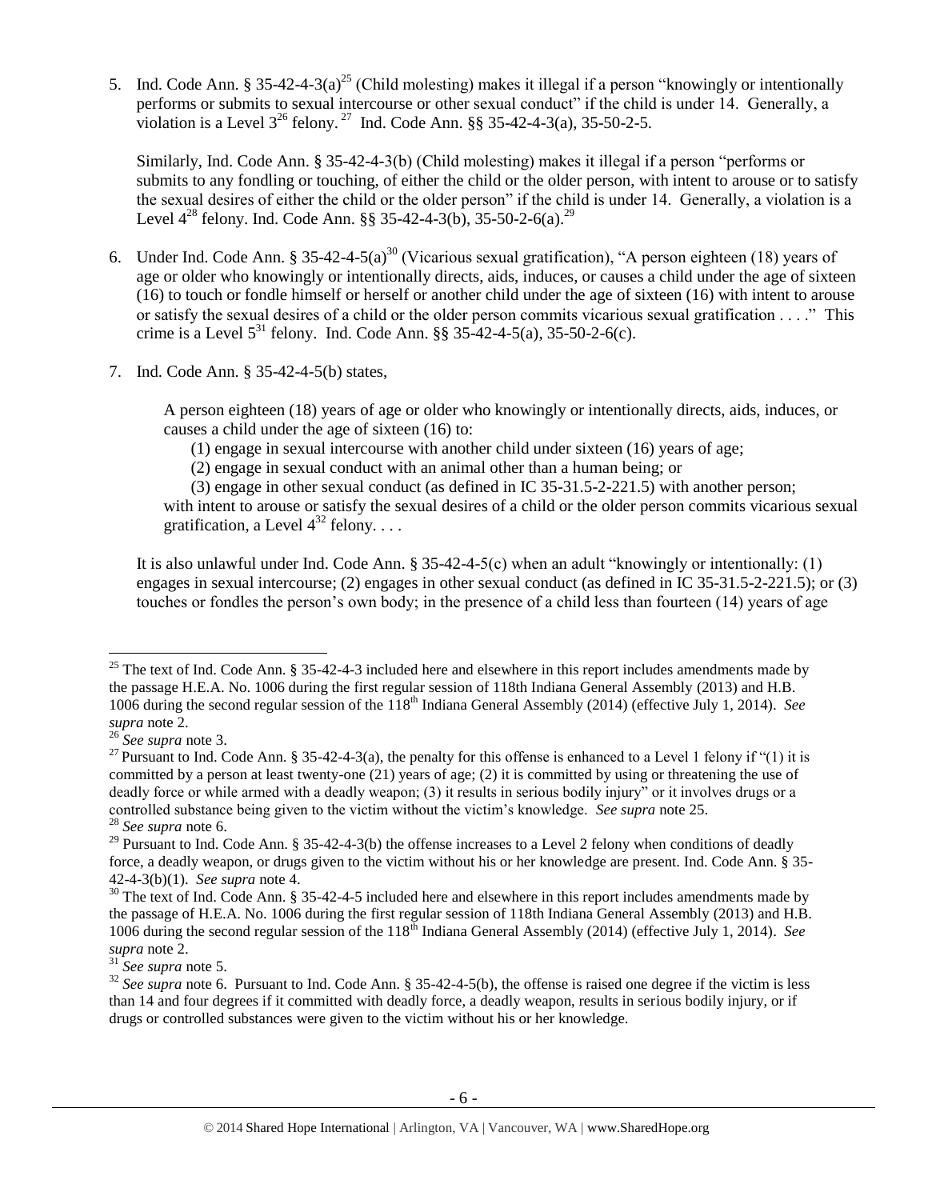5. Ind. Code Ann. § 35-42-4-3(a)[25] (Child molesting) makes it illegal if a person "knowingly or intentionally performs or submits to sexual intercourse or other sexual conduct" if the child is under 14. Generally, a violation is a Level 3[26] felony.[27] Ind. Code Ann. §§ 35-42-4-3(a), 35-50-2-5.

   Similarly, Ind. Code Ann. § 35-42-4-3(b) (Child molesting) makes it illegal if a person "performs or submits to any fondling or touching, of either the child or the older person, with intent to arouse or to satisfy the sexual desires of either the child or the older person" if the child is under 14. Generally, a violation is a Level 4[28] felony. Ind. Code Ann. §§ 35-42-4-3(b), 35-50-2-6(a).[29]

6. Under Ind. Code Ann. § 35-42-4-5(a)[30] (Vicarious sexual gratification), "A person eighteen (18) years of age or older who knowingly or intentionally directs, aids, induces, or causes a child under the age of sixteen (16) to touch or fondle himself or herself or another child under the age of sixteen (16) with intent to arouse or satisfy the sexual desires of a child or the older person commits vicarious sexual gratification . . . ." This crime is a Level 5[31] felony. Ind. Code Ann. §§ 35-42-4-5(a), 35-50-2-6(c).

7. Ind. Code Ann. § 35-42-4-5(b) states,

   > A person eighteen (18) years of age or older who knowingly or intentionally directs, aids, induces, or causes a child under the age of sixteen (16) to:
   >
   > (1) engage in sexual intercourse with another child under sixteen (16) years of age;
   >
   > (2) engage in sexual conduct with an animal other than a human being; or
   >
   > (3) engage in other sexual conduct (as defined in IC 35-31.5-2-221.5) with another person;
   >
   > with intent to arouse or satisfy the sexual desires of a child or the older person commits vicarious sexual gratification, a Level 4[32] felony. . . .

   It is also unlawful under Ind. Code Ann. § 35-42-4-5(c) when an adult "knowingly or intentionally: (1) engages in sexual intercourse; (2) engages in other sexual conduct (as defined in IC 35-31.5-2-221.5); or (3) touches or fondles the person's own body; in the presence of a child less than fourteen (14) years of age

---

[25] The text of Ind. Code Ann. § 35-42-4-3 included here and elsewhere in this report includes amendments made by the passage H.E.A. No. 1006 during the first regular session of 118th Indiana General Assembly (2013) and H.B. 1006 during the second regular session of the 118th Indiana General Assembly (2014) (effective July 1, 2014). *See supra* note 2.

[26] *See supra* note 3.

[27] Pursuant to Ind. Code Ann. § 35-42-4-3(a), the penalty for this offense is enhanced to a Level 1 felony if "(1) it is committed by a person at least twenty-one (21) years of age; (2) it is committed by using or threatening the use of deadly force or while armed with a deadly weapon; (3) it results in serious bodily injury" or it involves drugs or a controlled substance being given to the victim without the victim's knowledge. *See supra* note 25.

[28] *See supra* note 6.

[29] Pursuant to Ind. Code Ann. § 35-42-4-3(b) the offense increases to a Level 2 felony when conditions of deadly force, a deadly weapon, or drugs given to the victim without his or her knowledge are present. Ind. Code Ann. § 35-42-4-3(b)(1). *See supra* note 4.

[30] The text of Ind. Code Ann. § 35-42-4-5 included here and elsewhere in this report includes amendments made by the passage of H.E.A. No. 1006 during the first regular session of 118th Indiana General Assembly (2013) and H.B. 1006 during the second regular session of the 118th Indiana General Assembly (2014) (effective July 1, 2014). *See supra* note 2.

[31] *See supra* note 5.

[32] *See supra* note 6. Pursuant to Ind. Code Ann. § 35-42-4-5(b), the offense is raised one degree if the victim is less than 14 and four degrees if it committed with deadly force, a deadly weapon, results in serious bodily injury, or if drugs or controlled substances were given to the victim without his or her knowledge.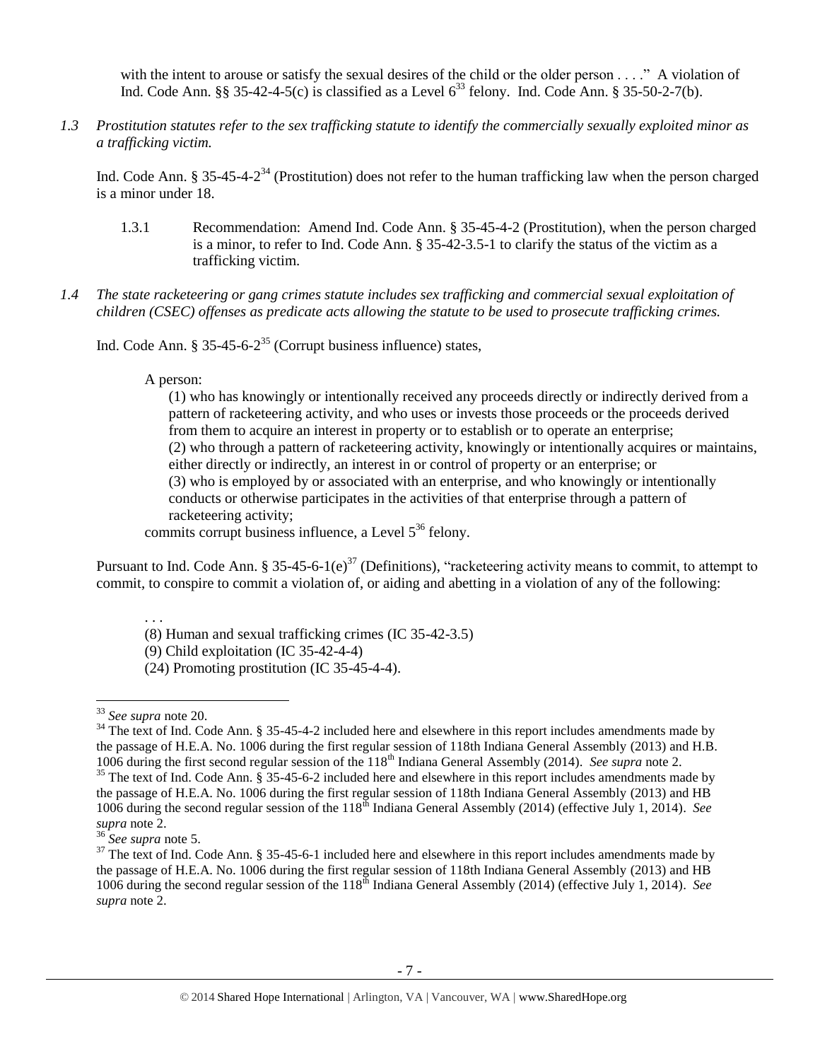with the intent to arouse or satisfy the sexual desires of the child or the older person . . . ." A violation of Ind. Code Ann. §§ 35-42-4-5(c) is classified as a Level 6[33] felony. Ind. Code Ann. § 35-50-2-7(b).

*1.3 Prostitution statutes refer to the sex trafficking statute to identify the commercially sexually exploited minor as a trafficking victim.*

Ind. Code Ann. § 35-45-4-2[34] (Prostitution) does not refer to the human trafficking law when the person charged is a minor under 18.

1.3.1 Recommendation: Amend Ind. Code Ann. § 35-45-4-2 (Prostitution), when the person charged is a minor, to refer to Ind. Code Ann. § 35-42-3.5-1 to clarify the status of the victim as a trafficking victim.

*1.4 The state racketeering or gang crimes statute includes sex trafficking and commercial sexual exploitation of children (CSEC) offenses as predicate acts allowing the statute to be used to prosecute trafficking crimes.*

Ind. Code Ann. § 35-45-6-2[35] (Corrupt business influence) states,

> A person:
>
> (1) who has knowingly or intentionally received any proceeds directly or indirectly derived from a pattern of racketeering activity, and who uses or invests those proceeds or the proceeds derived from them to acquire an interest in property or to establish or to operate an enterprise;
> (2) who through a pattern of racketeering activity, knowingly or intentionally acquires or maintains, either directly or indirectly, an interest in or control of property or an enterprise; or
> (3) who is employed by or associated with an enterprise, and who knowingly or intentionally conducts or otherwise participates in the activities of that enterprise through a pattern of racketeering activity;
>
> commits corrupt business influence, a Level 5[36] felony.

Pursuant to Ind. Code Ann. § 35-45-6-1(e)[37] (Definitions), "racketeering activity means to commit, to attempt to commit, to conspire to commit a violation of, or aiding and abetting in a violation of any of the following:

> . . .
> (8) Human and sexual trafficking crimes (IC 35-42-3.5)
> (9) Child exploitation (IC 35-42-4-4)
> (24) Promoting prostitution (IC 35-45-4-4).

---

[33] *See supra* note 20.

[34] The text of Ind. Code Ann. § 35-45-4-2 included here and elsewhere in this report includes amendments made by the passage of H.E.A. No. 1006 during the first regular session of 118th Indiana General Assembly (2013) and H.B. 1006 during the first second regular session of the 118th Indiana General Assembly (2014). *See supra* note 2.

[35] The text of Ind. Code Ann. § 35-45-6-2 included here and elsewhere in this report includes amendments made by the passage of H.E.A. No. 1006 during the first regular session of 118th Indiana General Assembly (2013) and HB 1006 during the second regular session of the 118th Indiana General Assembly (2014) (effective July 1, 2014). *See supra* note 2.

[36] *See supra* note 5.

[37] The text of Ind. Code Ann. § 35-45-6-1 included here and elsewhere in this report includes amendments made by the passage of H.E.A. No. 1006 during the first regular session of 118th Indiana General Assembly (2013) and HB 1006 during the second regular session of the 118th Indiana General Assembly (2014) (effective July 1, 2014). *See supra* note 2.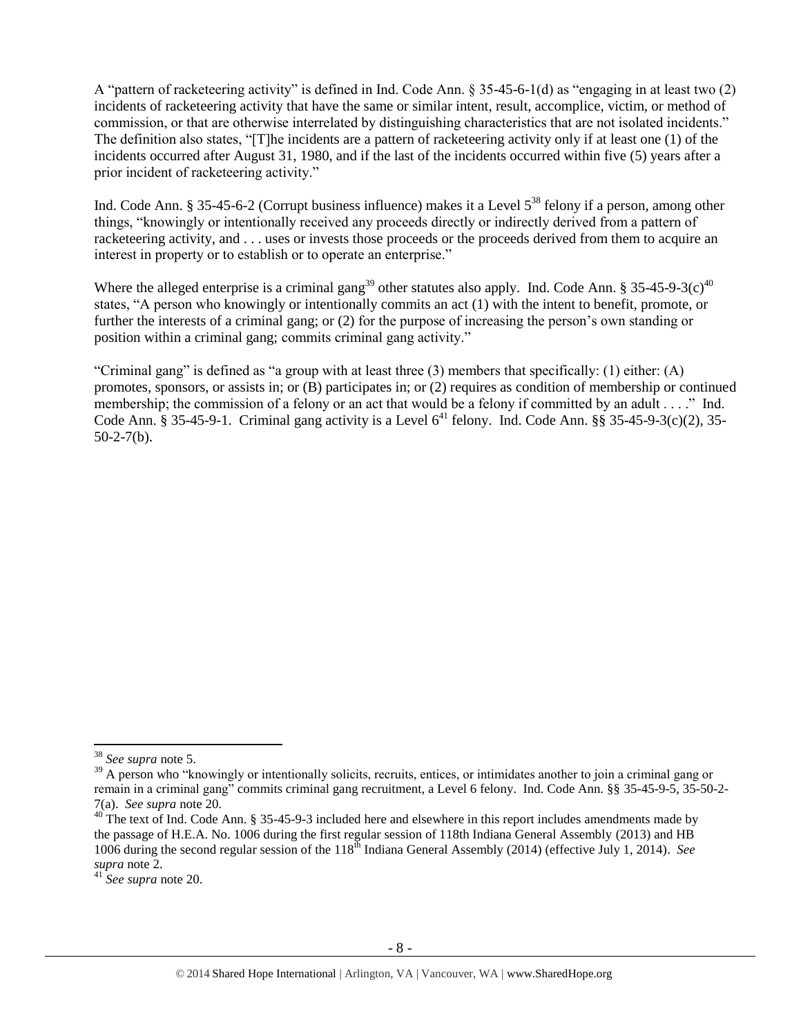A "pattern of racketeering activity" is defined in Ind. Code Ann. § 35-45-6-1(d) as "engaging in at least two (2) incidents of racketeering activity that have the same or similar intent, result, accomplice, victim, or method of commission, or that are otherwise interrelated by distinguishing characteristics that are not isolated incidents." The definition also states, "[T]he incidents are a pattern of racketeering activity only if at least one (1) of the incidents occurred after August 31, 1980, and if the last of the incidents occurred within five (5) years after a prior incident of racketeering activity."

Ind. Code Ann. § 35-45-6-2 (Corrupt business influence) makes it a Level 5[38] felony if a person, among other things, "knowingly or intentionally received any proceeds directly or indirectly derived from a pattern of racketeering activity, and . . . uses or invests those proceeds or the proceeds derived from them to acquire an interest in property or to establish or to operate an enterprise."

Where the alleged enterprise is a criminal gang[39] other statutes also apply. Ind. Code Ann. § 35-45-9-3(c)[40] states, "A person who knowingly or intentionally commits an act (1) with the intent to benefit, promote, or further the interests of a criminal gang; or (2) for the purpose of increasing the person's own standing or position within a criminal gang; commits criminal gang activity."

"Criminal gang" is defined as "a group with at least three (3) members that specifically: (1) either: (A) promotes, sponsors, or assists in; or (B) participates in; or (2) requires as condition of membership or continued membership; the commission of a felony or an act that would be a felony if committed by an adult . . . ." Ind. Code Ann. § 35-45-9-1. Criminal gang activity is a Level 6[41] felony. Ind. Code Ann. §§ 35-45-9-3(c)(2), 35-50-2-7(b).

---

[38] *See supra* note 5.

[39] A person who "knowingly or intentionally solicits, recruits, entices, or intimidates another to join a criminal gang or remain in a criminal gang" commits criminal gang recruitment, a Level 6 felony. Ind. Code Ann. §§ 35-45-9-5, 35-50-2-7(a). *See supra* note 20.

[40] The text of Ind. Code Ann. § 35-45-9-3 included here and elsewhere in this report includes amendments made by the passage of H.E.A. No. 1006 during the first regular session of 118th Indiana General Assembly (2013) and HB 1006 during the second regular session of the 118th Indiana General Assembly (2014) (effective July 1, 2014). *See supra* note 2.

[41] *See supra* note 20.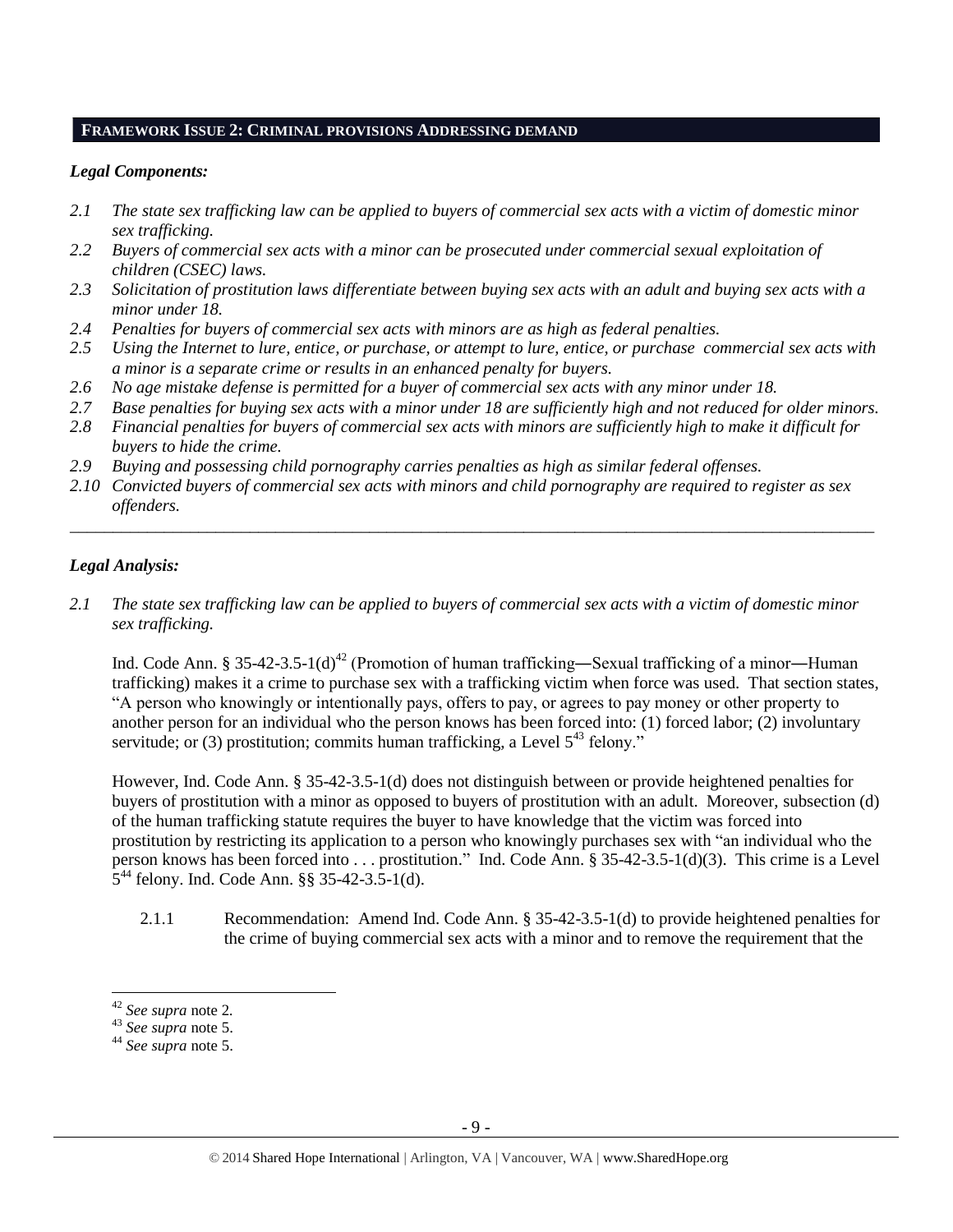## FRAMEWORK ISSUE 2: CRIMINAL PROVISIONS ADDRESSING DEMAND

### *Legal Components:*

*2.1 The state sex trafficking law can be applied to buyers of commercial sex acts with a victim of domestic minor sex trafficking.*
*2.2 Buyers of commercial sex acts with a minor can be prosecuted under commercial sexual exploitation of children (CSEC) laws.*
*2.3 Solicitation of prostitution laws differentiate between buying sex acts with an adult and buying sex acts with a minor under 18.*
*2.4 Penalties for buyers of commercial sex acts with minors are as high as federal penalties.*
*2.5 Using the Internet to lure, entice, or purchase, or attempt to lure, entice, or purchase commercial sex acts with a minor is a separate crime or results in an enhanced penalty for buyers.*
*2.6 No age mistake defense is permitted for a buyer of commercial sex acts with any minor under 18.*
*2.7 Base penalties for buying sex acts with a minor under 18 are sufficiently high and not reduced for older minors.*
*2.8 Financial penalties for buyers of commercial sex acts with minors are sufficiently high to make it difficult for buyers to hide the crime.*
*2.9 Buying and possessing child pornography carries penalties as high as similar federal offenses.*
*2.10 Convicted buyers of commercial sex acts with minors and child pornography are required to register as sex offenders.*

---

### *Legal Analysis:*

*2.1 The state sex trafficking law can be applied to buyers of commercial sex acts with a victim of domestic minor sex trafficking.*

Ind. Code Ann. § 35-42-3.5-1(d)[42] (Promotion of human trafficking—Sexual trafficking of a minor—Human trafficking) makes it a crime to purchase sex with a trafficking victim when force was used. That section states, "A person who knowingly or intentionally pays, offers to pay, or agrees to pay money or other property to another person for an individual who the person knows has been forced into: (1) forced labor; (2) involuntary servitude; or (3) prostitution; commits human trafficking, a Level 5[43] felony."

However, Ind. Code Ann. § 35-42-3.5-1(d) does not distinguish between or provide heightened penalties for buyers of prostitution with a minor as opposed to buyers of prostitution with an adult. Moreover, subsection (d) of the human trafficking statute requires the buyer to have knowledge that the victim was forced into prostitution by restricting its application to a person who knowingly purchases sex with "an individual who the person knows has been forced into . . . prostitution." Ind. Code Ann. § 35-42-3.5-1(d)(3). This crime is a Level 5[44] felony. Ind. Code Ann. §§ 35-42-3.5-1(d).

2.1.1 Recommendation: Amend Ind. Code Ann. § 35-42-3.5-1(d) to provide heightened penalties for the crime of buying commercial sex acts with a minor and to remove the requirement that the

---

[42] *See supra* note 2.
[43] *See supra* note 5.
[44] *See supra* note 5.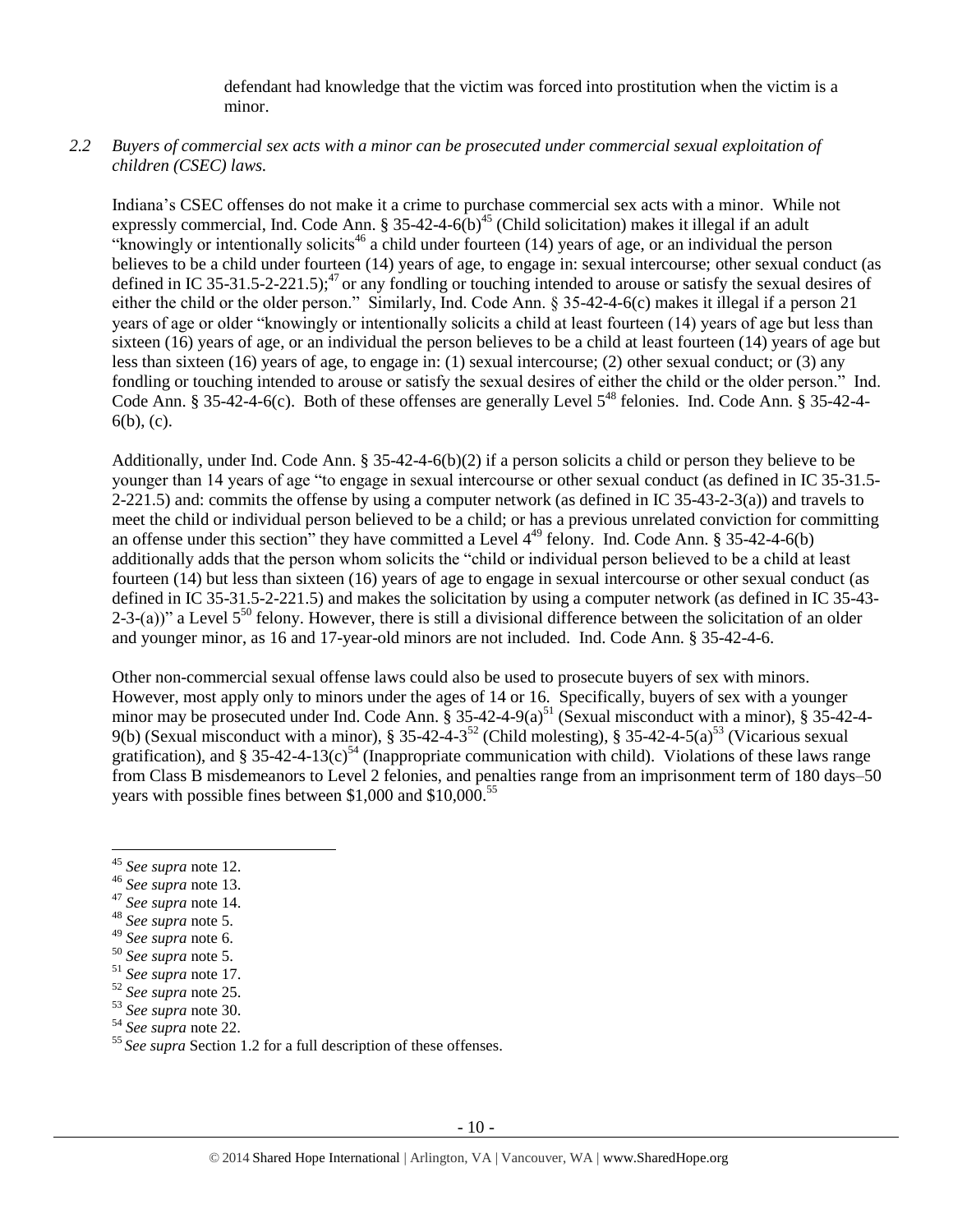defendant had knowledge that the victim was forced into prostitution when the victim is a minor.

*2.2 Buyers of commercial sex acts with a minor can be prosecuted under commercial sexual exploitation of children (CSEC) laws.*

Indiana's CSEC offenses do not make it a crime to purchase commercial sex acts with a minor. While not expressly commercial, Ind. Code Ann. § 35-42-4-6(b)[45] (Child solicitation) makes it illegal if an adult "knowingly or intentionally solicits[46] a child under fourteen (14) years of age, or an individual the person believes to be a child under fourteen (14) years of age, to engage in: sexual intercourse; other sexual conduct (as defined in IC 35-31.5-2-221.5);[47] or any fondling or touching intended to arouse or satisfy the sexual desires of either the child or the older person." Similarly, Ind. Code Ann. § 35-42-4-6(c) makes it illegal if a person 21 years of age or older "knowingly or intentionally solicits a child at least fourteen (14) years of age but less than sixteen (16) years of age, or an individual the person believes to be a child at least fourteen (14) years of age but less than sixteen (16) years of age, to engage in: (1) sexual intercourse; (2) other sexual conduct; or (3) any fondling or touching intended to arouse or satisfy the sexual desires of either the child or the older person." Ind. Code Ann. § 35-42-4-6(c). Both of these offenses are generally Level 5[48] felonies. Ind. Code Ann. § 35-42-4-6(b), (c).

Additionally, under Ind. Code Ann. § 35-42-4-6(b)(2) if a person solicits a child or person they believe to be younger than 14 years of age "to engage in sexual intercourse or other sexual conduct (as defined in IC 35-31.5-2-221.5) and: commits the offense by using a computer network (as defined in IC 35-43-2-3(a)) and travels to meet the child or individual person believed to be a child; or has a previous unrelated conviction for committing an offense under this section" they have committed a Level 4[49] felony. Ind. Code Ann. § 35-42-4-6(b) additionally adds that the person whom solicits the "child or individual person believed to be a child at least fourteen (14) but less than sixteen (16) years of age to engage in sexual intercourse or other sexual conduct (as defined in IC 35-31.5-2-221.5) and makes the solicitation by using a computer network (as defined in IC 35-43-2-3-(a))" a Level 5[50] felony. However, there is still a divisional difference between the solicitation of an older and younger minor, as 16 and 17-year-old minors are not included. Ind. Code Ann. § 35-42-4-6.

Other non-commercial sexual offense laws could also be used to prosecute buyers of sex with minors. However, most apply only to minors under the ages of 14 or 16. Specifically, buyers of sex with a younger minor may be prosecuted under Ind. Code Ann. § 35-42-4-9(a)[51] (Sexual misconduct with a minor), § 35-42-4-9(b) (Sexual misconduct with a minor), § 35-42-4-3[52] (Child molesting), § 35-42-4-5(a)[53] (Vicarious sexual gratification), and § 35-42-4-13(c)[54] (Inappropriate communication with child). Violations of these laws range from Class B misdemeanors to Level 2 felonies, and penalties range from an imprisonment term of 180 days–50 years with possible fines between $1,000 and $10,000.[55]

---

[45] *See supra* note 12.
[46] *See supra* note 13.
[47] *See supra* note 14.
[48] *See supra* note 5.
[49] *See supra* note 6.
[50] *See supra* note 5.
[51] *See supra* note 17.
[52] *See supra* note 25.
[53] *See supra* note 30.
[54] *See supra* note 22.
[55] *See supra* Section 1.2 for a full description of these offenses.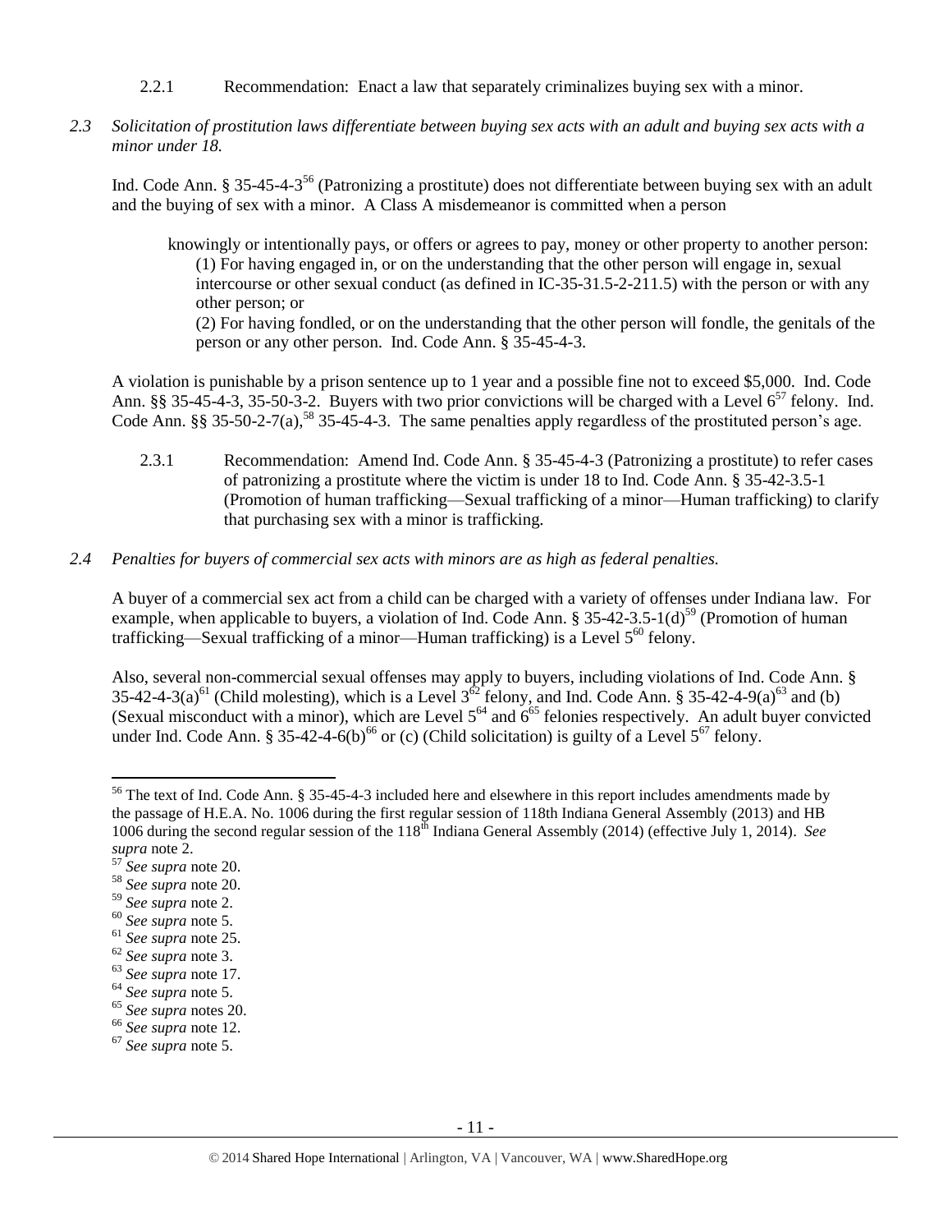2.2.1 Recommendation: Enact a law that separately criminalizes buying sex with a minor.

*2.3 Solicitation of prostitution laws differentiate between buying sex acts with an adult and buying sex acts with a minor under 18.*

Ind. Code Ann. § 35-45-4-3[56] (Patronizing a prostitute) does not differentiate between buying sex with an adult and the buying of sex with a minor. A Class A misdemeanor is committed when a person

> knowingly or intentionally pays, or offers or agrees to pay, money or other property to another person:
> (1) For having engaged in, or on the understanding that the other person will engage in, sexual intercourse or other sexual conduct (as defined in IC-35-31.5-2-211.5) with the person or with any other person; or
> (2) For having fondled, or on the understanding that the other person will fondle, the genitals of the person or any other person. Ind. Code Ann. § 35-45-4-3.

A violation is punishable by a prison sentence up to 1 year and a possible fine not to exceed $5,000. Ind. Code Ann. §§ 35-45-4-3, 35-50-3-2. Buyers with two prior convictions will be charged with a Level 6[57] felony. Ind. Code Ann. §§ 35-50-2-7(a),[58] 35-45-4-3. The same penalties apply regardless of the prostituted person's age.

2.3.1 Recommendation: Amend Ind. Code Ann. § 35-45-4-3 (Patronizing a prostitute) to refer cases of patronizing a prostitute where the victim is under 18 to Ind. Code Ann. § 35-42-3.5-1 (Promotion of human trafficking—Sexual trafficking of a minor—Human trafficking) to clarify that purchasing sex with a minor is trafficking.

*2.4 Penalties for buyers of commercial sex acts with minors are as high as federal penalties.*

A buyer of a commercial sex act from a child can be charged with a variety of offenses under Indiana law. For example, when applicable to buyers, a violation of Ind. Code Ann. § 35-42-3.5-1(d)[59] (Promotion of human trafficking—Sexual trafficking of a minor—Human trafficking) is a Level 5[60] felony.

Also, several non-commercial sexual offenses may apply to buyers, including violations of Ind. Code Ann. § 35-42-4-3(a)[61] (Child molesting), which is a Level 3[62] felony, and Ind. Code Ann. § 35-42-4-9(a)[63] and (b) (Sexual misconduct with a minor), which are Level 5[64] and 6[65] felonies respectively. An adult buyer convicted under Ind. Code Ann. § 35-42-4-6(b)[66] or (c) (Child solicitation) is guilty of a Level 5[67] felony.

---

[56] The text of Ind. Code Ann. § 35-45-4-3 included here and elsewhere in this report includes amendments made by the passage of H.E.A. No. 1006 during the first regular session of 118th Indiana General Assembly (2013) and HB 1006 during the second regular session of the 118th Indiana General Assembly (2014) (effective July 1, 2014). *See supra* note 2.

[57] *See supra* note 20.

[58] *See supra* note 20.

[59] *See supra* note 2.

[60] *See supra* note 5.

[61] *See supra* note 25.

[62] *See supra* note 3.

[63] *See supra* note 17.

[64] *See supra* note 5.

[65] *See supra* notes 20.

[66] *See supra* note 12.

[67] *See supra* note 5.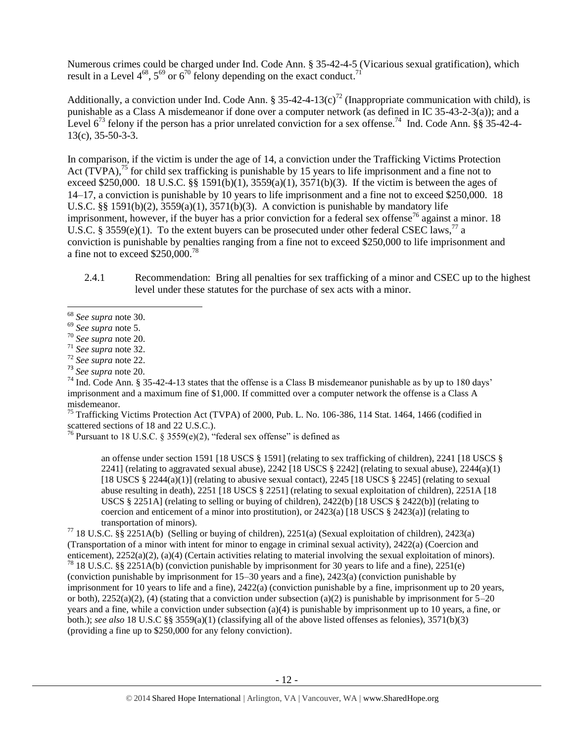Numerous crimes could be charged under Ind. Code Ann. § 35-42-4-5 (Vicarious sexual gratification), which result in a Level 4[68], 5[69] or 6[70] felony depending on the exact conduct.[71]

Additionally, a conviction under Ind. Code Ann. § 35-42-4-13(c)[72] (Inappropriate communication with child), is punishable as a Class A misdemeanor if done over a computer network (as defined in IC 35-43-2-3(a)); and a Level 6[73] felony if the person has a prior unrelated conviction for a sex offense.[74] Ind. Code Ann. §§ 35-42-4-13(c), 35-50-3-3.

In comparison, if the victim is under the age of 14, a conviction under the Trafficking Victims Protection Act (TVPA),[75] for child sex trafficking is punishable by 15 years to life imprisonment and a fine not to exceed $250,000. 18 U.S.C. §§ 1591(b)(1), 3559(a)(1), 3571(b)(3). If the victim is between the ages of 14–17, a conviction is punishable by 10 years to life imprisonment and a fine not to exceed $250,000. 18 U.S.C. §§ 1591(b)(2), 3559(a)(1), 3571(b)(3). A conviction is punishable by mandatory life imprisonment, however, if the buyer has a prior conviction for a federal sex offense[76] against a minor. 18 U.S.C. § 3559(e)(1). To the extent buyers can be prosecuted under other federal CSEC laws,[77] a conviction is punishable by penalties ranging from a fine not to exceed $250,000 to life imprisonment and a fine not to exceed $250,000.[78]

2.4.1 Recommendation: Bring all penalties for sex trafficking of a minor and CSEC up to the highest level under these statutes for the purchase of sex acts with a minor.

---

[68] *See supra* note 30.

[69] *See supra* note 5.

[70] *See supra* note 20.

[71] *See supra* note 32.

[72] *See supra* note 22.

[73] *See supra* note 20.

[74] Ind. Code Ann. § 35-42-4-13 states that the offense is a Class B misdemeanor punishable as by up to 180 days' imprisonment and a maximum fine of $1,000. If committed over a computer network the offense is a Class A misdemeanor.

[75] Trafficking Victims Protection Act (TVPA) of 2000, Pub. L. No. 106-386, 114 Stat. 1464, 1466 (codified in scattered sections of 18 and 22 U.S.C.).

[76] Pursuant to 18 U.S.C. § 3559(e)(2), "federal sex offense" is defined as

> an offense under section 1591 [18 USCS § 1591] (relating to sex trafficking of children), 2241 [18 USCS § 2241] (relating to aggravated sexual abuse), 2242 [18 USCS § 2242] (relating to sexual abuse), 2244(a)(1) [18 USCS § 2244(a)(1)] (relating to abusive sexual contact), 2245 [18 USCS § 2245] (relating to sexual abuse resulting in death), 2251 [18 USCS § 2251] (relating to sexual exploitation of children), 2251A [18 USCS § 2251A] (relating to selling or buying of children), 2422(b) [18 USCS § 2422(b)] (relating to coercion and enticement of a minor into prostitution), or 2423(a) [18 USCS § 2423(a)] (relating to transportation of minors).

[77] 18 U.S.C. §§ 2251A(b) (Selling or buying of children), 2251(a) (Sexual exploitation of children), 2423(a) (Transportation of a minor with intent for minor to engage in criminal sexual activity), 2422(a) (Coercion and enticement), 2252(a)(2), (a)(4) (Certain activities relating to material involving the sexual exploitation of minors).

[78] 18 U.S.C. §§ 2251A(b) (conviction punishable by imprisonment for 30 years to life and a fine), 2251(e) (conviction punishable by imprisonment for 15–30 years and a fine), 2423(a) (conviction punishable by imprisonment for 10 years to life and a fine), 2422(a) (conviction punishable by a fine, imprisonment up to 20 years, or both), 2252(a)(2), (4) (stating that a conviction under subsection (a)(2) is punishable by imprisonment for 5–20 years and a fine, while a conviction under subsection (a)(4) is punishable by imprisonment up to 10 years, a fine, or both.); *see also* 18 U.S.C §§ 3559(a)(1) (classifying all of the above listed offenses as felonies), 3571(b)(3) (providing a fine up to $250,000 for any felony conviction).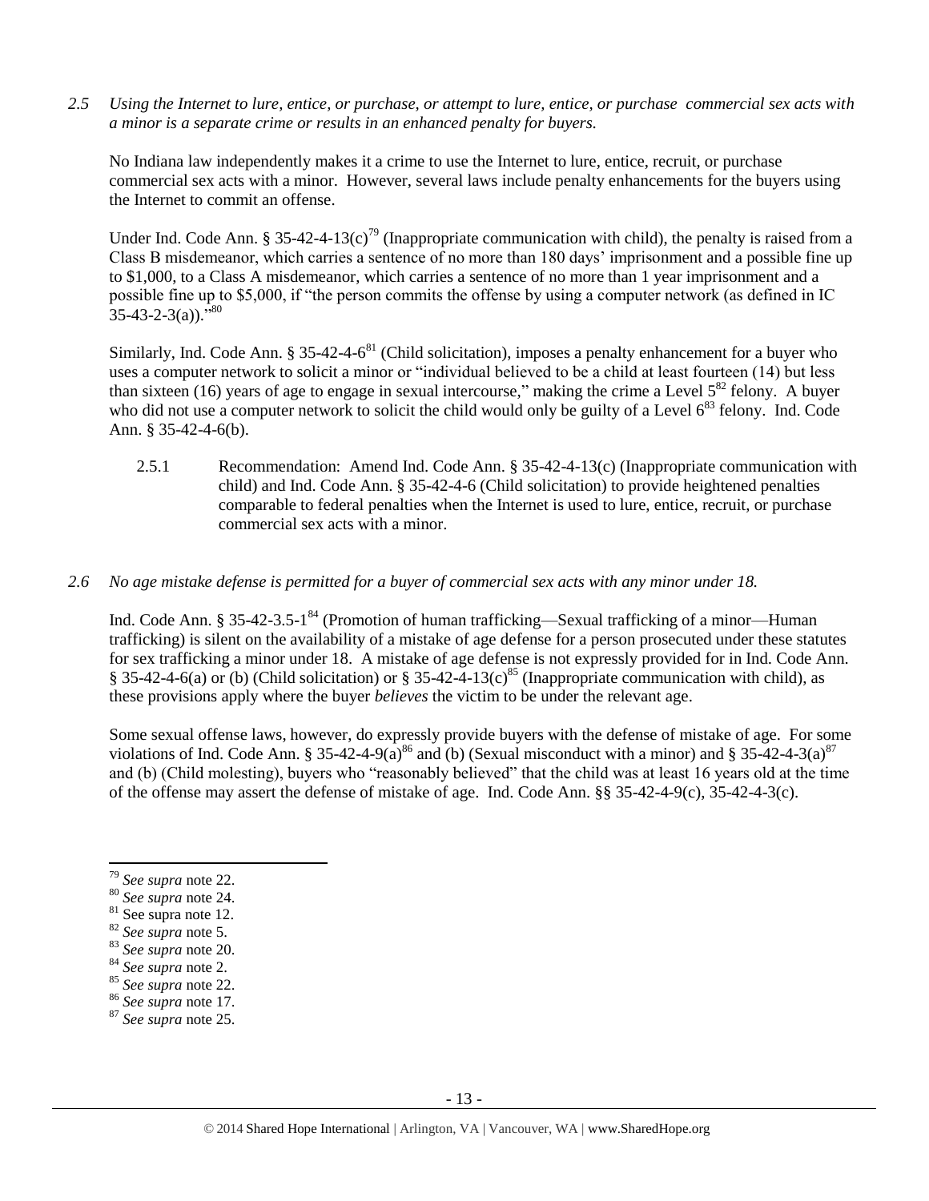*2.5 Using the Internet to lure, entice, or purchase, or attempt to lure, entice, or purchase commercial sex acts with a minor is a separate crime or results in an enhanced penalty for buyers.*

No Indiana law independently makes it a crime to use the Internet to lure, entice, recruit, or purchase commercial sex acts with a minor. However, several laws include penalty enhancements for the buyers using the Internet to commit an offense.

Under Ind. Code Ann. § 35-42-4-13(c)[79] (Inappropriate communication with child), the penalty is raised from a Class B misdemeanor, which carries a sentence of no more than 180 days' imprisonment and a possible fine up to $1,000, to a Class A misdemeanor, which carries a sentence of no more than 1 year imprisonment and a possible fine up to $5,000, if "the person commits the offense by using a computer network (as defined in IC 35-43-2-3(a))."[80]

Similarly, Ind. Code Ann. § 35-42-4-6[81] (Child solicitation), imposes a penalty enhancement for a buyer who uses a computer network to solicit a minor or "individual believed to be a child at least fourteen (14) but less than sixteen (16) years of age to engage in sexual intercourse," making the crime a Level 5[82] felony. A buyer who did not use a computer network to solicit the child would only be guilty of a Level 6[83] felony. Ind. Code Ann. § 35-42-4-6(b).

2.5.1 Recommendation: Amend Ind. Code Ann. § 35-42-4-13(c) (Inappropriate communication with child) and Ind. Code Ann. § 35-42-4-6 (Child solicitation) to provide heightened penalties comparable to federal penalties when the Internet is used to lure, entice, recruit, or purchase commercial sex acts with a minor.

*2.6 No age mistake defense is permitted for a buyer of commercial sex acts with any minor under 18.*

Ind. Code Ann. § 35-42-3.5-1[84] (Promotion of human trafficking—Sexual trafficking of a minor—Human trafficking) is silent on the availability of a mistake of age defense for a person prosecuted under these statutes for sex trafficking a minor under 18. A mistake of age defense is not expressly provided for in Ind. Code Ann. § 35-42-4-6(a) or (b) (Child solicitation) or § 35-42-4-13(c)[85] (Inappropriate communication with child), as these provisions apply where the buyer *believes* the victim to be under the relevant age.

Some sexual offense laws, however, do expressly provide buyers with the defense of mistake of age. For some violations of Ind. Code Ann. § 35-42-4-9(a)[86] and (b) (Sexual misconduct with a minor) and § 35-42-4-3(a)[87] and (b) (Child molesting), buyers who "reasonably believed" that the child was at least 16 years old at the time of the offense may assert the defense of mistake of age. Ind. Code Ann. §§ 35-42-4-9(c), 35-42-4-3(c).

---

[79] *See supra* note 22.

[80] *See supra* note 24.

[81] See supra note 12.

[82] *See supra* note 5.

[83] *See supra* note 20.

[84] *See supra* note 2.

[85] *See supra* note 22.

[86] *See supra* note 17.

[87] *See supra* note 25.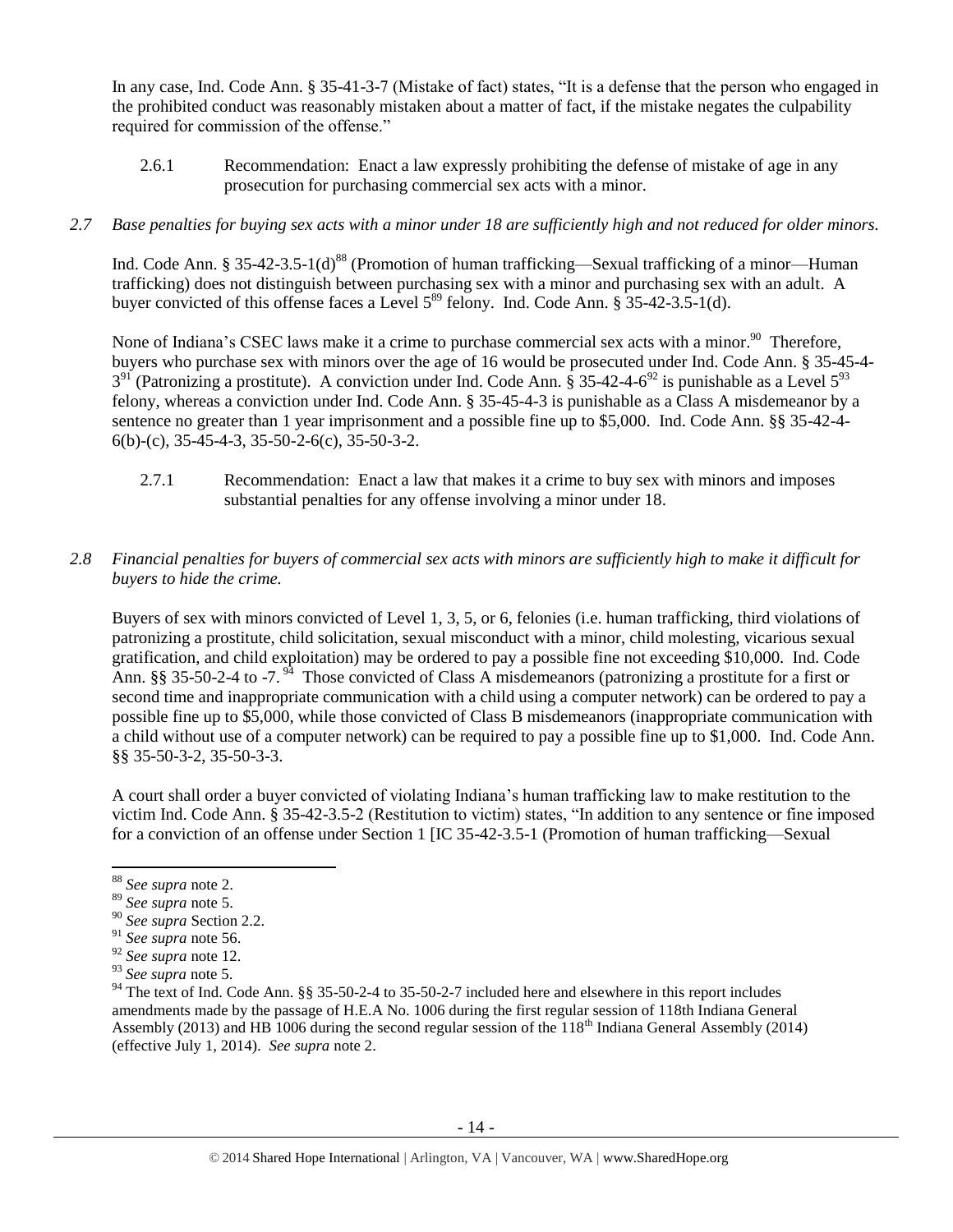In any case, Ind. Code Ann. § 35-41-3-7 (Mistake of fact) states, "It is a defense that the person who engaged in the prohibited conduct was reasonably mistaken about a matter of fact, if the mistake negates the culpability required for commission of the offense."

2.6.1 Recommendation: Enact a law expressly prohibiting the defense of mistake of age in any prosecution for purchasing commercial sex acts with a minor.

*2.7 Base penalties for buying sex acts with a minor under 18 are sufficiently high and not reduced for older minors.*

Ind. Code Ann. § 35-42-3.5-1(d)[88] (Promotion of human trafficking—Sexual trafficking of a minor—Human trafficking) does not distinguish between purchasing sex with a minor and purchasing sex with an adult. A buyer convicted of this offense faces a Level 5[89] felony. Ind. Code Ann. § 35-42-3.5-1(d).

None of Indiana's CSEC laws make it a crime to purchase commercial sex acts with a minor.[90] Therefore, buyers who purchase sex with minors over the age of 16 would be prosecuted under Ind. Code Ann. § 35-45-4-3[91] (Patronizing a prostitute). A conviction under Ind. Code Ann. § 35-42-4-6[92] is punishable as a Level 5[93] felony, whereas a conviction under Ind. Code Ann. § 35-45-4-3 is punishable as a Class A misdemeanor by a sentence no greater than 1 year imprisonment and a possible fine up to $5,000. Ind. Code Ann. §§ 35-42-4-6(b)-(c), 35-45-4-3, 35-50-2-6(c), 35-50-3-2.

2.7.1 Recommendation: Enact a law that makes it a crime to buy sex with minors and imposes substantial penalties for any offense involving a minor under 18.

*2.8 Financial penalties for buyers of commercial sex acts with minors are sufficiently high to make it difficult for buyers to hide the crime.*

Buyers of sex with minors convicted of Level 1, 3, 5, or 6, felonies (i.e. human trafficking, third violations of patronizing a prostitute, child solicitation, sexual misconduct with a minor, child molesting, vicarious sexual gratification, and child exploitation) may be ordered to pay a possible fine not exceeding $10,000. Ind. Code Ann. §§ 35-50-2-4 to -7.[94] Those convicted of Class A misdemeanors (patronizing a prostitute for a first or second time and inappropriate communication with a child using a computer network) can be ordered to pay a possible fine up to $5,000, while those convicted of Class B misdemeanors (inappropriate communication with a child without use of a computer network) can be required to pay a possible fine up to $1,000. Ind. Code Ann. §§ 35-50-3-2, 35-50-3-3.

A court shall order a buyer convicted of violating Indiana's human trafficking law to make restitution to the victim Ind. Code Ann. § 35-42-3.5-2 (Restitution to victim) states, "In addition to any sentence or fine imposed for a conviction of an offense under Section 1 [IC 35-42-3.5-1 (Promotion of human trafficking—Sexual

---

[88] *See supra* note 2.

[89] *See supra* note 5.

[90] *See supra* Section 2.2.

[91] *See supra* note 56.

[92] *See supra* note 12.

[93] *See supra* note 5.

[94] The text of Ind. Code Ann. §§ 35-50-2-4 to 35-50-2-7 included here and elsewhere in this report includes amendments made by the passage of H.E.A No. 1006 during the first regular session of 118th Indiana General Assembly (2013) and HB 1006 during the second regular session of the 118th Indiana General Assembly (2014) (effective July 1, 2014). *See supra* note 2.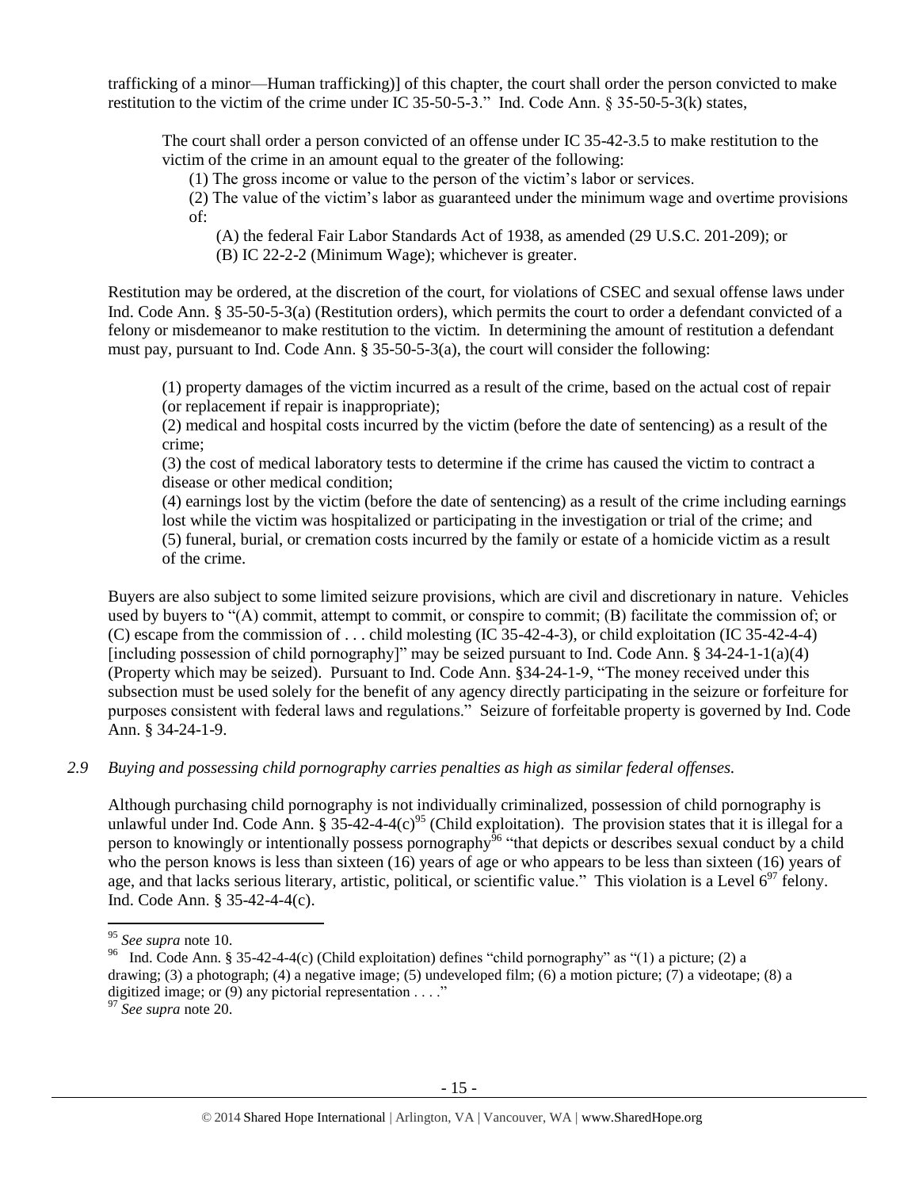trafficking of a minor—Human trafficking)] of this chapter, the court shall order the person convicted to make restitution to the victim of the crime under IC 35-50-5-3." Ind. Code Ann. § 35-50-5-3(k) states,

> The court shall order a person convicted of an offense under IC 35-42-3.5 to make restitution to the victim of the crime in an amount equal to the greater of the following:
>
> (1) The gross income or value to the person of the victim's labor or services.
>
> (2) The value of the victim's labor as guaranteed under the minimum wage and overtime provisions of:
>
> (A) the federal Fair Labor Standards Act of 1938, as amended (29 U.S.C. 201-209); or
>
> (B) IC 22-2-2 (Minimum Wage); whichever is greater.

Restitution may be ordered, at the discretion of the court, for violations of CSEC and sexual offense laws under Ind. Code Ann. § 35-50-5-3(a) (Restitution orders), which permits the court to order a defendant convicted of a felony or misdemeanor to make restitution to the victim. In determining the amount of restitution a defendant must pay, pursuant to Ind. Code Ann. § 35-50-5-3(a), the court will consider the following:

> (1) property damages of the victim incurred as a result of the crime, based on the actual cost of repair (or replacement if repair is inappropriate);
>
> (2) medical and hospital costs incurred by the victim (before the date of sentencing) as a result of the crime;
>
> (3) the cost of medical laboratory tests to determine if the crime has caused the victim to contract a disease or other medical condition;
>
> (4) earnings lost by the victim (before the date of sentencing) as a result of the crime including earnings lost while the victim was hospitalized or participating in the investigation or trial of the crime; and
>
> (5) funeral, burial, or cremation costs incurred by the family or estate of a homicide victim as a result of the crime.

Buyers are also subject to some limited seizure provisions, which are civil and discretionary in nature. Vehicles used by buyers to "(A) commit, attempt to commit, or conspire to commit; (B) facilitate the commission of; or (C) escape from the commission of . . . child molesting (IC 35-42-4-3), or child exploitation (IC 35-42-4-4) [including possession of child pornography]" may be seized pursuant to Ind. Code Ann. § 34-24-1-1(a)(4) (Property which may be seized). Pursuant to Ind. Code Ann. §34-24-1-9, "The money received under this subsection must be used solely for the benefit of any agency directly participating in the seizure or forfeiture for purposes consistent with federal laws and regulations." Seizure of forfeitable property is governed by Ind. Code Ann. § 34-24-1-9.

### *2.9 Buying and possessing child pornography carries penalties as high as similar federal offenses.*

Although purchasing child pornography is not individually criminalized, possession of child pornography is unlawful under Ind. Code Ann. § 35-42-4-4(c)[95] (Child exploitation). The provision states that it is illegal for a person to knowingly or intentionally possess pornography[96] "that depicts or describes sexual conduct by a child who the person knows is less than sixteen (16) years of age or who appears to be less than sixteen (16) years of age, and that lacks serious literary, artistic, political, or scientific value." This violation is a Level 6[97] felony. Ind. Code Ann. § 35-42-4-4(c).

---

[95] *See supra* note 10.

[96] Ind. Code Ann. § 35-42-4-4(c) (Child exploitation) defines "child pornography" as "(1) a picture; (2) a drawing; (3) a photograph; (4) a negative image; (5) undeveloped film; (6) a motion picture; (7) a videotape; (8) a digitized image; or (9) any pictorial representation . . . ."

[97] *See supra* note 20.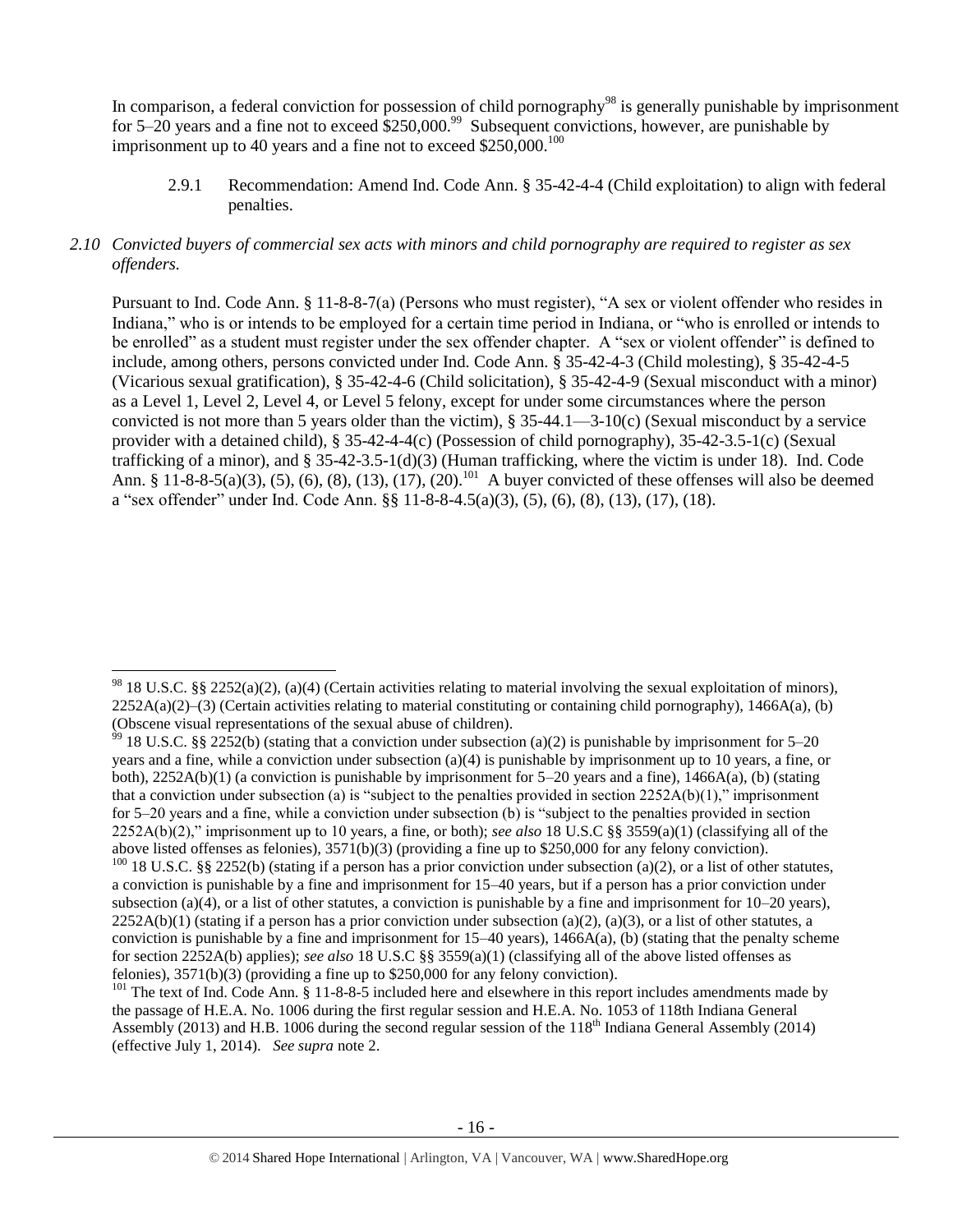In comparison, a federal conviction for possession of child pornography[98] is generally punishable by imprisonment for 5–20 years and a fine not to exceed $250,000.[99] Subsequent convictions, however, are punishable by imprisonment up to 40 years and a fine not to exceed $250,000.[100]

> 2.9.1 Recommendation: Amend Ind. Code Ann. § 35-42-4-4 (Child exploitation) to align with federal penalties.

*2.10 Convicted buyers of commercial sex acts with minors and child pornography are required to register as sex offenders.*

Pursuant to Ind. Code Ann. § 11-8-8-7(a) (Persons who must register), "A sex or violent offender who resides in Indiana," who is or intends to be employed for a certain time period in Indiana, or "who is enrolled or intends to be enrolled" as a student must register under the sex offender chapter. A "sex or violent offender" is defined to include, among others, persons convicted under Ind. Code Ann. § 35-42-4-3 (Child molesting), § 35-42-4-5 (Vicarious sexual gratification), § 35-42-4-6 (Child solicitation), § 35-42-4-9 (Sexual misconduct with a minor) as a Level 1, Level 2, Level 4, or Level 5 felony, except for under some circumstances where the person convicted is not more than 5 years older than the victim), § 35-44.1—3-10(c) (Sexual misconduct by a service provider with a detained child), § 35-42-4-4(c) (Possession of child pornography), 35-42-3.5-1(c) (Sexual trafficking of a minor), and § 35-42-3.5-1(d)(3) (Human trafficking, where the victim is under 18). Ind. Code Ann. § 11-8-8-5(a)(3), (5), (6), (8), (13), (17), (20).[101] A buyer convicted of these offenses will also be deemed a "sex offender" under Ind. Code Ann. §§ 11-8-8-4.5(a)(3), (5), (6), (8), (13), (17), (18).

---

[98] 18 U.S.C. §§ 2252(a)(2), (a)(4) (Certain activities relating to material involving the sexual exploitation of minors), 2252A(a)(2)–(3) (Certain activities relating to material constituting or containing child pornography), 1466A(a), (b) (Obscene visual representations of the sexual abuse of children).

[99] 18 U.S.C. §§ 2252(b) (stating that a conviction under subsection (a)(2) is punishable by imprisonment for 5–20 years and a fine, while a conviction under subsection (a)(4) is punishable by imprisonment up to 10 years, a fine, or both), 2252A(b)(1) (a conviction is punishable by imprisonment for 5–20 years and a fine), 1466A(a), (b) (stating that a conviction under subsection (a) is "subject to the penalties provided in section 2252A(b)(1)," imprisonment for 5–20 years and a fine, while a conviction under subsection (b) is "subject to the penalties provided in section 2252A(b)(2)," imprisonment up to 10 years, a fine, or both); *see also* 18 U.S.C §§ 3559(a)(1) (classifying all of the above listed offenses as felonies), 3571(b)(3) (providing a fine up to $250,000 for any felony conviction).

[100] 18 U.S.C. §§ 2252(b) (stating if a person has a prior conviction under subsection (a)(2), or a list of other statutes, a conviction is punishable by a fine and imprisonment for 15–40 years, but if a person has a prior conviction under subsection (a)(4), or a list of other statutes, a conviction is punishable by a fine and imprisonment for 10–20 years), 2252A(b)(1) (stating if a person has a prior conviction under subsection (a)(2), (a)(3), or a list of other statutes, a conviction is punishable by a fine and imprisonment for 15–40 years), 1466A(a), (b) (stating that the penalty scheme for section 2252A(b) applies); *see also* 18 U.S.C §§ 3559(a)(1) (classifying all of the above listed offenses as felonies), 3571(b)(3) (providing a fine up to $250,000 for any felony conviction).

[101] The text of Ind. Code Ann. § 11-8-8-5 included here and elsewhere in this report includes amendments made by the passage of H.E.A. No. 1006 during the first regular session and H.E.A. No. 1053 of 118th Indiana General Assembly (2013) and H.B. 1006 during the second regular session of the 118th Indiana General Assembly (2014) (effective July 1, 2014). *See supra* note 2.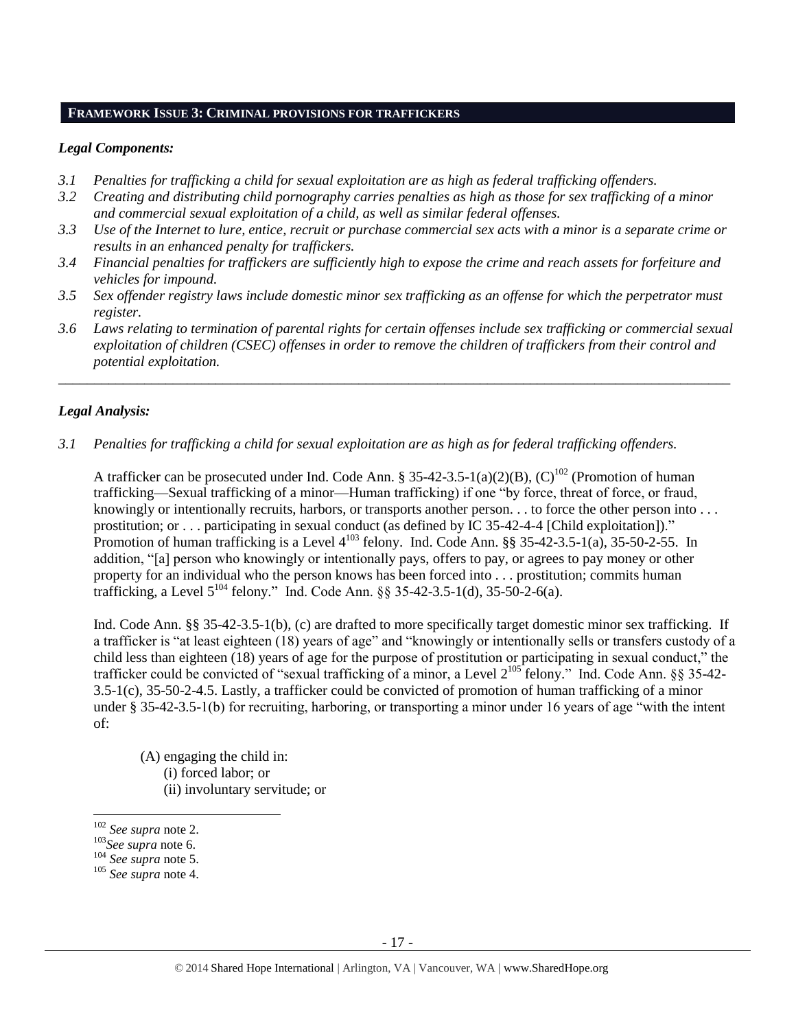## FRAMEWORK ISSUE 3: CRIMINAL PROVISIONS FOR TRAFFICKERS

### *Legal Components:*

*3.1 Penalties for trafficking a child for sexual exploitation are as high as federal trafficking offenders.*

*3.2 Creating and distributing child pornography carries penalties as high as those for sex trafficking of a minor and commercial sexual exploitation of a child, as well as similar federal offenses.*

*3.3 Use of the Internet to lure, entice, recruit or purchase commercial sex acts with a minor is a separate crime or results in an enhanced penalty for traffickers.*

*3.4 Financial penalties for traffickers are sufficiently high to expose the crime and reach assets for forfeiture and vehicles for impound.*

*3.5 Sex offender registry laws include domestic minor sex trafficking as an offense for which the perpetrator must register.*

*3.6 Laws relating to termination of parental rights for certain offenses include sex trafficking or commercial sexual exploitation of children (CSEC) offenses in order to remove the children of traffickers from their control and potential exploitation.*

---

### *Legal Analysis:*

*3.1 Penalties for trafficking a child for sexual exploitation are as high as for federal trafficking offenders.*

A trafficker can be prosecuted under Ind. Code Ann. § 35-42-3.5-1(a)(2)(B), (C)[102] (Promotion of human trafficking—Sexual trafficking of a minor—Human trafficking) if one "by force, threat of force, or fraud, knowingly or intentionally recruits, harbors, or transports another person. . . to force the other person into . . . prostitution; or . . . participating in sexual conduct (as defined by IC 35-42-4-4 [Child exploitation])." Promotion of human trafficking is a Level 4[103] felony. Ind. Code Ann. §§ 35-42-3.5-1(a), 35-50-2-55. In addition, "[a] person who knowingly or intentionally pays, offers to pay, or agrees to pay money or other property for an individual who the person knows has been forced into . . . prostitution; commits human trafficking, a Level 5[104] felony." Ind. Code Ann. §§ 35-42-3.5-1(d), 35-50-2-6(a).

Ind. Code Ann. §§ 35-42-3.5-1(b), (c) are drafted to more specifically target domestic minor sex trafficking. If a trafficker is "at least eighteen (18) years of age" and "knowingly or intentionally sells or transfers custody of a child less than eighteen (18) years of age for the purpose of prostitution or participating in sexual conduct," the trafficker could be convicted of "sexual trafficking of a minor, a Level 2[105] felony." Ind. Code Ann. §§ 35-42-3.5-1(c), 35-50-2-4.5. Lastly, a trafficker could be convicted of promotion of human trafficking of a minor under § 35-42-3.5-1(b) for recruiting, harboring, or transporting a minor under 16 years of age "with the intent of:

> (A) engaging the child in:
> (i) forced labor; or
> (ii) involuntary servitude; or

---

[102] *See supra* note 2.
[103] *See supra* note 6.
[104] *See supra* note 5.
[105] *See supra* note 4.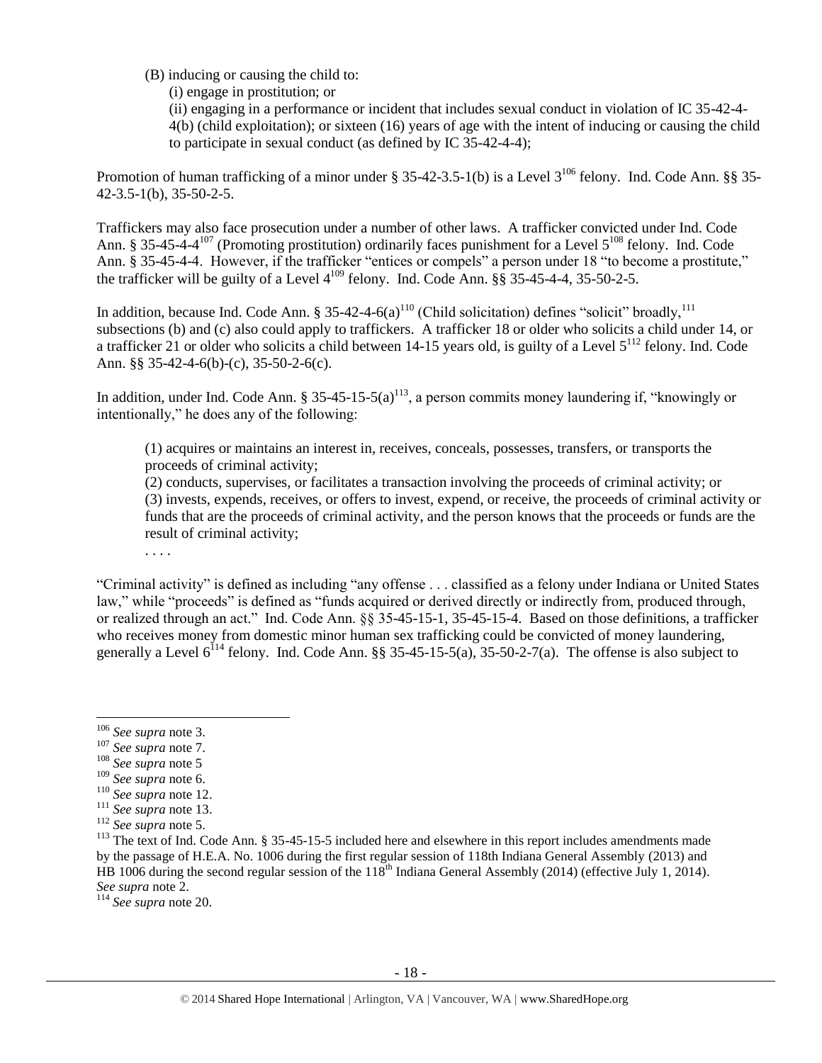(B) inducing or causing the child to:

(i) engage in prostitution; or

(ii) engaging in a performance or incident that includes sexual conduct in violation of IC 35-42-4-4(b) (child exploitation); or sixteen (16) years of age with the intent of inducing or causing the child to participate in sexual conduct (as defined by IC 35-42-4-4);

Promotion of human trafficking of a minor under § 35-42-3.5-1(b) is a Level 3[106] felony. Ind. Code Ann. §§ 35-42-3.5-1(b), 35-50-2-5.

Traffickers may also face prosecution under a number of other laws. A trafficker convicted under Ind. Code Ann. § 35-45-4-4[107] (Promoting prostitution) ordinarily faces punishment for a Level 5[108] felony. Ind. Code Ann. § 35-45-4-4. However, if the trafficker "entices or compels" a person under 18 "to become a prostitute," the trafficker will be guilty of a Level 4[109] felony. Ind. Code Ann. §§ 35-45-4-4, 35-50-2-5.

In addition, because Ind. Code Ann. § 35-42-4-6(a)[110] (Child solicitation) defines "solicit" broadly,[111] subsections (b) and (c) also could apply to traffickers. A trafficker 18 or older who solicits a child under 14, or a trafficker 21 or older who solicits a child between 14-15 years old, is guilty of a Level 5[112] felony. Ind. Code Ann. §§ 35-42-4-6(b)-(c), 35-50-2-6(c).

In addition, under Ind. Code Ann. § 35-45-15-5(a)[113], a person commits money laundering if, "knowingly or intentionally," he does any of the following:

> (1) acquires or maintains an interest in, receives, conceals, possesses, transfers, or transports the proceeds of criminal activity;
> (2) conducts, supervises, or facilitates a transaction involving the proceeds of criminal activity; or
> (3) invests, expends, receives, or offers to invest, expend, or receive, the proceeds of criminal activity or funds that are the proceeds of criminal activity, and the person knows that the proceeds or funds are the result of criminal activity;
> . . . .

"Criminal activity" is defined as including "any offense . . . classified as a felony under Indiana or United States law," while "proceeds" is defined as "funds acquired or derived directly or indirectly from, produced through, or realized through an act." Ind. Code Ann. §§ 35-45-15-1, 35-45-15-4. Based on those definitions, a trafficker who receives money from domestic minor human sex trafficking could be convicted of money laundering, generally a Level 6[114] felony. Ind. Code Ann. §§ 35-45-15-5(a), 35-50-2-7(a). The offense is also subject to

---

[106] *See supra* note 3.
[107] *See supra* note 7.
[108] *See supra* note 5
[109] *See supra* note 6.
[110] *See supra* note 12.
[111] *See supra* note 13.
[112] *See supra* note 5.
[113] The text of Ind. Code Ann. § 35-45-15-5 included here and elsewhere in this report includes amendments made by the passage of H.E.A. No. 1006 during the first regular session of 118th Indiana General Assembly (2013) and HB 1006 during the second regular session of the 118th Indiana General Assembly (2014) (effective July 1, 2014). *See supra* note 2.
[114] *See supra* note 20.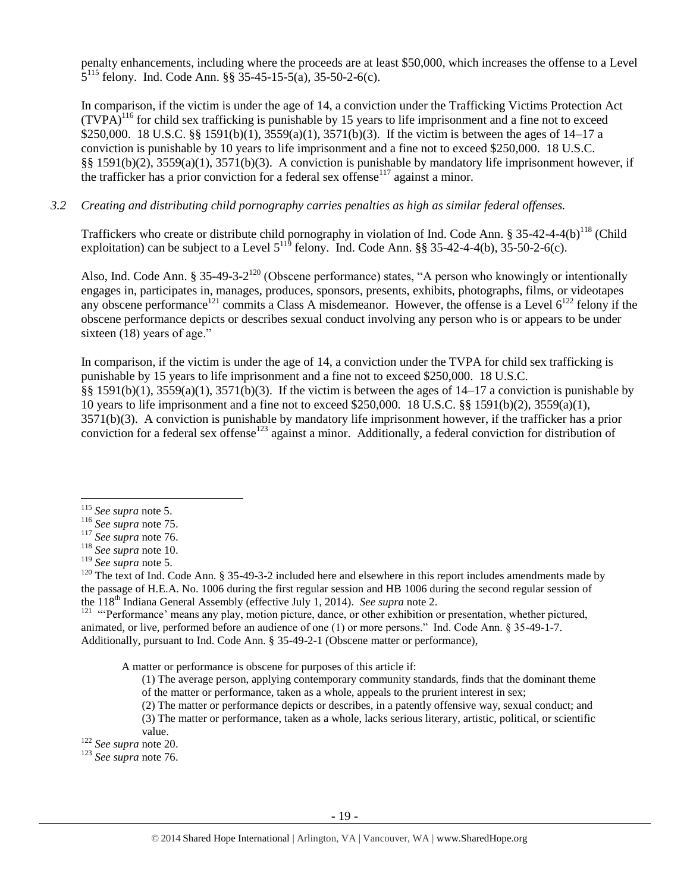penalty enhancements, including where the proceeds are at least $50,000, which increases the offense to a Level 5[115] felony. Ind. Code Ann. §§ 35-45-15-5(a), 35-50-2-6(c).

In comparison, if the victim is under the age of 14, a conviction under the Trafficking Victims Protection Act (TVPA)[116] for child sex trafficking is punishable by 15 years to life imprisonment and a fine not to exceed $250,000. 18 U.S.C. §§ 1591(b)(1), 3559(a)(1), 3571(b)(3). If the victim is between the ages of 14–17 a conviction is punishable by 10 years to life imprisonment and a fine not to exceed $250,000. 18 U.S.C. §§ 1591(b)(2), 3559(a)(1), 3571(b)(3). A conviction is punishable by mandatory life imprisonment however, if the trafficker has a prior conviction for a federal sex offense[117] against a minor.

*3.2 Creating and distributing child pornography carries penalties as high as similar federal offenses.*

Traffickers who create or distribute child pornography in violation of Ind. Code Ann. § 35-42-4-4(b)[118] (Child exploitation) can be subject to a Level 5[119] felony. Ind. Code Ann. §§ 35-42-4-4(b), 35-50-2-6(c).

Also, Ind. Code Ann. § 35-49-3-2[120] (Obscene performance) states, "A person who knowingly or intentionally engages in, participates in, manages, produces, sponsors, presents, exhibits, photographs, films, or videotapes any obscene performance[121] commits a Class A misdemeanor. However, the offense is a Level 6[122] felony if the obscene performance depicts or describes sexual conduct involving any person who is or appears to be under sixteen (18) years of age."

In comparison, if the victim is under the age of 14, a conviction under the TVPA for child sex trafficking is punishable by 15 years to life imprisonment and a fine not to exceed $250,000. 18 U.S.C. §§ 1591(b)(1), 3559(a)(1), 3571(b)(3). If the victim is between the ages of 14–17 a conviction is punishable by 10 years to life imprisonment and a fine not to exceed $250,000. 18 U.S.C. §§ 1591(b)(2), 3559(a)(1), 3571(b)(3). A conviction is punishable by mandatory life imprisonment however, if the trafficker has a prior conviction for a federal sex offense[123] against a minor. Additionally, a federal conviction for distribution of

---

[115] *See supra* note 5.

[116] *See supra* note 75.

[117] *See supra* note 76.

[118] *See supra* note 10.

[119] *See supra* note 5.

[120] The text of Ind. Code Ann. § 35-49-3-2 included here and elsewhere in this report includes amendments made by the passage of H.E.A. No. 1006 during the first regular session and HB 1006 during the second regular session of the 118th Indiana General Assembly (effective July 1, 2014). *See supra* note 2.

[121] "'Performance' means any play, motion picture, dance, or other exhibition or presentation, whether pictured, animated, or live, performed before an audience of one (1) or more persons." Ind. Code Ann. § 35-49-1-7. Additionally, pursuant to Ind. Code Ann. § 35-49-2-1 (Obscene matter or performance),

> A matter or performance is obscene for purposes of this article if:
> (1) The average person, applying contemporary community standards, finds that the dominant theme of the matter or performance, taken as a whole, appeals to the prurient interest in sex;
> (2) The matter or performance depicts or describes, in a patently offensive way, sexual conduct; and
> (3) The matter or performance, taken as a whole, lacks serious literary, artistic, political, or scientific value.

[122] *See supra* note 20.

[123] *See supra* note 76.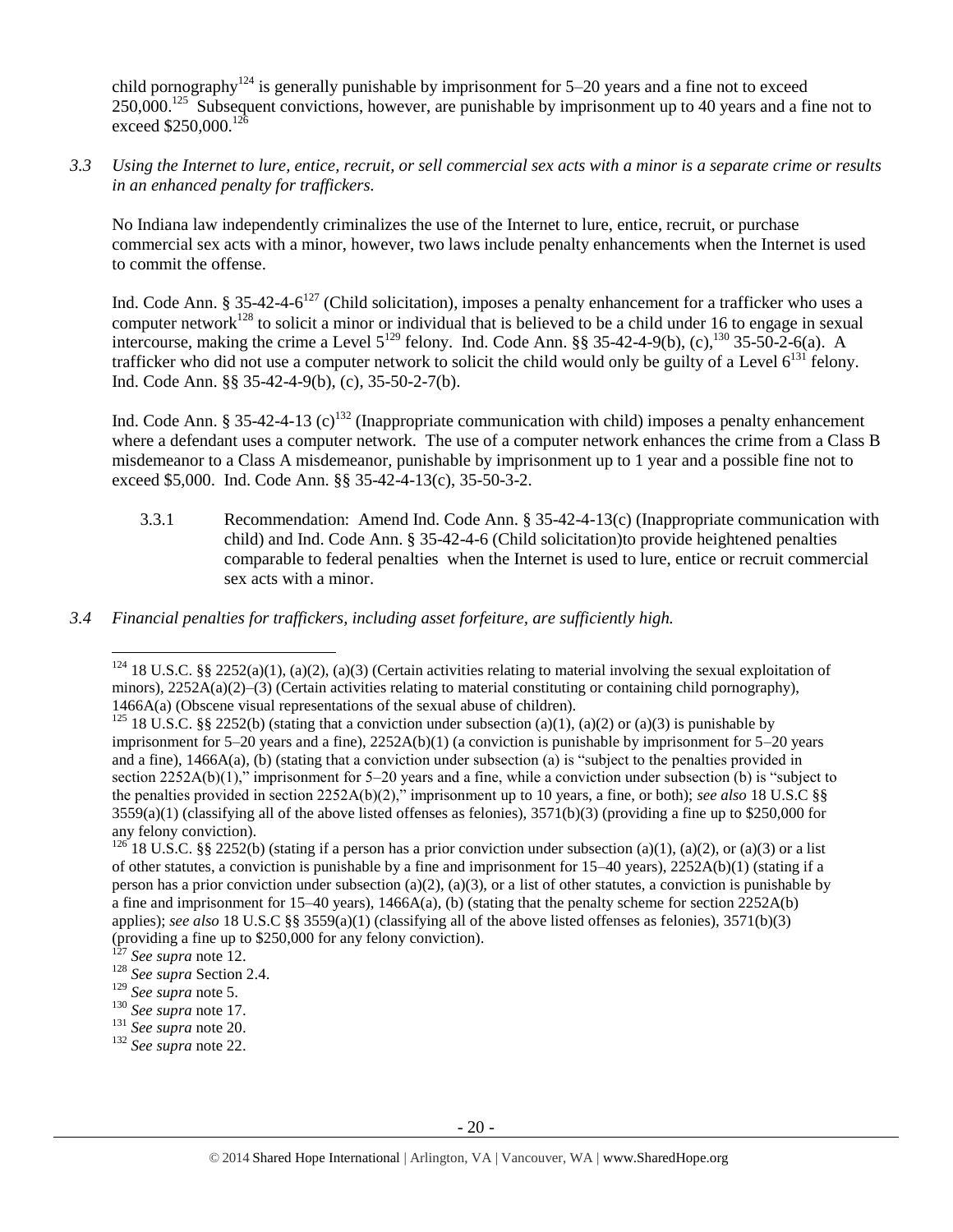child pornography[124] is generally punishable by imprisonment for 5–20 years and a fine not to exceed 250,000.[125] Subsequent convictions, however, are punishable by imprisonment up to 40 years and a fine not to exceed $250,000.[126]

*3.3 Using the Internet to lure, entice, recruit, or sell commercial sex acts with a minor is a separate crime or results in an enhanced penalty for traffickers.*

No Indiana law independently criminalizes the use of the Internet to lure, entice, recruit, or purchase commercial sex acts with a minor, however, two laws include penalty enhancements when the Internet is used to commit the offense.

Ind. Code Ann. § 35-42-4-6[127] (Child solicitation), imposes a penalty enhancement for a trafficker who uses a computer network[128] to solicit a minor or individual that is believed to be a child under 16 to engage in sexual intercourse, making the crime a Level 5[129] felony. Ind. Code Ann. §§ 35-42-4-9(b), (c),[130] 35-50-2-6(a). A trafficker who did not use a computer network to solicit the child would only be guilty of a Level 6[131] felony. Ind. Code Ann. §§ 35-42-4-9(b), (c), 35-50-2-7(b).

Ind. Code Ann. § 35-42-4-13 (c)[132] (Inappropriate communication with child) imposes a penalty enhancement where a defendant uses a computer network. The use of a computer network enhances the crime from a Class B misdemeanor to a Class A misdemeanor, punishable by imprisonment up to 1 year and a possible fine not to exceed $5,000. Ind. Code Ann. §§ 35-42-4-13(c), 35-50-3-2.

3.3.1 Recommendation: Amend Ind. Code Ann. § 35-42-4-13(c) (Inappropriate communication with child) and Ind. Code Ann. § 35-42-4-6 (Child solicitation)to provide heightened penalties comparable to federal penalties when the Internet is used to lure, entice or recruit commercial sex acts with a minor.

*3.4 Financial penalties for traffickers, including asset forfeiture, are sufficiently high.*

---

[124] 18 U.S.C. §§ 2252(a)(1), (a)(2), (a)(3) (Certain activities relating to material involving the sexual exploitation of minors), 2252A(a)(2)–(3) (Certain activities relating to material constituting or containing child pornography), 1466A(a) (Obscene visual representations of the sexual abuse of children).

[125] 18 U.S.C. §§ 2252(b) (stating that a conviction under subsection (a)(1), (a)(2) or (a)(3) is punishable by imprisonment for 5–20 years and a fine), 2252A(b)(1) (a conviction is punishable by imprisonment for 5–20 years and a fine), 1466A(a), (b) (stating that a conviction under subsection (a) is "subject to the penalties provided in section 2252A(b)(1)," imprisonment for 5–20 years and a fine, while a conviction under subsection (b) is "subject to the penalties provided in section 2252A(b)(2)," imprisonment up to 10 years, a fine, or both); *see also* 18 U.S.C §§ 3559(a)(1) (classifying all of the above listed offenses as felonies), 3571(b)(3) (providing a fine up to $250,000 for any felony conviction).

[126] 18 U.S.C. §§ 2252(b) (stating if a person has a prior conviction under subsection (a)(1), (a)(2), or (a)(3) or a list of other statutes, a conviction is punishable by a fine and imprisonment for 15–40 years), 2252A(b)(1) (stating if a person has a prior conviction under subsection (a)(2), (a)(3), or a list of other statutes, a conviction is punishable by a fine and imprisonment for 15–40 years), 1466A(a), (b) (stating that the penalty scheme for section 2252A(b) applies); *see also* 18 U.S.C §§ 3559(a)(1) (classifying all of the above listed offenses as felonies), 3571(b)(3) (providing a fine up to $250,000 for any felony conviction).

[127] *See supra* note 12.

[128] *See supra* Section 2.4.

[129] *See supra* note 5.

[130] *See supra* note 17.

[131] *See supra* note 20.

[132] *See supra* note 22.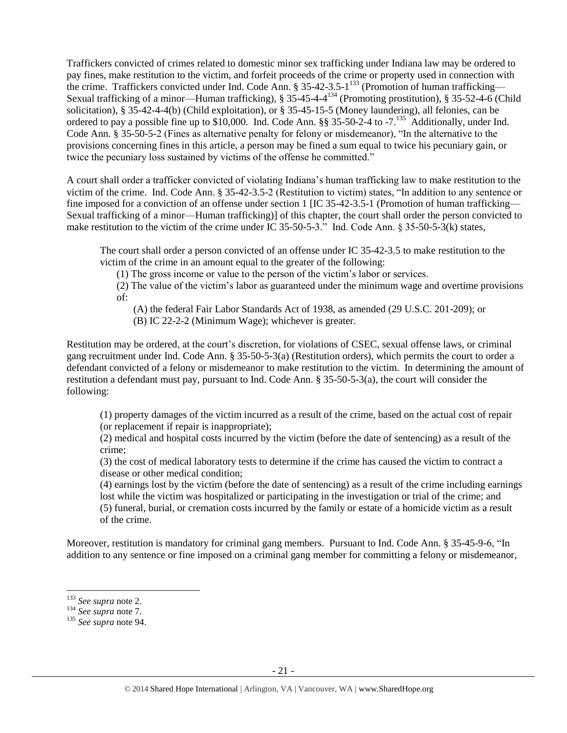Traffickers convicted of crimes related to domestic minor sex trafficking under Indiana law may be ordered to pay fines, make restitution to the victim, and forfeit proceeds of the crime or property used in connection with the crime. Traffickers convicted under Ind. Code Ann. § 35-42-3.5-1[133] (Promotion of human trafficking—Sexual trafficking of a minor—Human trafficking), § 35-45-4-4[134] (Promoting prostitution), § 35-52-4-6 (Child solicitation), § 35-42-4-4(b) (Child exploitation), or § 35-45-15-5 (Money laundering), all felonies, can be ordered to pay a possible fine up to $10,000. Ind. Code Ann. §§ 35-50-2-4 to -7.[135] Additionally, under Ind. Code Ann. § 35-50-5-2 (Fines as alternative penalty for felony or misdemeanor), "In the alternative to the provisions concerning fines in this article, a person may be fined a sum equal to twice his pecuniary gain, or twice the pecuniary loss sustained by victims of the offense he committed."

A court shall order a trafficker convicted of violating Indiana's human trafficking law to make restitution to the victim of the crime. Ind. Code Ann. § 35-42-3.5-2 (Restitution to victim) states, "In addition to any sentence or fine imposed for a conviction of an offense under section 1 [IC 35-42-3.5-1 (Promotion of human trafficking—Sexual trafficking of a minor—Human trafficking)] of this chapter, the court shall order the person convicted to make restitution to the victim of the crime under IC 35-50-5-3." Ind. Code Ann. § 35-50-5-3(k) states,

> The court shall order a person convicted of an offense under IC 35-42-3.5 to make restitution to the victim of the crime in an amount equal to the greater of the following:
>
> (1) The gross income or value to the person of the victim's labor or services.
>
> (2) The value of the victim's labor as guaranteed under the minimum wage and overtime provisions of:
>
> (A) the federal Fair Labor Standards Act of 1938, as amended (29 U.S.C. 201-209); or
>
> (B) IC 22-2-2 (Minimum Wage); whichever is greater.

Restitution may be ordered, at the court's discretion, for violations of CSEC, sexual offense laws, or criminal gang recruitment under Ind. Code Ann. § 35-50-5-3(a) (Restitution orders), which permits the court to order a defendant convicted of a felony or misdemeanor to make restitution to the victim. In determining the amount of restitution a defendant must pay, pursuant to Ind. Code Ann. § 35-50-5-3(a), the court will consider the following:

> (1) property damages of the victim incurred as a result of the crime, based on the actual cost of repair (or replacement if repair is inappropriate);
>
> (2) medical and hospital costs incurred by the victim (before the date of sentencing) as a result of the crime;
>
> (3) the cost of medical laboratory tests to determine if the crime has caused the victim to contract a disease or other medical condition;
>
> (4) earnings lost by the victim (before the date of sentencing) as a result of the crime including earnings lost while the victim was hospitalized or participating in the investigation or trial of the crime; and
>
> (5) funeral, burial, or cremation costs incurred by the family or estate of a homicide victim as a result of the crime.

Moreover, restitution is mandatory for criminal gang members. Pursuant to Ind. Code Ann. § 35-45-9-6, "In addition to any sentence or fine imposed on a criminal gang member for committing a felony or misdemeanor,

---

[133] *See supra* note 2.

[134] *See supra* note 7.

[135] *See supra* note 94.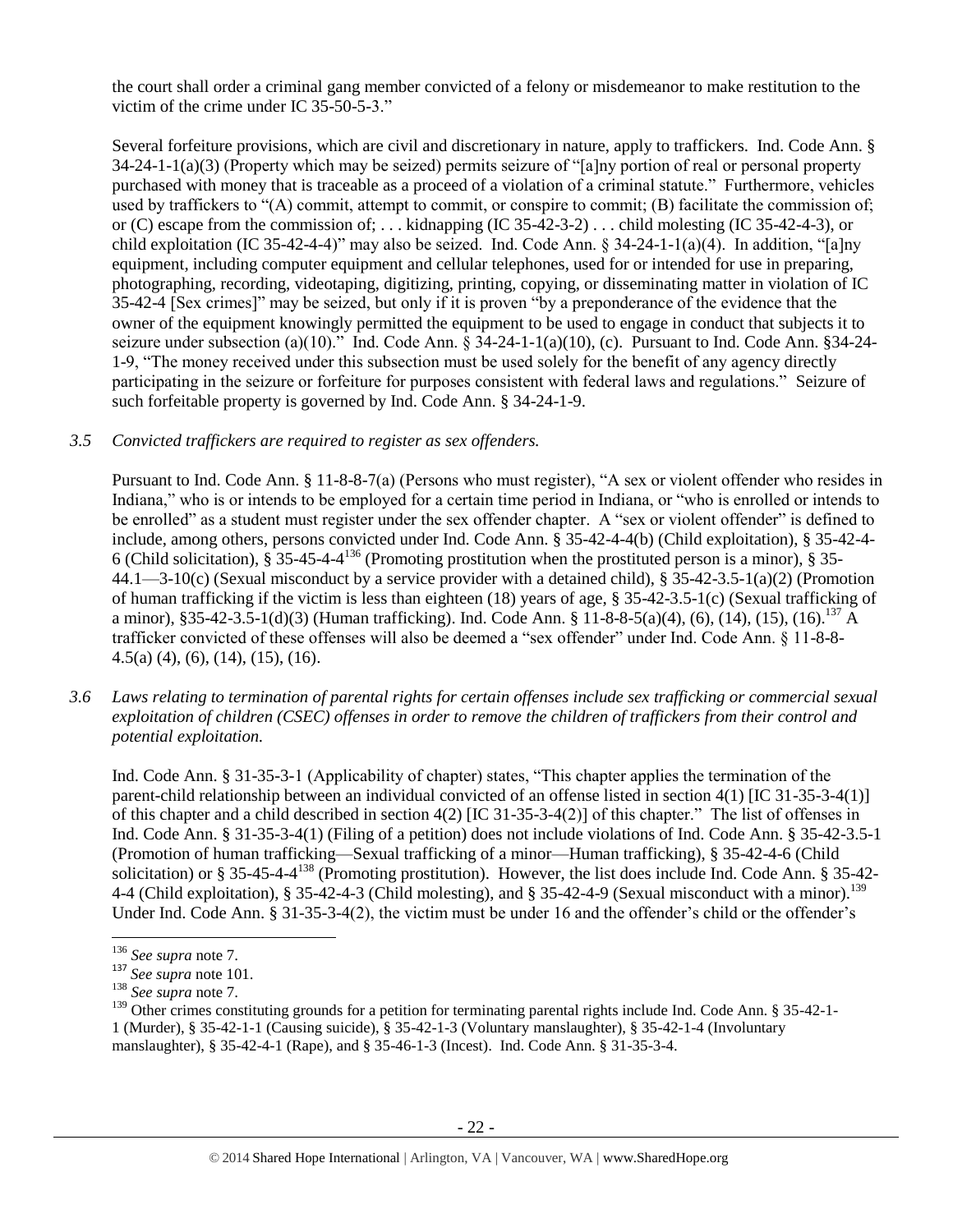the court shall order a criminal gang member convicted of a felony or misdemeanor to make restitution to the victim of the crime under IC 35-50-5-3."

Several forfeiture provisions, which are civil and discretionary in nature, apply to traffickers. Ind. Code Ann. § 34-24-1-1(a)(3) (Property which may be seized) permits seizure of "[a]ny portion of real or personal property purchased with money that is traceable as a proceed of a violation of a criminal statute." Furthermore, vehicles used by traffickers to "(A) commit, attempt to commit, or conspire to commit; (B) facilitate the commission of; or (C) escape from the commission of; . . . kidnapping (IC 35-42-3-2) . . . child molesting (IC 35-42-4-3), or child exploitation (IC 35-42-4-4)" may also be seized. Ind. Code Ann. § 34-24-1-1(a)(4). In addition, "[a]ny equipment, including computer equipment and cellular telephones, used for or intended for use in preparing, photographing, recording, videotaping, digitizing, printing, copying, or disseminating matter in violation of IC 35-42-4 [Sex crimes]" may be seized, but only if it is proven "by a preponderance of the evidence that the owner of the equipment knowingly permitted the equipment to be used to engage in conduct that subjects it to seizure under subsection (a)(10)." Ind. Code Ann. § 34-24-1-1(a)(10), (c). Pursuant to Ind. Code Ann. §34-24-1-9, "The money received under this subsection must be used solely for the benefit of any agency directly participating in the seizure or forfeiture for purposes consistent with federal laws and regulations." Seizure of such forfeitable property is governed by Ind. Code Ann. § 34-24-1-9.

*3.5 Convicted traffickers are required to register as sex offenders.*

Pursuant to Ind. Code Ann. § 11-8-8-7(a) (Persons who must register), "A sex or violent offender who resides in Indiana," who is or intends to be employed for a certain time period in Indiana, or "who is enrolled or intends to be enrolled" as a student must register under the sex offender chapter. A "sex or violent offender" is defined to include, among others, persons convicted under Ind. Code Ann. § 35-42-4-4(b) (Child exploitation), § 35-42-4-6 (Child solicitation), § 35-45-4-4[136] (Promoting prostitution when the prostituted person is a minor), § 35-44.1—3-10(c) (Sexual misconduct by a service provider with a detained child), § 35-42-3.5-1(a)(2) (Promotion of human trafficking if the victim is less than eighteen (18) years of age, § 35-42-3.5-1(c) (Sexual trafficking of a minor), §35-42-3.5-1(d)(3) (Human trafficking). Ind. Code Ann. § 11-8-8-5(a)(4), (6), (14), (15), (16).[137] A trafficker convicted of these offenses will also be deemed a "sex offender" under Ind. Code Ann. § 11-8-8-4.5(a) (4), (6), (14), (15), (16).

*3.6 Laws relating to termination of parental rights for certain offenses include sex trafficking or commercial sexual exploitation of children (CSEC) offenses in order to remove the children of traffickers from their control and potential exploitation.*

Ind. Code Ann. § 31-35-3-1 (Applicability of chapter) states, "This chapter applies the termination of the parent-child relationship between an individual convicted of an offense listed in section 4(1) [IC 31-35-3-4(1)] of this chapter and a child described in section 4(2) [IC 31-35-3-4(2)] of this chapter." The list of offenses in Ind. Code Ann. § 31-35-3-4(1) (Filing of a petition) does not include violations of Ind. Code Ann. § 35-42-3.5-1 (Promotion of human trafficking—Sexual trafficking of a minor—Human trafficking), § 35-42-4-6 (Child solicitation) or § 35-45-4-4[138] (Promoting prostitution). However, the list does include Ind. Code Ann. § 35-42-4-4 (Child exploitation), § 35-42-4-3 (Child molesting), and § 35-42-4-9 (Sexual misconduct with a minor).[139] Under Ind. Code Ann. § 31-35-3-4(2), the victim must be under 16 and the offender's child or the offender's

---

[136] *See supra* note 7.

[137] *See supra* note 101.

[138] *See supra* note 7.

[139] Other crimes constituting grounds for a petition for terminating parental rights include Ind. Code Ann. § 35-42-1-1 (Murder), § 35-42-1-1 (Causing suicide), § 35-42-1-3 (Voluntary manslaughter), § 35-42-1-4 (Involuntary manslaughter), § 35-42-4-1 (Rape), and § 35-46-1-3 (Incest). Ind. Code Ann. § 31-35-3-4.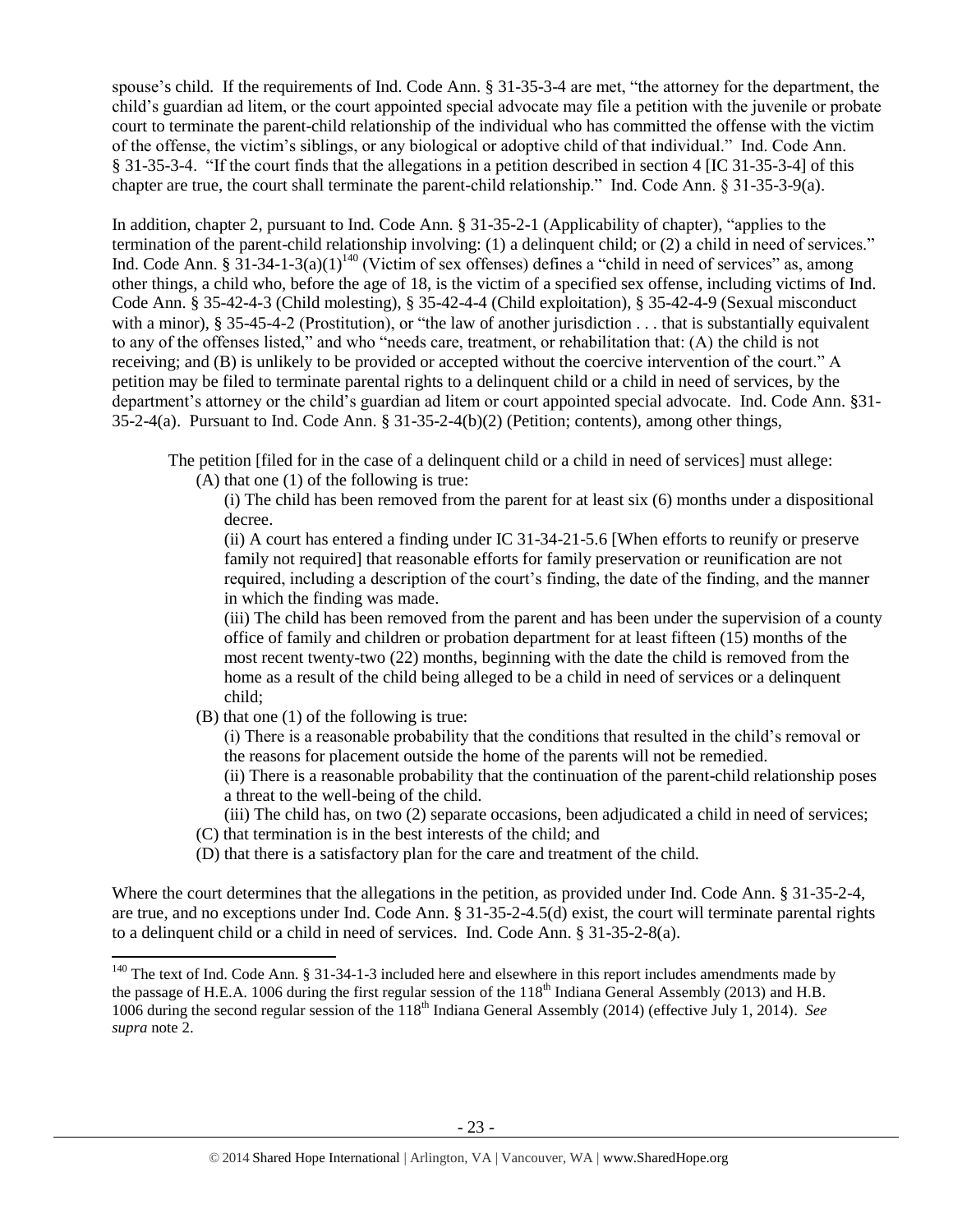spouse's child. If the requirements of Ind. Code Ann. § 31-35-3-4 are met, "the attorney for the department, the child's guardian ad litem, or the court appointed special advocate may file a petition with the juvenile or probate court to terminate the parent-child relationship of the individual who has committed the offense with the victim of the offense, the victim's siblings, or any biological or adoptive child of that individual." Ind. Code Ann. § 31-35-3-4. "If the court finds that the allegations in a petition described in section 4 [IC 31-35-3-4] of this chapter are true, the court shall terminate the parent-child relationship." Ind. Code Ann. § 31-35-3-9(a).

In addition, chapter 2, pursuant to Ind. Code Ann. § 31-35-2-1 (Applicability of chapter), "applies to the termination of the parent-child relationship involving: (1) a delinquent child; or (2) a child in need of services." Ind. Code Ann. § 31-34-1-3(a)(1)[140] (Victim of sex offenses) defines a "child in need of services" as, among other things, a child who, before the age of 18, is the victim of a specified sex offense, including victims of Ind. Code Ann. § 35-42-4-3 (Child molesting), § 35-42-4-4 (Child exploitation), § 35-42-4-9 (Sexual misconduct with a minor), § 35-45-4-2 (Prostitution), or "the law of another jurisdiction . . . that is substantially equivalent to any of the offenses listed," and who "needs care, treatment, or rehabilitation that: (A) the child is not receiving; and (B) is unlikely to be provided or accepted without the coercive intervention of the court." A petition may be filed to terminate parental rights to a delinquent child or a child in need of services, by the department's attorney or the child's guardian ad litem or court appointed special advocate. Ind. Code Ann. §31-35-2-4(a). Pursuant to Ind. Code Ann. § 31-35-2-4(b)(2) (Petition; contents), among other things,

> The petition [filed for in the case of a delinquent child or a child in need of services] must allege:
>
> (A) that one (1) of the following is true:
>
> (i) The child has been removed from the parent for at least six (6) months under a dispositional decree.
>
> (ii) A court has entered a finding under IC 31-34-21-5.6 [When efforts to reunify or preserve family not required] that reasonable efforts for family preservation or reunification are not required, including a description of the court's finding, the date of the finding, and the manner in which the finding was made.
>
> (iii) The child has been removed from the parent and has been under the supervision of a county office of family and children or probation department for at least fifteen (15) months of the most recent twenty-two (22) months, beginning with the date the child is removed from the home as a result of the child being alleged to be a child in need of services or a delinquent child;
>
> (B) that one (1) of the following is true:
>
> (i) There is a reasonable probability that the conditions that resulted in the child's removal or the reasons for placement outside the home of the parents will not be remedied.
>
> (ii) There is a reasonable probability that the continuation of the parent-child relationship poses a threat to the well-being of the child.
>
> (iii) The child has, on two (2) separate occasions, been adjudicated a child in need of services;
>
> (C) that termination is in the best interests of the child; and
>
> (D) that there is a satisfactory plan for the care and treatment of the child.

Where the court determines that the allegations in the petition, as provided under Ind. Code Ann. § 31-35-2-4, are true, and no exceptions under Ind. Code Ann. § 31-35-2-4.5(d) exist, the court will terminate parental rights to a delinquent child or a child in need of services. Ind. Code Ann. § 31-35-2-8(a).

[140] The text of Ind. Code Ann. § 31-34-1-3 included here and elsewhere in this report includes amendments made by the passage of H.E.A. 1006 during the first regular session of the 118th Indiana General Assembly (2013) and H.B. 1006 during the second regular session of the 118th Indiana General Assembly (2014) (effective July 1, 2014). *See supra* note 2.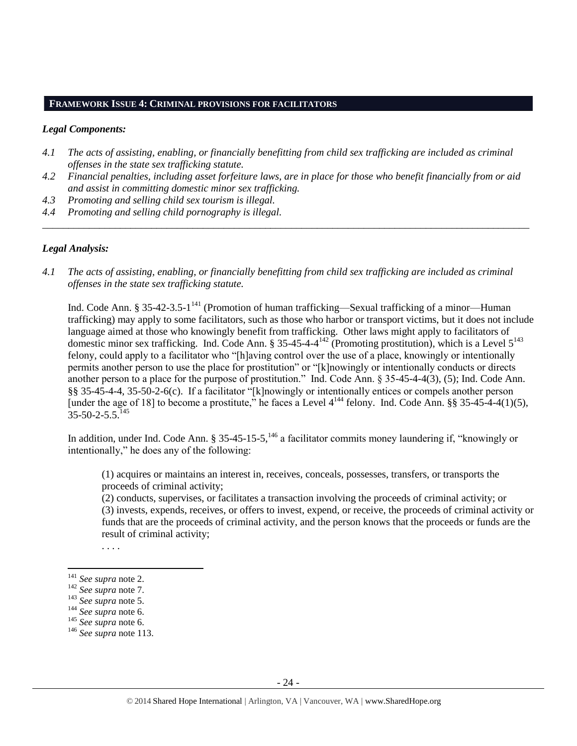## FRAMEWORK ISSUE 4: CRIMINAL PROVISIONS FOR FACILITATORS

### *Legal Components:*

*4.1 The acts of assisting, enabling, or financially benefitting from child sex trafficking are included as criminal offenses in the state sex trafficking statute.*

*4.2 Financial penalties, including asset forfeiture laws, are in place for those who benefit financially from or aid and assist in committing domestic minor sex trafficking.*

*4.3 Promoting and selling child sex tourism is illegal.*

*4.4 Promoting and selling child pornography is illegal.*

---

### *Legal Analysis:*

*4.1 The acts of assisting, enabling, or financially benefitting from child sex trafficking are included as criminal offenses in the state sex trafficking statute.*

Ind. Code Ann. § 35-42-3.5-1[141] (Promotion of human trafficking—Sexual trafficking of a minor—Human trafficking) may apply to some facilitators, such as those who harbor or transport victims, but it does not include language aimed at those who knowingly benefit from trafficking. Other laws might apply to facilitators of domestic minor sex trafficking. Ind. Code Ann. § 35-45-4-4[142] (Promoting prostitution), which is a Level 5[143] felony, could apply to a facilitator who "[h]aving control over the use of a place, knowingly or intentionally permits another person to use the place for prostitution" or "[k]nowingly or intentionally conducts or directs another person to a place for the purpose of prostitution." Ind. Code Ann. § 35-45-4-4(3), (5); Ind. Code Ann. §§ 35-45-4-4, 35-50-2-6(c). If a facilitator "[k]nowingly or intentionally entices or compels another person [under the age of 18] to become a prostitute," he faces a Level 4[144] felony. Ind. Code Ann. §§ 35-45-4-4(1)(5), 35-50-2-5.5.[145]

In addition, under Ind. Code Ann. § 35-45-15-5,[146] a facilitator commits money laundering if, "knowingly or intentionally," he does any of the following:

> (1) acquires or maintains an interest in, receives, conceals, possesses, transfers, or transports the proceeds of criminal activity;
> (2) conducts, supervises, or facilitates a transaction involving the proceeds of criminal activity; or
> (3) invests, expends, receives, or offers to invest, expend, or receive, the proceeds of criminal activity or funds that are the proceeds of criminal activity, and the person knows that the proceeds or funds are the result of criminal activity;
> . . . .

---

[141] *See supra* note 2.
[142] *See supra* note 7.
[143] *See supra* note 5.
[144] *See supra* note 6.
[145] *See supra* note 6.
[146] *See supra* note 113.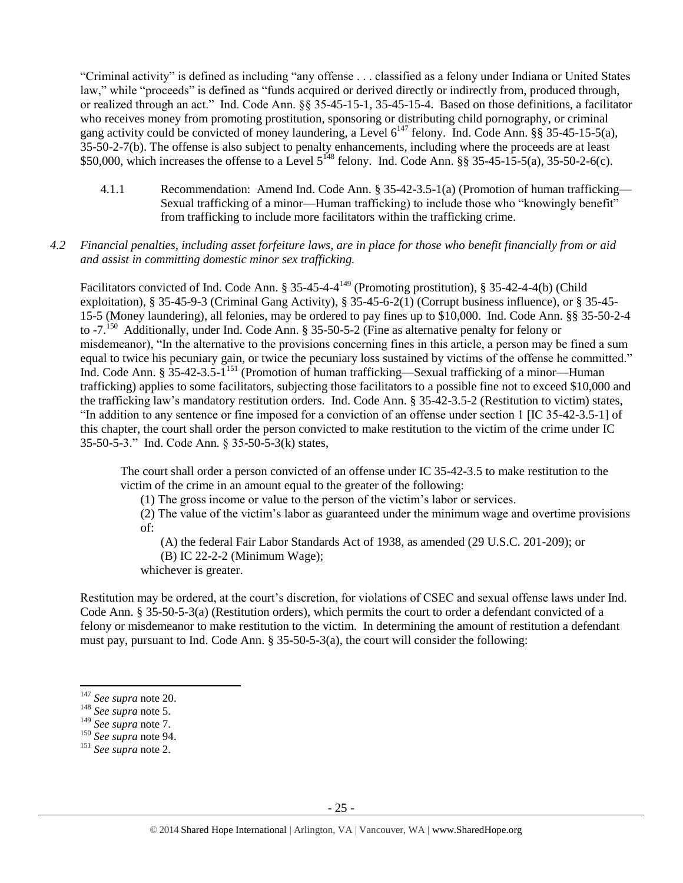"Criminal activity" is defined as including "any offense . . . classified as a felony under Indiana or United States law," while "proceeds" is defined as "funds acquired or derived directly or indirectly from, produced through, or realized through an act." Ind. Code Ann. §§ 35-45-15-1, 35-45-15-4. Based on those definitions, a facilitator who receives money from promoting prostitution, sponsoring or distributing child pornography, or criminal gang activity could be convicted of money laundering, a Level 6[147] felony. Ind. Code Ann. §§ 35-45-15-5(a), 35-50-2-7(b). The offense is also subject to penalty enhancements, including where the proceeds are at least $50,000, which increases the offense to a Level 5[148] felony. Ind. Code Ann. §§ 35-45-15-5(a), 35-50-2-6(c).

4.1.1 Recommendation: Amend Ind. Code Ann. § 35-42-3.5-1(a) (Promotion of human trafficking—Sexual trafficking of a minor—Human trafficking) to include those who "knowingly benefit" from trafficking to include more facilitators within the trafficking crime.

*4.2 Financial penalties, including asset forfeiture laws, are in place for those who benefit financially from or aid and assist in committing domestic minor sex trafficking.*

Facilitators convicted of Ind. Code Ann. § 35-45-4-4[149] (Promoting prostitution), § 35-42-4-4(b) (Child exploitation), § 35-45-9-3 (Criminal Gang Activity), § 35-45-6-2(1) (Corrupt business influence), or § 35-45-15-5 (Money laundering), all felonies, may be ordered to pay fines up to $10,000. Ind. Code Ann. §§ 35-50-2-4 to -7.[150] Additionally, under Ind. Code Ann. § 35-50-5-2 (Fine as alternative penalty for felony or misdemeanor), "In the alternative to the provisions concerning fines in this article, a person may be fined a sum equal to twice his pecuniary gain, or twice the pecuniary loss sustained by victims of the offense he committed." Ind. Code Ann. § 35-42-3.5-1[151] (Promotion of human trafficking—Sexual trafficking of a minor—Human trafficking) applies to some facilitators, subjecting those facilitators to a possible fine not to exceed $10,000 and the trafficking law's mandatory restitution orders. Ind. Code Ann. § 35-42-3.5-2 (Restitution to victim) states, "In addition to any sentence or fine imposed for a conviction of an offense under section 1 [IC 35-42-3.5-1] of this chapter, the court shall order the person convicted to make restitution to the victim of the crime under IC 35-50-5-3." Ind. Code Ann. § 35-50-5-3(k) states,

> The court shall order a person convicted of an offense under IC 35-42-3.5 to make restitution to the victim of the crime in an amount equal to the greater of the following:
>
> (1) The gross income or value to the person of the victim's labor or services.
>
> (2) The value of the victim's labor as guaranteed under the minimum wage and overtime provisions of:
>
> (A) the federal Fair Labor Standards Act of 1938, as amended (29 U.S.C. 201-209); or
>
> (B) IC 22-2-2 (Minimum Wage);
>
> whichever is greater.

Restitution may be ordered, at the court's discretion, for violations of CSEC and sexual offense laws under Ind. Code Ann. § 35-50-5-3(a) (Restitution orders), which permits the court to order a defendant convicted of a felony or misdemeanor to make restitution to the victim. In determining the amount of restitution a defendant must pay, pursuant to Ind. Code Ann. § 35-50-5-3(a), the court will consider the following:

---

[147] *See supra* note 20.

[148] *See supra* note 5.

[149] *See supra* note 7.

[150] *See supra* note 94.

[151] *See supra* note 2.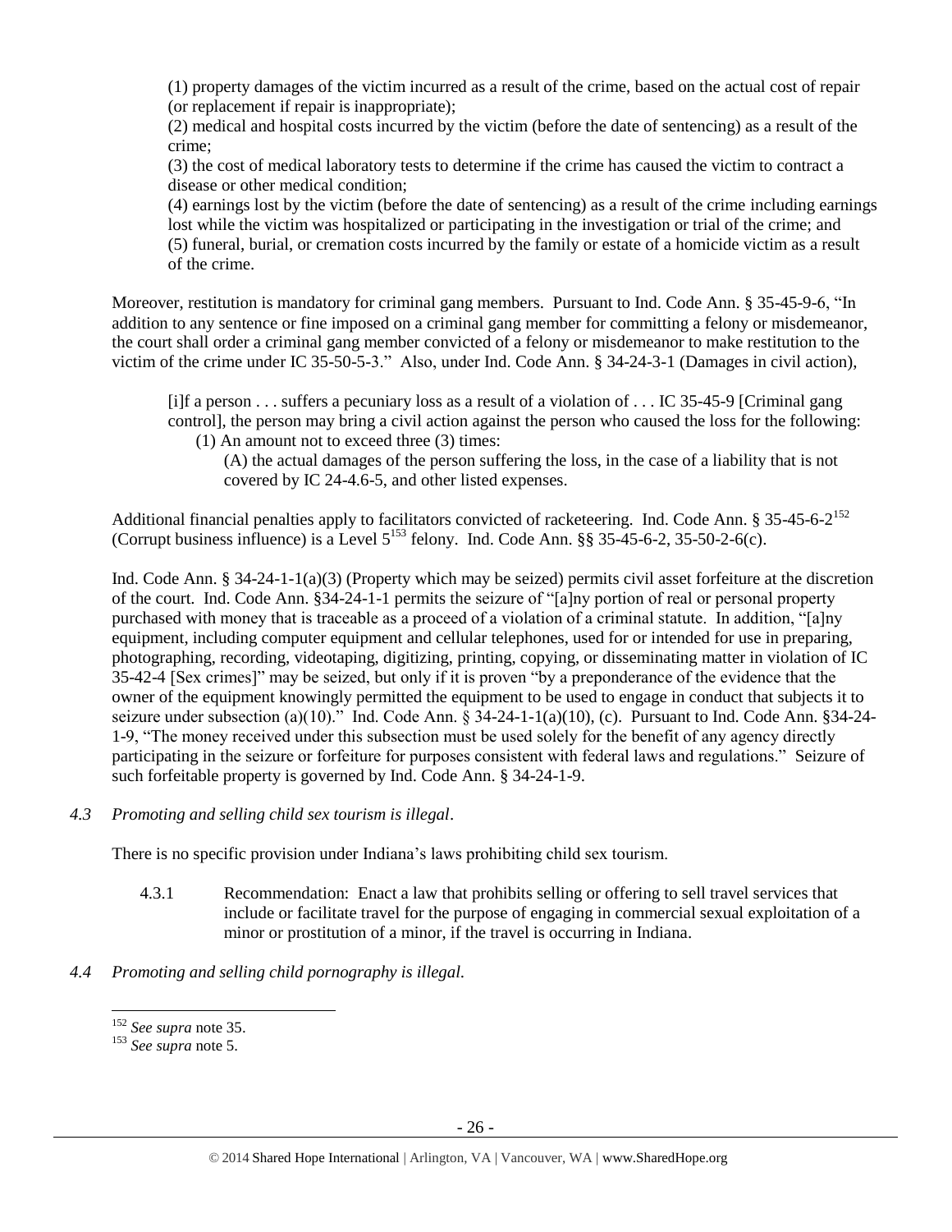> (1) property damages of the victim incurred as a result of the crime, based on the actual cost of repair (or replacement if repair is inappropriate);
> (2) medical and hospital costs incurred by the victim (before the date of sentencing) as a result of the crime;
> (3) the cost of medical laboratory tests to determine if the crime has caused the victim to contract a disease or other medical condition;
> (4) earnings lost by the victim (before the date of sentencing) as a result of the crime including earnings lost while the victim was hospitalized or participating in the investigation or trial of the crime; and
> (5) funeral, burial, or cremation costs incurred by the family or estate of a homicide victim as a result of the crime.

Moreover, restitution is mandatory for criminal gang members. Pursuant to Ind. Code Ann. § 35-45-9-6, "In addition to any sentence or fine imposed on a criminal gang member for committing a felony or misdemeanor, the court shall order a criminal gang member convicted of a felony or misdemeanor to make restitution to the victim of the crime under IC 35-50-5-3." Also, under Ind. Code Ann. § 34-24-3-1 (Damages in civil action),

> [i]f a person . . . suffers a pecuniary loss as a result of a violation of . . . IC 35-45-9 [Criminal gang control], the person may bring a civil action against the person who caused the loss for the following:
> (1) An amount not to exceed three (3) times:
> (A) the actual damages of the person suffering the loss, in the case of a liability that is not covered by IC 24-4.6-5, and other listed expenses.

Additional financial penalties apply to facilitators convicted of racketeering. Ind. Code Ann. § 35-45-6-2[152] (Corrupt business influence) is a Level 5[153] felony. Ind. Code Ann. §§ 35-45-6-2, 35-50-2-6(c).

Ind. Code Ann. § 34-24-1-1(a)(3) (Property which may be seized) permits civil asset forfeiture at the discretion of the court. Ind. Code Ann. §34-24-1-1 permits the seizure of "[a]ny portion of real or personal property purchased with money that is traceable as a proceed of a violation of a criminal statute. In addition, "[a]ny equipment, including computer equipment and cellular telephones, used for or intended for use in preparing, photographing, recording, videotaping, digitizing, printing, copying, or disseminating matter in violation of IC 35-42-4 [Sex crimes]" may be seized, but only if it is proven "by a preponderance of the evidence that the owner of the equipment knowingly permitted the equipment to be used to engage in conduct that subjects it to seizure under subsection (a)(10)." Ind. Code Ann. § 34-24-1-1(a)(10), (c). Pursuant to Ind. Code Ann. §34-24-1-9, "The money received under this subsection must be used solely for the benefit of any agency directly participating in the seizure or forfeiture for purposes consistent with federal laws and regulations." Seizure of such forfeitable property is governed by Ind. Code Ann. § 34-24-1-9.

*4.3 Promoting and selling child sex tourism is illegal*.

There is no specific provision under Indiana's laws prohibiting child sex tourism.

4.3.1 Recommendation: Enact a law that prohibits selling or offering to sell travel services that include or facilitate travel for the purpose of engaging in commercial sexual exploitation of a minor or prostitution of a minor, if the travel is occurring in Indiana.

*4.4 Promoting and selling child pornography is illegal.*

---

[152] *See supra* note 35.
[153] *See supra* note 5.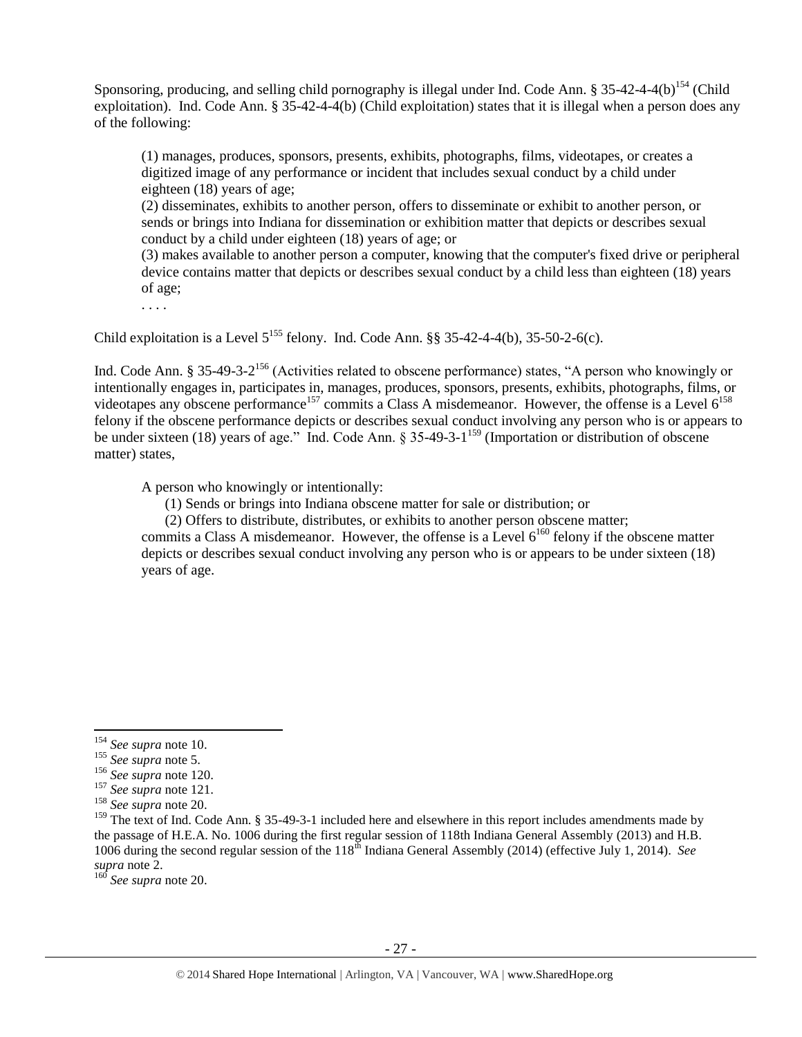Sponsoring, producing, and selling child pornography is illegal under Ind. Code Ann. § 35-42-4-4(b)[154] (Child exploitation). Ind. Code Ann. § 35-42-4-4(b) (Child exploitation) states that it is illegal when a person does any of the following:

> (1) manages, produces, sponsors, presents, exhibits, photographs, films, videotapes, or creates a digitized image of any performance or incident that includes sexual conduct by a child under eighteen (18) years of age;
> (2) disseminates, exhibits to another person, offers to disseminate or exhibit to another person, or sends or brings into Indiana for dissemination or exhibition matter that depicts or describes sexual conduct by a child under eighteen (18) years of age; or
> (3) makes available to another person a computer, knowing that the computer's fixed drive or peripheral device contains matter that depicts or describes sexual conduct by a child less than eighteen (18) years of age;
> . . . .

Child exploitation is a Level 5[155] felony. Ind. Code Ann. §§ 35-42-4-4(b), 35-50-2-6(c).

Ind. Code Ann. § 35-49-3-2[156] (Activities related to obscene performance) states, "A person who knowingly or intentionally engages in, participates in, manages, produces, sponsors, presents, exhibits, photographs, films, or videotapes any obscene performance[157] commits a Class A misdemeanor. However, the offense is a Level 6[158] felony if the obscene performance depicts or describes sexual conduct involving any person who is or appears to be under sixteen (18) years of age." Ind. Code Ann. § 35-49-3-1[159] (Importation or distribution of obscene matter) states,

> A person who knowingly or intentionally:
> (1) Sends or brings into Indiana obscene matter for sale or distribution; or
> (2) Offers to distribute, distributes, or exhibits to another person obscene matter;
> commits a Class A misdemeanor. However, the offense is a Level 6[160] felony if the obscene matter depicts or describes sexual conduct involving any person who is or appears to be under sixteen (18) years of age.

---

[154] *See supra* note 10.
[155] *See supra* note 5.
[156] *See supra* note 120.
[157] *See supra* note 121.
[158] *See supra* note 20.
[159] The text of Ind. Code Ann. § 35-49-3-1 included here and elsewhere in this report includes amendments made by the passage of H.E.A. No. 1006 during the first regular session of 118th Indiana General Assembly (2013) and H.B. 1006 during the second regular session of the 118th Indiana General Assembly (2014) (effective July 1, 2014). *See supra* note 2.
[160] *See supra* note 20.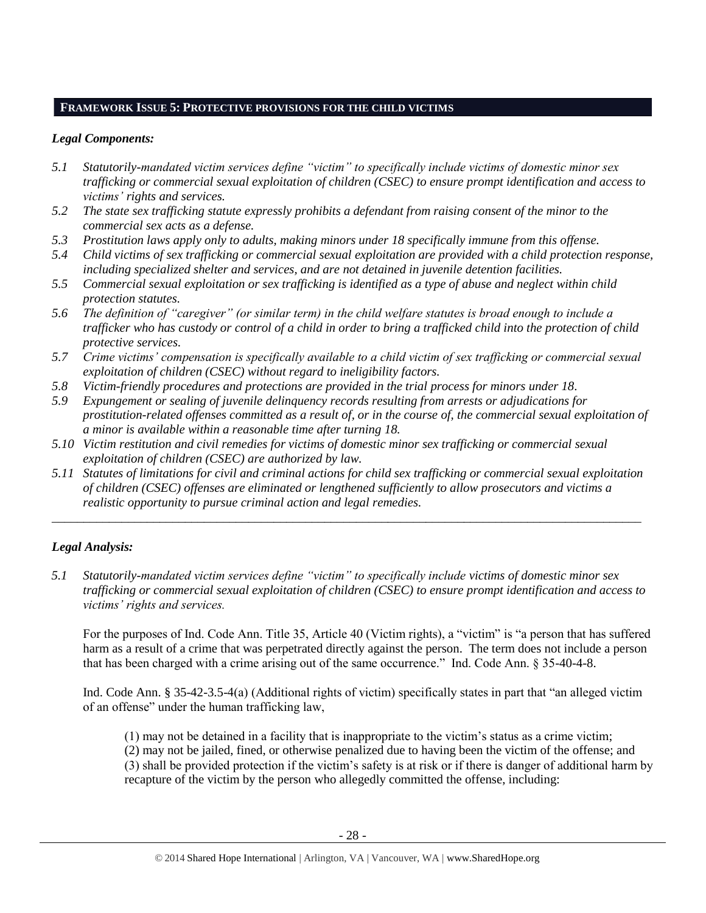## FRAMEWORK ISSUE 5: PROTECTIVE PROVISIONS FOR THE CHILD VICTIMS

### *Legal Components:*

*5.1 Statutorily-mandated victim services define "victim" to specifically include victims of domestic minor sex trafficking or commercial sexual exploitation of children (CSEC) to ensure prompt identification and access to victims' rights and services.*

*5.2 The state sex trafficking statute expressly prohibits a defendant from raising consent of the minor to the commercial sex acts as a defense.*

*5.3 Prostitution laws apply only to adults, making minors under 18 specifically immune from this offense.*

*5.4 Child victims of sex trafficking or commercial sexual exploitation are provided with a child protection response, including specialized shelter and services, and are not detained in juvenile detention facilities.*

*5.5 Commercial sexual exploitation or sex trafficking is identified as a type of abuse and neglect within child protection statutes.*

*5.6 The definition of "caregiver" (or similar term) in the child welfare statutes is broad enough to include a trafficker who has custody or control of a child in order to bring a trafficked child into the protection of child protective services.*

*5.7 Crime victims' compensation is specifically available to a child victim of sex trafficking or commercial sexual exploitation of children (CSEC) without regard to ineligibility factors.*

*5.8 Victim-friendly procedures and protections are provided in the trial process for minors under 18.*

*5.9 Expungement or sealing of juvenile delinquency records resulting from arrests or adjudications for prostitution-related offenses committed as a result of, or in the course of, the commercial sexual exploitation of a minor is available within a reasonable time after turning 18.*

*5.10 Victim restitution and civil remedies for victims of domestic minor sex trafficking or commercial sexual exploitation of children (CSEC) are authorized by law.*

*5.11 Statutes of limitations for civil and criminal actions for child sex trafficking or commercial sexual exploitation of children (CSEC) offenses are eliminated or lengthened sufficiently to allow prosecutors and victims a realistic opportunity to pursue criminal action and legal remedies.*

---

### *Legal Analysis:*

*5.1 Statutorily-mandated victim services define "victim" to specifically include victims of domestic minor sex trafficking or commercial sexual exploitation of children (CSEC) to ensure prompt identification and access to victims' rights and services.*

For the purposes of Ind. Code Ann. Title 35, Article 40 (Victim rights), a "victim" is "a person that has suffered harm as a result of a crime that was perpetrated directly against the person. The term does not include a person that has been charged with a crime arising out of the same occurrence." Ind. Code Ann. § 35-40-4-8.

Ind. Code Ann. § 35-42-3.5-4(a) (Additional rights of victim) specifically states in part that "an alleged victim of an offense" under the human trafficking law,

> (1) may not be detained in a facility that is inappropriate to the victim's status as a crime victim;
> (2) may not be jailed, fined, or otherwise penalized due to having been the victim of the offense; and
> (3) shall be provided protection if the victim's safety is at risk or if there is danger of additional harm by recapture of the victim by the person who allegedly committed the offense, including: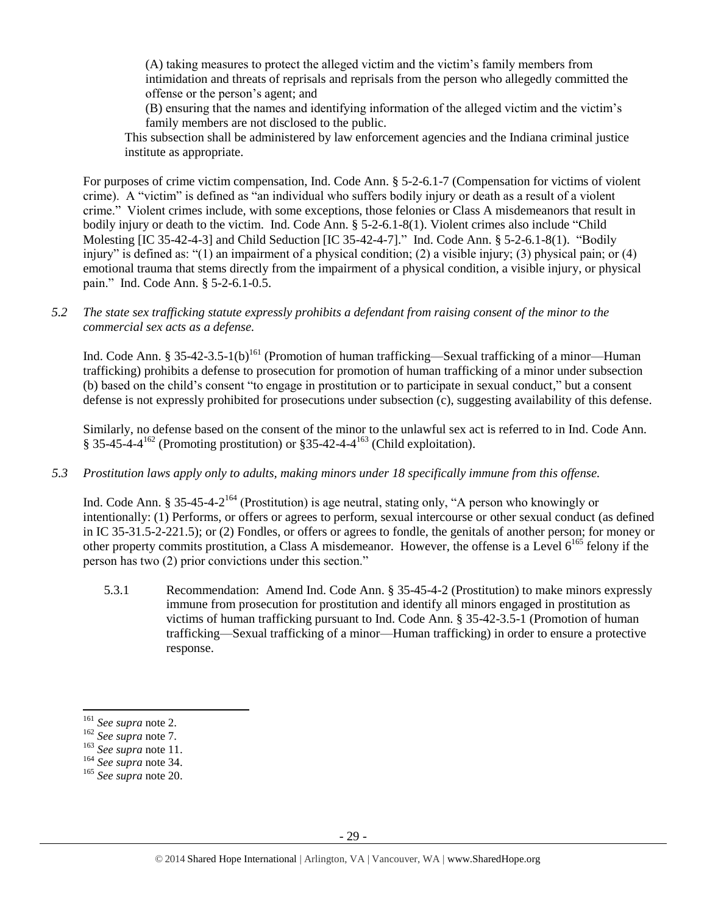(A) taking measures to protect the alleged victim and the victim's family members from intimidation and threats of reprisals and reprisals from the person who allegedly committed the offense or the person's agent; and

(B) ensuring that the names and identifying information of the alleged victim and the victim's family members are not disclosed to the public.

This subsection shall be administered by law enforcement agencies and the Indiana criminal justice institute as appropriate.

For purposes of crime victim compensation, Ind. Code Ann. § 5-2-6.1-7 (Compensation for victims of violent crime). A "victim" is defined as "an individual who suffers bodily injury or death as a result of a violent crime." Violent crimes include, with some exceptions, those felonies or Class A misdemeanors that result in bodily injury or death to the victim. Ind. Code Ann. § 5-2-6.1-8(1). Violent crimes also include "Child Molesting [IC 35-42-4-3] and Child Seduction [IC 35-42-4-7]." Ind. Code Ann. § 5-2-6.1-8(1). "Bodily injury" is defined as: "(1) an impairment of a physical condition; (2) a visible injury; (3) physical pain; or (4) emotional trauma that stems directly from the impairment of a physical condition, a visible injury, or physical pain." Ind. Code Ann. § 5-2-6.1-0.5.

*5.2 The state sex trafficking statute expressly prohibits a defendant from raising consent of the minor to the commercial sex acts as a defense.*

Ind. Code Ann. § 35-42-3.5-1(b)[161] (Promotion of human trafficking—Sexual trafficking of a minor—Human trafficking) prohibits a defense to prosecution for promotion of human trafficking of a minor under subsection (b) based on the child's consent "to engage in prostitution or to participate in sexual conduct," but a consent defense is not expressly prohibited for prosecutions under subsection (c), suggesting availability of this defense.

Similarly, no defense based on the consent of the minor to the unlawful sex act is referred to in Ind. Code Ann. § 35-45-4-4[162] (Promoting prostitution) or §35-42-4-4[163] (Child exploitation).

*5.3 Prostitution laws apply only to adults, making minors under 18 specifically immune from this offense.*

Ind. Code Ann. § 35-45-4-2[164] (Prostitution) is age neutral, stating only, "A person who knowingly or intentionally: (1) Performs, or offers or agrees to perform, sexual intercourse or other sexual conduct (as defined in IC 35-31.5-2-221.5); or (2) Fondles, or offers or agrees to fondle, the genitals of another person; for money or other property commits prostitution, a Class A misdemeanor. However, the offense is a Level 6[165] felony if the person has two (2) prior convictions under this section."

5.3.1 Recommendation: Amend Ind. Code Ann. § 35-45-4-2 (Prostitution) to make minors expressly immune from prosecution for prostitution and identify all minors engaged in prostitution as victims of human trafficking pursuant to Ind. Code Ann. § 35-42-3.5-1 (Promotion of human trafficking—Sexual trafficking of a minor—Human trafficking) in order to ensure a protective response.

---

[161] *See supra* note 2.

[162] *See supra* note 7.

[163] *See supra* note 11.

[164] *See supra* note 34.

[165] *See supra* note 20.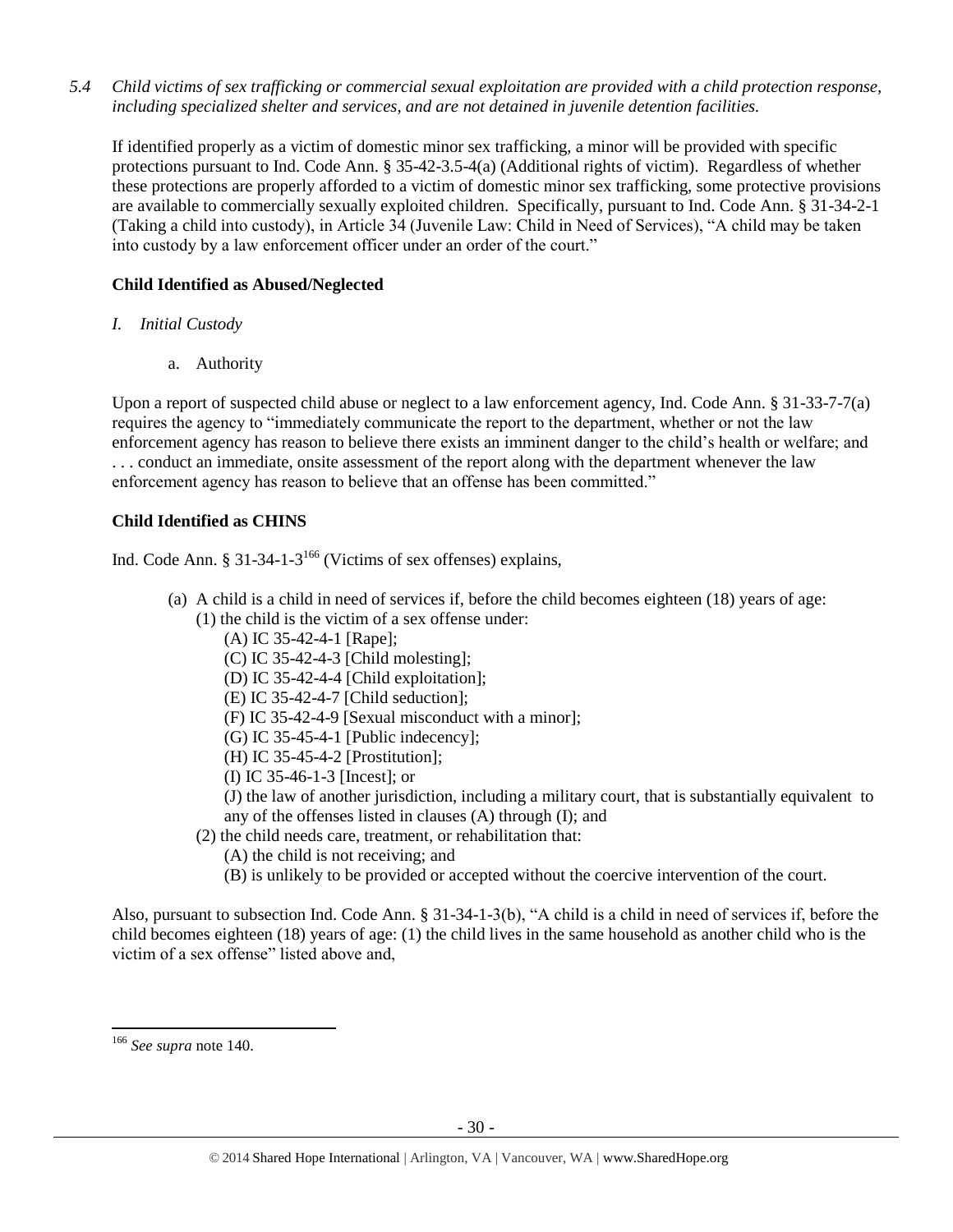*5.4 Child victims of sex trafficking or commercial sexual exploitation are provided with a child protection response, including specialized shelter and services, and are not detained in juvenile detention facilities.*

If identified properly as a victim of domestic minor sex trafficking, a minor will be provided with specific protections pursuant to Ind. Code Ann. § 35-42-3.5-4(a) (Additional rights of victim). Regardless of whether these protections are properly afforded to a victim of domestic minor sex trafficking, some protective provisions are available to commercially sexually exploited children. Specifically, pursuant to Ind. Code Ann. § 31-34-2-1 (Taking a child into custody), in Article 34 (Juvenile Law: Child in Need of Services), "A child may be taken into custody by a law enforcement officer under an order of the court."

**Child Identified as Abused/Neglected**

*I. Initial Custody*

a. Authority

Upon a report of suspected child abuse or neglect to a law enforcement agency, Ind. Code Ann. § 31-33-7-7(a) requires the agency to "immediately communicate the report to the department, whether or not the law enforcement agency has reason to believe there exists an imminent danger to the child's health or welfare; and . . . conduct an immediate, onsite assessment of the report along with the department whenever the law enforcement agency has reason to believe that an offense has been committed."

**Child Identified as CHINS**

Ind. Code Ann. § 31-34-1-3[166] (Victims of sex offenses) explains,

> (a) A child is a child in need of services if, before the child becomes eighteen (18) years of age:
> (1) the child is the victim of a sex offense under:
> (A) IC 35-42-4-1 [Rape];
> (C) IC 35-42-4-3 [Child molesting];
> (D) IC 35-42-4-4 [Child exploitation];
> (E) IC 35-42-4-7 [Child seduction];
> (F) IC 35-42-4-9 [Sexual misconduct with a minor];
> (G) IC 35-45-4-1 [Public indecency];
> (H) IC 35-45-4-2 [Prostitution];
> (I) IC 35-46-1-3 [Incest]; or
> (J) the law of another jurisdiction, including a military court, that is substantially equivalent to any of the offenses listed in clauses (A) through (I); and
> (2) the child needs care, treatment, or rehabilitation that:
> (A) the child is not receiving; and
> (B) is unlikely to be provided or accepted without the coercive intervention of the court.

Also, pursuant to subsection Ind. Code Ann. § 31-34-1-3(b), "A child is a child in need of services if, before the child becomes eighteen (18) years of age: (1) the child lives in the same household as another child who is the victim of a sex offense" listed above and,

---

[166] *See supra* note 140.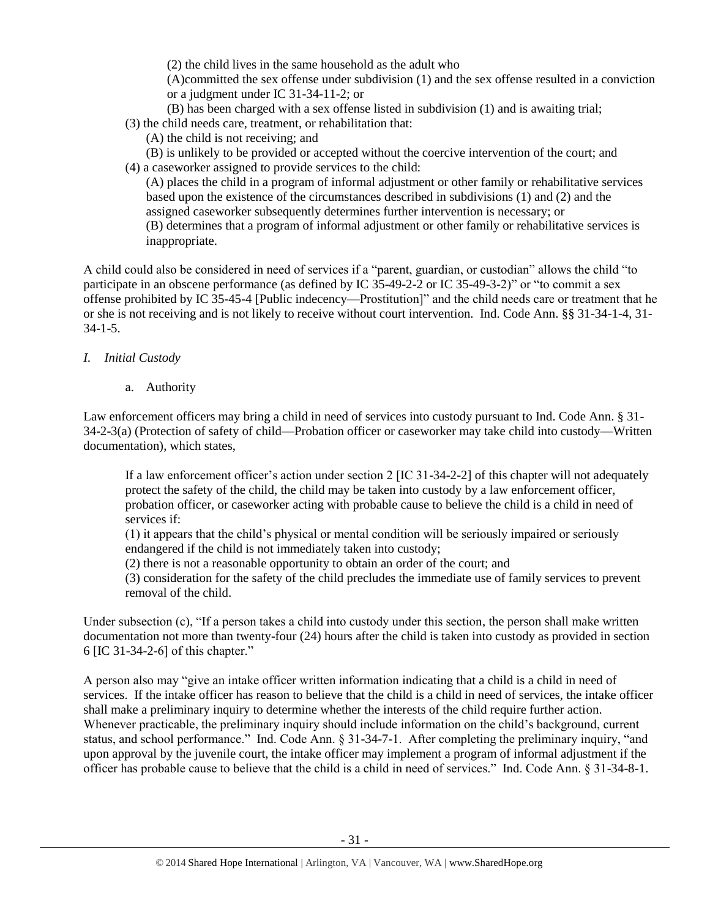(2) the child lives in the same household as the adult who

(A)committed the sex offense under subdivision (1) and the sex offense resulted in a conviction or a judgment under IC 31-34-11-2; or

(B) has been charged with a sex offense listed in subdivision (1) and is awaiting trial;

(3) the child needs care, treatment, or rehabilitation that:

(A) the child is not receiving; and

(B) is unlikely to be provided or accepted without the coercive intervention of the court; and

(4) a caseworker assigned to provide services to the child:

(A) places the child in a program of informal adjustment or other family or rehabilitative services based upon the existence of the circumstances described in subdivisions (1) and (2) and the assigned caseworker subsequently determines further intervention is necessary; or

(B) determines that a program of informal adjustment or other family or rehabilitative services is inappropriate.

A child could also be considered in need of services if a "parent, guardian, or custodian" allows the child "to participate in an obscene performance (as defined by IC 35-49-2-2 or IC 35-49-3-2)" or "to commit a sex offense prohibited by IC 35-45-4 [Public indecency—Prostitution]" and the child needs care or treatment that he or she is not receiving and is not likely to receive without court intervention. Ind. Code Ann. §§ 31-34-1-4, 31-34-1-5.

*I. Initial Custody*

a. Authority

Law enforcement officers may bring a child in need of services into custody pursuant to Ind. Code Ann. § 31-34-2-3(a) (Protection of safety of child—Probation officer or caseworker may take child into custody—Written documentation), which states,

> If a law enforcement officer's action under section 2 [IC 31-34-2-2] of this chapter will not adequately protect the safety of the child, the child may be taken into custody by a law enforcement officer, probation officer, or caseworker acting with probable cause to believe the child is a child in need of services if:
>
> (1) it appears that the child's physical or mental condition will be seriously impaired or seriously endangered if the child is not immediately taken into custody;
>
> (2) there is not a reasonable opportunity to obtain an order of the court; and
>
> (3) consideration for the safety of the child precludes the immediate use of family services to prevent removal of the child.

Under subsection (c), "If a person takes a child into custody under this section, the person shall make written documentation not more than twenty-four (24) hours after the child is taken into custody as provided in section 6 [IC 31-34-2-6] of this chapter."

A person also may "give an intake officer written information indicating that a child is a child in need of services. If the intake officer has reason to believe that the child is a child in need of services, the intake officer shall make a preliminary inquiry to determine whether the interests of the child require further action. Whenever practicable, the preliminary inquiry should include information on the child's background, current status, and school performance." Ind. Code Ann. § 31-34-7-1. After completing the preliminary inquiry, "and upon approval by the juvenile court, the intake officer may implement a program of informal adjustment if the officer has probable cause to believe that the child is a child in need of services." Ind. Code Ann. § 31-34-8-1.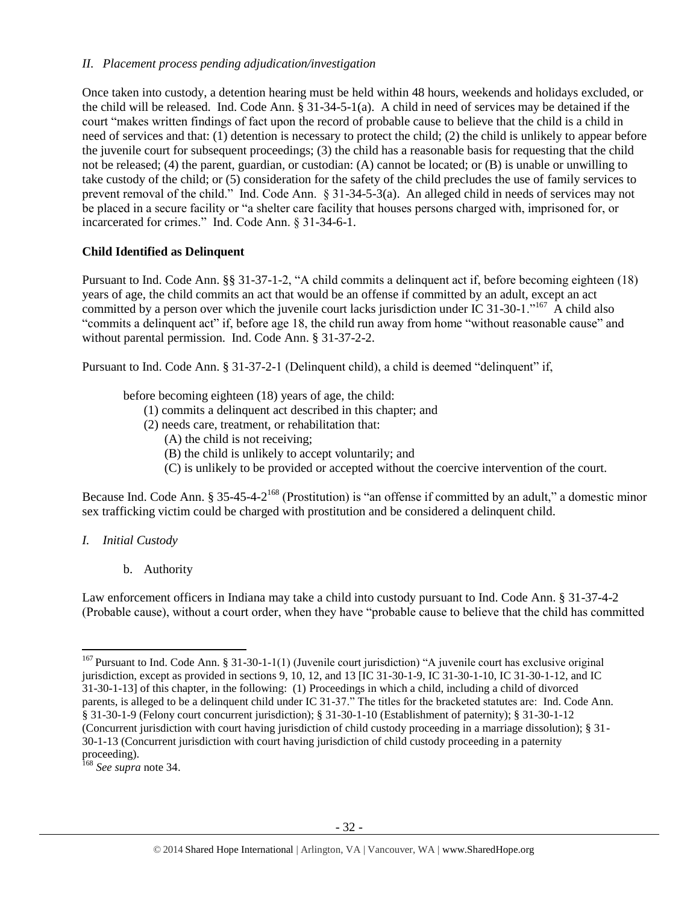*II. Placement process pending adjudication/investigation*

Once taken into custody, a detention hearing must be held within 48 hours, weekends and holidays excluded, or the child will be released. Ind. Code Ann. § 31-34-5-1(a). A child in need of services may be detained if the court "makes written findings of fact upon the record of probable cause to believe that the child is a child in need of services and that: (1) detention is necessary to protect the child; (2) the child is unlikely to appear before the juvenile court for subsequent proceedings; (3) the child has a reasonable basis for requesting that the child not be released; (4) the parent, guardian, or custodian: (A) cannot be located; or (B) is unable or unwilling to take custody of the child; or (5) consideration for the safety of the child precludes the use of family services to prevent removal of the child." Ind. Code Ann. § 31-34-5-3(a). An alleged child in needs of services may not be placed in a secure facility or "a shelter care facility that houses persons charged with, imprisoned for, or incarcerated for crimes." Ind. Code Ann. § 31-34-6-1.

**Child Identified as Delinquent**

Pursuant to Ind. Code Ann. §§ 31-37-1-2, "A child commits a delinquent act if, before becoming eighteen (18) years of age, the child commits an act that would be an offense if committed by an adult, except an act committed by a person over which the juvenile court lacks jurisdiction under IC 31-30-1."[167] A child also "commits a delinquent act" if, before age 18, the child run away from home "without reasonable cause" and without parental permission. Ind. Code Ann. § 31-37-2-2.

Pursuant to Ind. Code Ann. § 31-37-2-1 (Delinquent child), a child is deemed "delinquent" if,

> before becoming eighteen (18) years of age, the child:
> (1) commits a delinquent act described in this chapter; and
> (2) needs care, treatment, or rehabilitation that:
> (A) the child is not receiving;
> (B) the child is unlikely to accept voluntarily; and
> (C) is unlikely to be provided or accepted without the coercive intervention of the court.

Because Ind. Code Ann. § 35-45-4-2[168] (Prostitution) is "an offense if committed by an adult," a domestic minor sex trafficking victim could be charged with prostitution and be considered a delinquent child.

*I. Initial Custody*

b. Authority

Law enforcement officers in Indiana may take a child into custody pursuant to Ind. Code Ann. § 31-37-4-2 (Probable cause), without a court order, when they have "probable cause to believe that the child has committed

---

[167] Pursuant to Ind. Code Ann. § 31-30-1-1(1) (Juvenile court jurisdiction) "A juvenile court has exclusive original jurisdiction, except as provided in sections 9, 10, 12, and 13 [IC 31-30-1-9, IC 31-30-1-10, IC 31-30-1-12, and IC 31-30-1-13] of this chapter, in the following: (1) Proceedings in which a child, including a child of divorced parents, is alleged to be a delinquent child under IC 31-37." The titles for the bracketed statutes are: Ind. Code Ann. § 31-30-1-9 (Felony court concurrent jurisdiction); § 31-30-1-10 (Establishment of paternity); § 31-30-1-12 (Concurrent jurisdiction with court having jurisdiction of child custody proceeding in a marriage dissolution); § 31-30-1-13 (Concurrent jurisdiction with court having jurisdiction of child custody proceeding in a paternity proceeding).

[168] *See supra* note 34.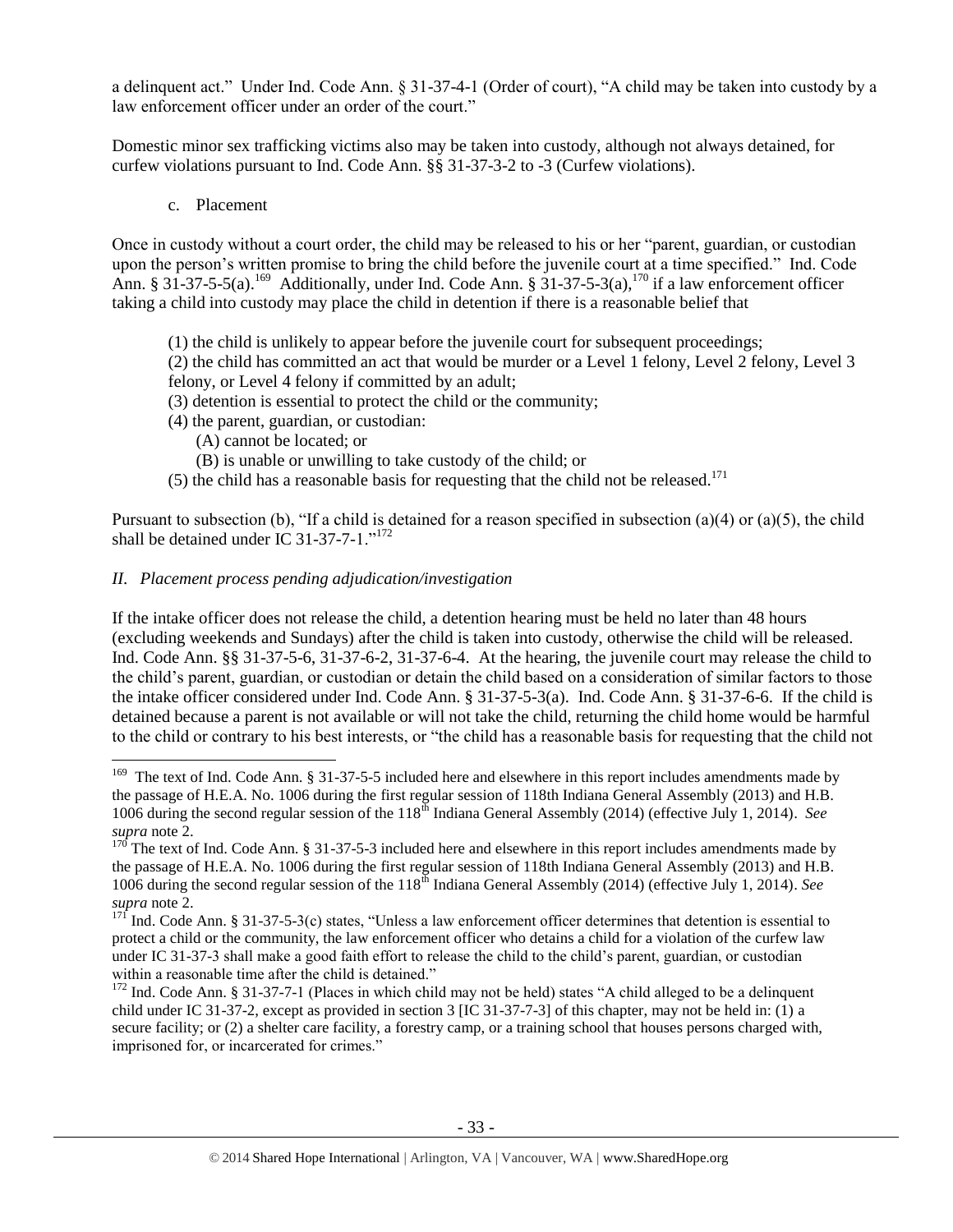a delinquent act." Under Ind. Code Ann. § 31-37-4-1 (Order of court), "A child may be taken into custody by a law enforcement officer under an order of the court."

Domestic minor sex trafficking victims also may be taken into custody, although not always detained, for curfew violations pursuant to Ind. Code Ann. §§ 31-37-3-2 to -3 (Curfew violations).

c. Placement

Once in custody without a court order, the child may be released to his or her "parent, guardian, or custodian upon the person's written promise to bring the child before the juvenile court at a time specified." Ind. Code Ann. § 31-37-5-5(a).[169] Additionally, under Ind. Code Ann. § 31-37-5-3(a),[170] if a law enforcement officer taking a child into custody may place the child in detention if there is a reasonable belief that

(1) the child is unlikely to appear before the juvenile court for subsequent proceedings;
(2) the child has committed an act that would be murder or a Level 1 felony, Level 2 felony, Level 3 felony, or Level 4 felony if committed by an adult;
(3) detention is essential to protect the child or the community;
(4) the parent, guardian, or custodian:
  (A) cannot be located; or
  (B) is unable or unwilling to take custody of the child; or
(5) the child has a reasonable basis for requesting that the child not be released.[171]

Pursuant to subsection (b), "If a child is detained for a reason specified in subsection (a)(4) or (a)(5), the child shall be detained under IC 31-37-7-1."[172]

*II. Placement process pending adjudication/investigation*

If the intake officer does not release the child, a detention hearing must be held no later than 48 hours (excluding weekends and Sundays) after the child is taken into custody, otherwise the child will be released. Ind. Code Ann. §§ 31-37-5-6, 31-37-6-2, 31-37-6-4. At the hearing, the juvenile court may release the child to the child's parent, guardian, or custodian or detain the child based on a consideration of similar factors to those the intake officer considered under Ind. Code Ann. § 31-37-5-3(a). Ind. Code Ann. § 31-37-6-6. If the child is detained because a parent is not available or will not take the child, returning the child home would be harmful to the child or contrary to his best interests, or "the child has a reasonable basis for requesting that the child not

---

[169] The text of Ind. Code Ann. § 31-37-5-5 included here and elsewhere in this report includes amendments made by the passage of H.E.A. No. 1006 during the first regular session of 118th Indiana General Assembly (2013) and H.B. 1006 during the second regular session of the 118th Indiana General Assembly (2014) (effective July 1, 2014). *See supra* note 2.

[170] The text of Ind. Code Ann. § 31-37-5-3 included here and elsewhere in this report includes amendments made by the passage of H.E.A. No. 1006 during the first regular session of 118th Indiana General Assembly (2013) and H.B. 1006 during the second regular session of the 118th Indiana General Assembly (2014) (effective July 1, 2014). *See supra* note 2.

[171] Ind. Code Ann. § 31-37-5-3(c) states, "Unless a law enforcement officer determines that detention is essential to protect a child or the community, the law enforcement officer who detains a child for a violation of the curfew law under IC 31-37-3 shall make a good faith effort to release the child to the child's parent, guardian, or custodian within a reasonable time after the child is detained."

[172] Ind. Code Ann. § 31-37-7-1 (Places in which child may not be held) states "A child alleged to be a delinquent child under IC 31-37-2, except as provided in section 3 [IC 31-37-7-3] of this chapter, may not be held in: (1) a secure facility; or (2) a shelter care facility, a forestry camp, or a training school that houses persons charged with, imprisoned for, or incarcerated for crimes."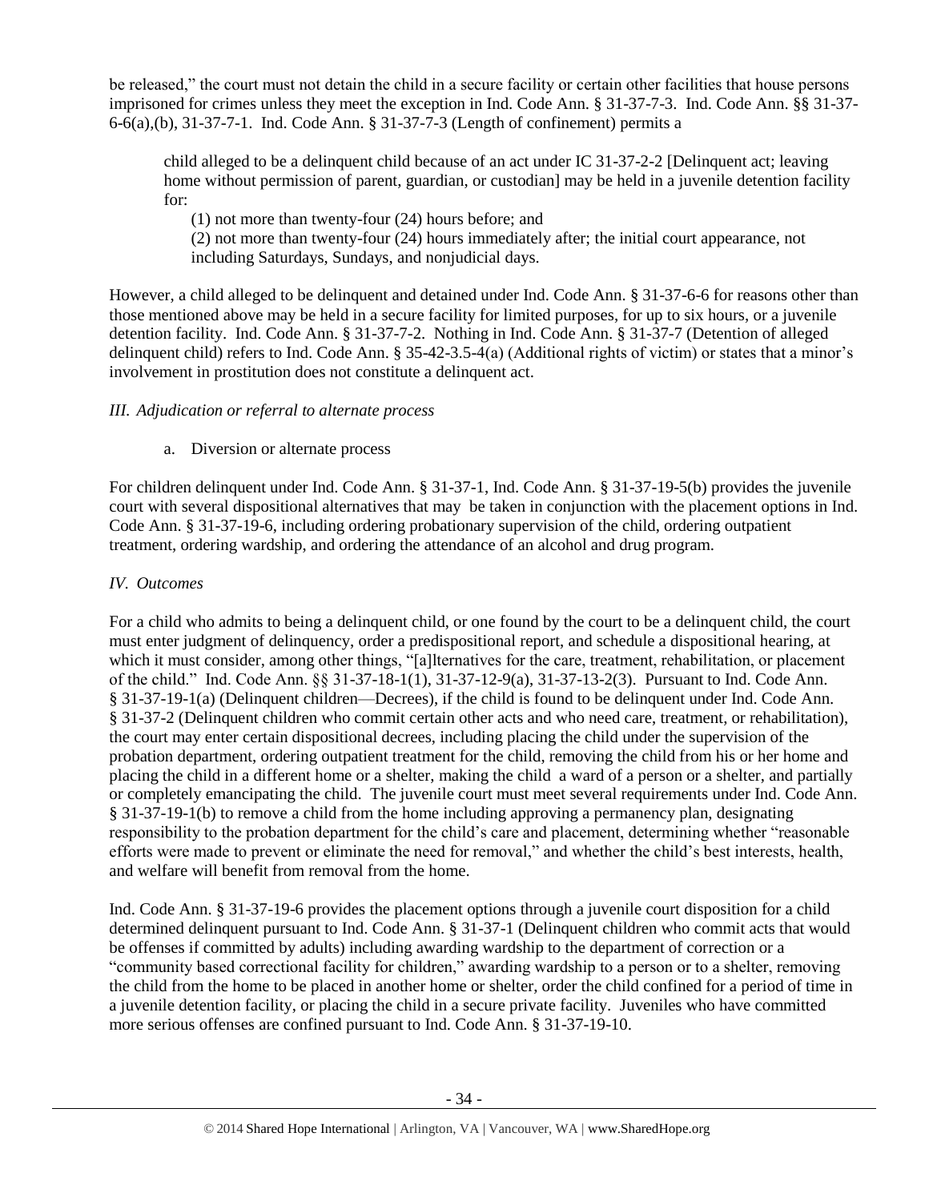be released," the court must not detain the child in a secure facility or certain other facilities that house persons imprisoned for crimes unless they meet the exception in Ind. Code Ann. § 31-37-7-3. Ind. Code Ann. §§ 31-37-6-6(a),(b), 31-37-7-1. Ind. Code Ann. § 31-37-7-3 (Length of confinement) permits a

> child alleged to be a delinquent child because of an act under IC 31-37-2-2 [Delinquent act; leaving home without permission of parent, guardian, or custodian] may be held in a juvenile detention facility for:
>
> (1) not more than twenty-four (24) hours before; and
>
> (2) not more than twenty-four (24) hours immediately after; the initial court appearance, not including Saturdays, Sundays, and nonjudicial days.

However, a child alleged to be delinquent and detained under Ind. Code Ann. § 31-37-6-6 for reasons other than those mentioned above may be held in a secure facility for limited purposes, for up to six hours, or a juvenile detention facility. Ind. Code Ann. § 31-37-7-2. Nothing in Ind. Code Ann. § 31-37-7 (Detention of alleged delinquent child) refers to Ind. Code Ann. § 35-42-3.5-4(a) (Additional rights of victim) or states that a minor's involvement in prostitution does not constitute a delinquent act.

*III. Adjudication or referral to alternate process*

a. Diversion or alternate process

For children delinquent under Ind. Code Ann. § 31-37-1, Ind. Code Ann. § 31-37-19-5(b) provides the juvenile court with several dispositional alternatives that may be taken in conjunction with the placement options in Ind. Code Ann. § 31-37-19-6, including ordering probationary supervision of the child, ordering outpatient treatment, ordering wardship, and ordering the attendance of an alcohol and drug program.

*IV. Outcomes*

For a child who admits to being a delinquent child, or one found by the court to be a delinquent child, the court must enter judgment of delinquency, order a predispositional report, and schedule a dispositional hearing, at which it must consider, among other things, "[a]lternatives for the care, treatment, rehabilitation, or placement of the child." Ind. Code Ann. §§ 31-37-18-1(1), 31-37-12-9(a), 31-37-13-2(3). Pursuant to Ind. Code Ann. § 31-37-19-1(a) (Delinquent children—Decrees), if the child is found to be delinquent under Ind. Code Ann. § 31-37-2 (Delinquent children who commit certain other acts and who need care, treatment, or rehabilitation), the court may enter certain dispositional decrees, including placing the child under the supervision of the probation department, ordering outpatient treatment for the child, removing the child from his or her home and placing the child in a different home or a shelter, making the child a ward of a person or a shelter, and partially or completely emancipating the child. The juvenile court must meet several requirements under Ind. Code Ann. § 31-37-19-1(b) to remove a child from the home including approving a permanency plan, designating responsibility to the probation department for the child's care and placement, determining whether "reasonable efforts were made to prevent or eliminate the need for removal," and whether the child's best interests, health, and welfare will benefit from removal from the home.

Ind. Code Ann. § 31-37-19-6 provides the placement options through a juvenile court disposition for a child determined delinquent pursuant to Ind. Code Ann. § 31-37-1 (Delinquent children who commit acts that would be offenses if committed by adults) including awarding wardship to the department of correction or a "community based correctional facility for children," awarding wardship to a person or to a shelter, removing the child from the home to be placed in another home or shelter, order the child confined for a period of time in a juvenile detention facility, or placing the child in a secure private facility. Juveniles who have committed more serious offenses are confined pursuant to Ind. Code Ann. § 31-37-19-10.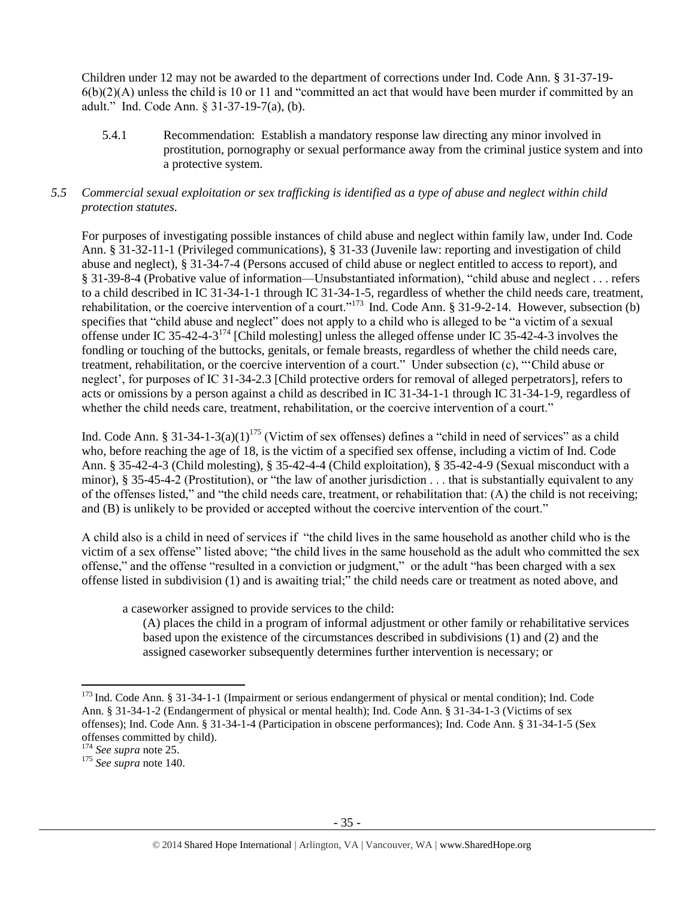Children under 12 may not be awarded to the department of corrections under Ind. Code Ann. § 31-37-19-6(b)(2)(A) unless the child is 10 or 11 and "committed an act that would have been murder if committed by an adult." Ind. Code Ann. § 31-37-19-7(a), (b).

5.4.1 Recommendation: Establish a mandatory response law directing any minor involved in prostitution, pornography or sexual performance away from the criminal justice system and into a protective system.

*5.5 Commercial sexual exploitation or sex trafficking is identified as a type of abuse and neglect within child protection statutes.*

For purposes of investigating possible instances of child abuse and neglect within family law, under Ind. Code Ann. § 31-32-11-1 (Privileged communications), § 31-33 (Juvenile law: reporting and investigation of child abuse and neglect), § 31-34-7-4 (Persons accused of child abuse or neglect entitled to access to report), and § 31-39-8-4 (Probative value of information—Unsubstantiated information), "child abuse and neglect . . . refers to a child described in IC 31-34-1-1 through IC 31-34-1-5, regardless of whether the child needs care, treatment, rehabilitation, or the coercive intervention of a court."[173] Ind. Code Ann. § 31-9-2-14. However, subsection (b) specifies that "child abuse and neglect" does not apply to a child who is alleged to be "a victim of a sexual offense under IC 35-42-4-3[174] [Child molesting] unless the alleged offense under IC 35-42-4-3 involves the fondling or touching of the buttocks, genitals, or female breasts, regardless of whether the child needs care, treatment, rehabilitation, or the coercive intervention of a court." Under subsection (c), "'Child abuse or neglect', for purposes of IC 31-34-2.3 [Child protective orders for removal of alleged perpetrators], refers to acts or omissions by a person against a child as described in IC 31-34-1-1 through IC 31-34-1-9, regardless of whether the child needs care, treatment, rehabilitation, or the coercive intervention of a court."

Ind. Code Ann. § 31-34-1-3(a)(1)[175] (Victim of sex offenses) defines a "child in need of services" as a child who, before reaching the age of 18, is the victim of a specified sex offense, including a victim of Ind. Code Ann. § 35-42-4-3 (Child molesting), § 35-42-4-4 (Child exploitation), § 35-42-4-9 (Sexual misconduct with a minor), § 35-45-4-2 (Prostitution), or "the law of another jurisdiction . . . that is substantially equivalent to any of the offenses listed," and "the child needs care, treatment, or rehabilitation that: (A) the child is not receiving; and (B) is unlikely to be provided or accepted without the coercive intervention of the court."

A child also is a child in need of services if "the child lives in the same household as another child who is the victim of a sex offense" listed above; "the child lives in the same household as the adult who committed the sex offense," and the offense "resulted in a conviction or judgment," or the adult "has been charged with a sex offense listed in subdivision (1) and is awaiting trial;" the child needs care or treatment as noted above, and

> a caseworker assigned to provide services to the child:
>
> (A) places the child in a program of informal adjustment or other family or rehabilitative services based upon the existence of the circumstances described in subdivisions (1) and (2) and the assigned caseworker subsequently determines further intervention is necessary; or

---

[173] Ind. Code Ann. § 31-34-1-1 (Impairment or serious endangerment of physical or mental condition); Ind. Code Ann. § 31-34-1-2 (Endangerment of physical or mental health); Ind. Code Ann. § 31-34-1-3 (Victims of sex offenses); Ind. Code Ann. § 31-34-1-4 (Participation in obscene performances); Ind. Code Ann. § 31-34-1-5 (Sex offenses committed by child).

[174] *See supra* note 25.

[175] *See supra* note 140.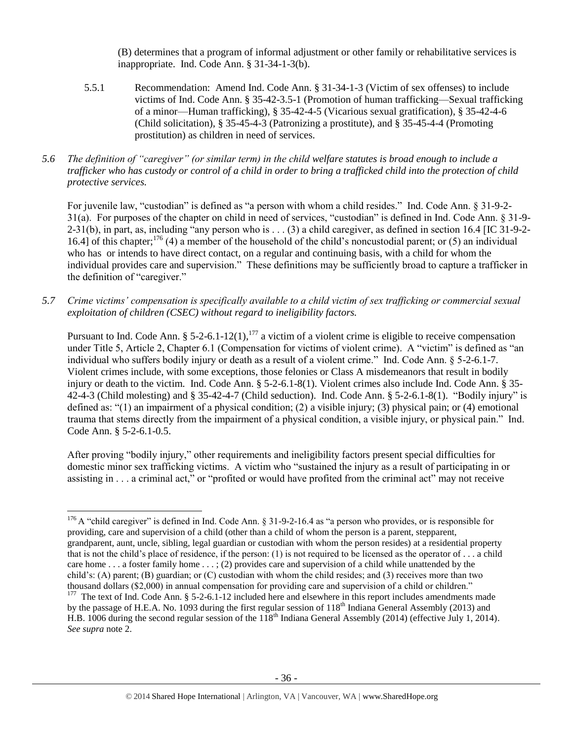(B) determines that a program of informal adjustment or other family or rehabilitative services is inappropriate. Ind. Code Ann. § 31-34-1-3(b).

5.5.1 Recommendation: Amend Ind. Code Ann. § 31-34-1-3 (Victim of sex offenses) to include victims of Ind. Code Ann. § 35-42-3.5-1 (Promotion of human trafficking—Sexual trafficking of a minor—Human trafficking), § 35-42-4-5 (Vicarious sexual gratification), § 35-42-4-6 (Child solicitation), § 35-45-4-3 (Patronizing a prostitute), and § 35-45-4-4 (Promoting prostitution) as children in need of services.

*5.6 The definition of "caregiver" (or similar term) in the child welfare statutes is broad enough to include a trafficker who has custody or control of a child in order to bring a trafficked child into the protection of child protective services.*

For juvenile law, "custodian" is defined as "a person with whom a child resides." Ind. Code Ann. § 31-9-2-31(a). For purposes of the chapter on child in need of services, "custodian" is defined in Ind. Code Ann. § 31-9-2-31(b), in part, as, including "any person who is . . . (3) a child caregiver, as defined in section 16.4 [IC 31-9-2-16.4] of this chapter;[176] (4) a member of the household of the child's noncustodial parent; or (5) an individual who has or intends to have direct contact, on a regular and continuing basis, with a child for whom the individual provides care and supervision." These definitions may be sufficiently broad to capture a trafficker in the definition of "caregiver."

*5.7 Crime victims' compensation is specifically available to a child victim of sex trafficking or commercial sexual exploitation of children (CSEC) without regard to ineligibility factors.*

Pursuant to Ind. Code Ann. § 5-2-6.1-12(1),[177] a victim of a violent crime is eligible to receive compensation under Title 5, Article 2, Chapter 6.1 (Compensation for victims of violent crime). A "victim" is defined as "an individual who suffers bodily injury or death as a result of a violent crime." Ind. Code Ann. § 5-2-6.1-7. Violent crimes include, with some exceptions, those felonies or Class A misdemeanors that result in bodily injury or death to the victim. Ind. Code Ann. § 5-2-6.1-8(1). Violent crimes also include Ind. Code Ann. § 35-42-4-3 (Child molesting) and § 35-42-4-7 (Child seduction). Ind. Code Ann. § 5-2-6.1-8(1). "Bodily injury" is defined as: "(1) an impairment of a physical condition; (2) a visible injury; (3) physical pain; or (4) emotional trauma that stems directly from the impairment of a physical condition, a visible injury, or physical pain." Ind. Code Ann. § 5-2-6.1-0.5.

After proving "bodily injury," other requirements and ineligibility factors present special difficulties for domestic minor sex trafficking victims. A victim who "sustained the injury as a result of participating in or assisting in . . . a criminal act," or "profited or would have profited from the criminal act" may not receive

---

[176] A "child caregiver" is defined in Ind. Code Ann. § 31-9-2-16.4 as "a person who provides, or is responsible for providing, care and supervision of a child (other than a child of whom the person is a parent, stepparent, grandparent, aunt, uncle, sibling, legal guardian or custodian with whom the person resides) at a residential property that is not the child's place of residence, if the person: (1) is not required to be licensed as the operator of . . . a child care home . . . a foster family home . . . ; (2) provides care and supervision of a child while unattended by the child's: (A) parent; (B) guardian; or (C) custodian with whom the child resides; and (3) receives more than two thousand dollars ($2,000) in annual compensation for providing care and supervision of a child or children."

[177] The text of Ind. Code Ann. § 5-2-6.1-12 included here and elsewhere in this report includes amendments made by the passage of H.E.A. No. 1093 during the first regular session of 118th Indiana General Assembly (2013) and H.B. 1006 during the second regular session of the 118th Indiana General Assembly (2014) (effective July 1, 2014). *See supra* note 2.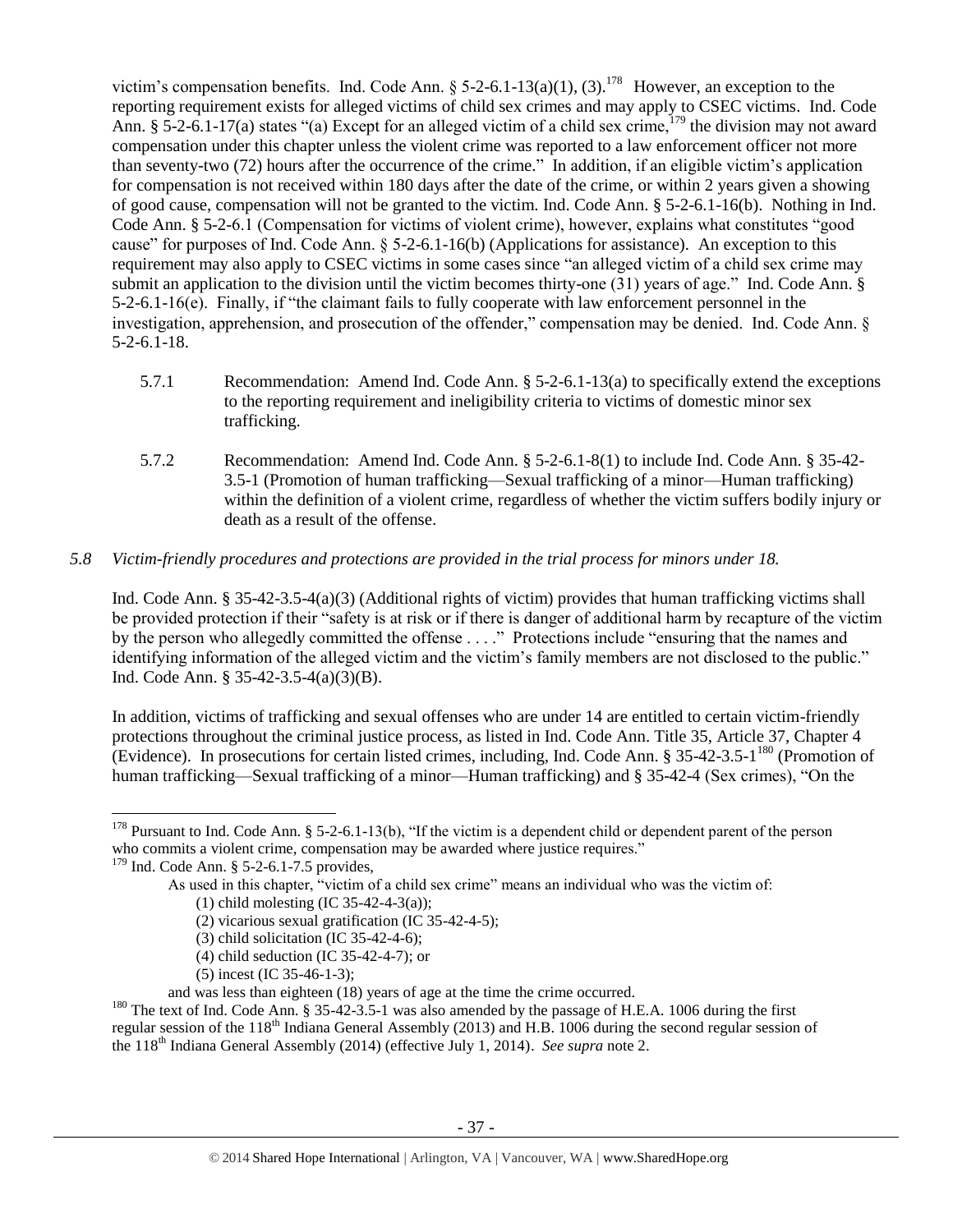victim's compensation benefits. Ind. Code Ann. § 5-2-6.1-13(a)(1), (3).[178] However, an exception to the reporting requirement exists for alleged victims of child sex crimes and may apply to CSEC victims. Ind. Code Ann. § 5-2-6.1-17(a) states "(a) Except for an alleged victim of a child sex crime,[179] the division may not award compensation under this chapter unless the violent crime was reported to a law enforcement officer not more than seventy-two (72) hours after the occurrence of the crime." In addition, if an eligible victim's application for compensation is not received within 180 days after the date of the crime, or within 2 years given a showing of good cause, compensation will not be granted to the victim. Ind. Code Ann. § 5-2-6.1-16(b). Nothing in Ind. Code Ann. § 5-2-6.1 (Compensation for victims of violent crime), however, explains what constitutes "good cause" for purposes of Ind. Code Ann. § 5-2-6.1-16(b) (Applications for assistance). An exception to this requirement may also apply to CSEC victims in some cases since "an alleged victim of a child sex crime may submit an application to the division until the victim becomes thirty-one (31) years of age." Ind. Code Ann. § 5-2-6.1-16(e). Finally, if "the claimant fails to fully cooperate with law enforcement personnel in the investigation, apprehension, and prosecution of the offender," compensation may be denied. Ind. Code Ann. § 5-2-6.1-18.

5.7.1 Recommendation: Amend Ind. Code Ann. § 5-2-6.1-13(a) to specifically extend the exceptions to the reporting requirement and ineligibility criteria to victims of domestic minor sex trafficking.

5.7.2 Recommendation: Amend Ind. Code Ann. § 5-2-6.1-8(1) to include Ind. Code Ann. § 35-42-3.5-1 (Promotion of human trafficking—Sexual trafficking of a minor—Human trafficking) within the definition of a violent crime, regardless of whether the victim suffers bodily injury or death as a result of the offense.

*5.8 Victim-friendly procedures and protections are provided in the trial process for minors under 18.*

Ind. Code Ann. § 35-42-3.5-4(a)(3) (Additional rights of victim) provides that human trafficking victims shall be provided protection if their "safety is at risk or if there is danger of additional harm by recapture of the victim by the person who allegedly committed the offense . . . ." Protections include "ensuring that the names and identifying information of the alleged victim and the victim's family members are not disclosed to the public." Ind. Code Ann. § 35-42-3.5-4(a)(3)(B).

In addition, victims of trafficking and sexual offenses who are under 14 are entitled to certain victim-friendly protections throughout the criminal justice process, as listed in Ind. Code Ann. Title 35, Article 37, Chapter 4 (Evidence). In prosecutions for certain listed crimes, including, Ind. Code Ann. § 35-42-3.5-1[180] (Promotion of human trafficking—Sexual trafficking of a minor—Human trafficking) and § 35-42-4 (Sex crimes), "On the

---

[178] Pursuant to Ind. Code Ann. § 5-2-6.1-13(b), "If the victim is a dependent child or dependent parent of the person who commits a violent crime, compensation may be awarded where justice requires."

[179] Ind. Code Ann. § 5-2-6.1-7.5 provides,

> As used in this chapter, "victim of a child sex crime" means an individual who was the victim of:
> (1) child molesting (IC 35-42-4-3(a));
> (2) vicarious sexual gratification (IC 35-42-4-5);
> (3) child solicitation (IC 35-42-4-6);
> (4) child seduction (IC 35-42-4-7); or
> (5) incest (IC 35-46-1-3);
> and was less than eighteen (18) years of age at the time the crime occurred.

[180] The text of Ind. Code Ann. § 35-42-3.5-1 was also amended by the passage of H.E.A. 1006 during the first regular session of the 118th Indiana General Assembly (2013) and H.B. 1006 during the second regular session of the 118th Indiana General Assembly (2014) (effective July 1, 2014). *See supra* note 2.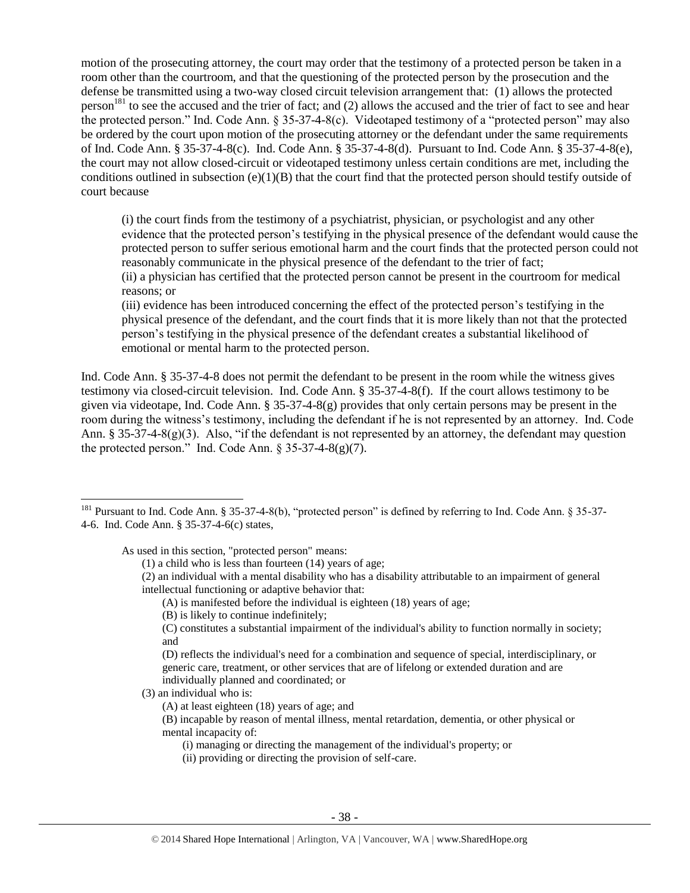motion of the prosecuting attorney, the court may order that the testimony of a protected person be taken in a room other than the courtroom, and that the questioning of the protected person by the prosecution and the defense be transmitted using a two-way closed circuit television arrangement that: (1) allows the protected person[181] to see the accused and the trier of fact; and (2) allows the accused and the trier of fact to see and hear the protected person." Ind. Code Ann. § 35-37-4-8(c). Videotaped testimony of a "protected person" may also be ordered by the court upon motion of the prosecuting attorney or the defendant under the same requirements of Ind. Code Ann. § 35-37-4-8(c). Ind. Code Ann. § 35-37-4-8(d). Pursuant to Ind. Code Ann. § 35-37-4-8(e), the court may not allow closed-circuit or videotaped testimony unless certain conditions are met, including the conditions outlined in subsection (e)(1)(B) that the court find that the protected person should testify outside of court because

> (i) the court finds from the testimony of a psychiatrist, physician, or psychologist and any other evidence that the protected person's testifying in the physical presence of the defendant would cause the protected person to suffer serious emotional harm and the court finds that the protected person could not reasonably communicate in the physical presence of the defendant to the trier of fact;
> (ii) a physician has certified that the protected person cannot be present in the courtroom for medical reasons; or
> (iii) evidence has been introduced concerning the effect of the protected person's testifying in the physical presence of the defendant, and the court finds that it is more likely than not that the protected person's testifying in the physical presence of the defendant creates a substantial likelihood of emotional or mental harm to the protected person.

Ind. Code Ann. § 35-37-4-8 does not permit the defendant to be present in the room while the witness gives testimony via closed-circuit television. Ind. Code Ann. § 35-37-4-8(f). If the court allows testimony to be given via videotape, Ind. Code Ann. § 35-37-4-8(g) provides that only certain persons may be present in the room during the witness's testimony, including the defendant if he is not represented by an attorney. Ind. Code Ann. § 35-37-4-8(g)(3). Also, "if the defendant is not represented by an attorney, the defendant may question the protected person." Ind. Code Ann. § 35-37-4-8(g)(7).

---

[181] Pursuant to Ind. Code Ann. § 35-37-4-8(b), "protected person" is defined by referring to Ind. Code Ann. § 35-37-4-6. Ind. Code Ann. § 35-37-4-6(c) states,

> As used in this section, "protected person" means:
> (1) a child who is less than fourteen (14) years of age;
> (2) an individual with a mental disability who has a disability attributable to an impairment of general intellectual functioning or adaptive behavior that:
> (A) is manifested before the individual is eighteen (18) years of age;
> (B) is likely to continue indefinitely;
> (C) constitutes a substantial impairment of the individual's ability to function normally in society; and
> (D) reflects the individual's need for a combination and sequence of special, interdisciplinary, or generic care, treatment, or other services that are of lifelong or extended duration and are individually planned and coordinated; or
> (3) an individual who is:
> (A) at least eighteen (18) years of age; and
> (B) incapable by reason of mental illness, mental retardation, dementia, or other physical or mental incapacity of:
> (i) managing or directing the management of the individual's property; or
> (ii) providing or directing the provision of self-care.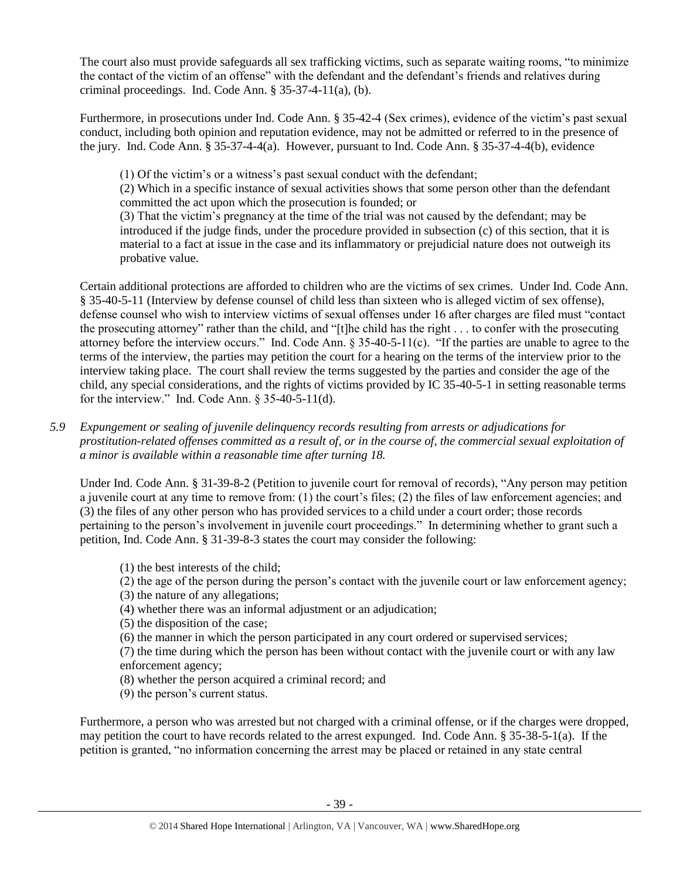The court also must provide safeguards all sex trafficking victims, such as separate waiting rooms, "to minimize the contact of the victim of an offense" with the defendant and the defendant's friends and relatives during criminal proceedings. Ind. Code Ann. § 35-37-4-11(a), (b).

Furthermore, in prosecutions under Ind. Code Ann. § 35-42-4 (Sex crimes), evidence of the victim's past sexual conduct, including both opinion and reputation evidence, may not be admitted or referred to in the presence of the jury. Ind. Code Ann. § 35-37-4-4(a). However, pursuant to Ind. Code Ann. § 35-37-4-4(b), evidence

> (1) Of the victim's or a witness's past sexual conduct with the defendant;
> (2) Which in a specific instance of sexual activities shows that some person other than the defendant committed the act upon which the prosecution is founded; or
> (3) That the victim's pregnancy at the time of the trial was not caused by the defendant; may be introduced if the judge finds, under the procedure provided in subsection (c) of this section, that it is material to a fact at issue in the case and its inflammatory or prejudicial nature does not outweigh its probative value.

Certain additional protections are afforded to children who are the victims of sex crimes. Under Ind. Code Ann. § 35-40-5-11 (Interview by defense counsel of child less than sixteen who is alleged victim of sex offense), defense counsel who wish to interview victims of sexual offenses under 16 after charges are filed must "contact the prosecuting attorney" rather than the child, and "[t]he child has the right . . . to confer with the prosecuting attorney before the interview occurs." Ind. Code Ann. § 35-40-5-11(c). "If the parties are unable to agree to the terms of the interview, the parties may petition the court for a hearing on the terms of the interview prior to the interview taking place. The court shall review the terms suggested by the parties and consider the age of the child, any special considerations, and the rights of victims provided by IC 35-40-5-1 in setting reasonable terms for the interview." Ind. Code Ann. § 35-40-5-11(d).

*5.9 Expungement or sealing of juvenile delinquency records resulting from arrests or adjudications for prostitution-related offenses committed as a result of, or in the course of, the commercial sexual exploitation of a minor is available within a reasonable time after turning 18.*

Under Ind. Code Ann. § 31-39-8-2 (Petition to juvenile court for removal of records), "Any person may petition a juvenile court at any time to remove from: (1) the court's files; (2) the files of law enforcement agencies; and (3) the files of any other person who has provided services to a child under a court order; those records pertaining to the person's involvement in juvenile court proceedings." In determining whether to grant such a petition, Ind. Code Ann. § 31-39-8-3 states the court may consider the following:

> (1) the best interests of the child;
> (2) the age of the person during the person's contact with the juvenile court or law enforcement agency;
> (3) the nature of any allegations;
> (4) whether there was an informal adjustment or an adjudication;
> (5) the disposition of the case;
> (6) the manner in which the person participated in any court ordered or supervised services;
> (7) the time during which the person has been without contact with the juvenile court or with any law enforcement agency;
> (8) whether the person acquired a criminal record; and
> (9) the person's current status.

Furthermore, a person who was arrested but not charged with a criminal offense, or if the charges were dropped, may petition the court to have records related to the arrest expunged. Ind. Code Ann. § 35-38-5-1(a). If the petition is granted, "no information concerning the arrest may be placed or retained in any state central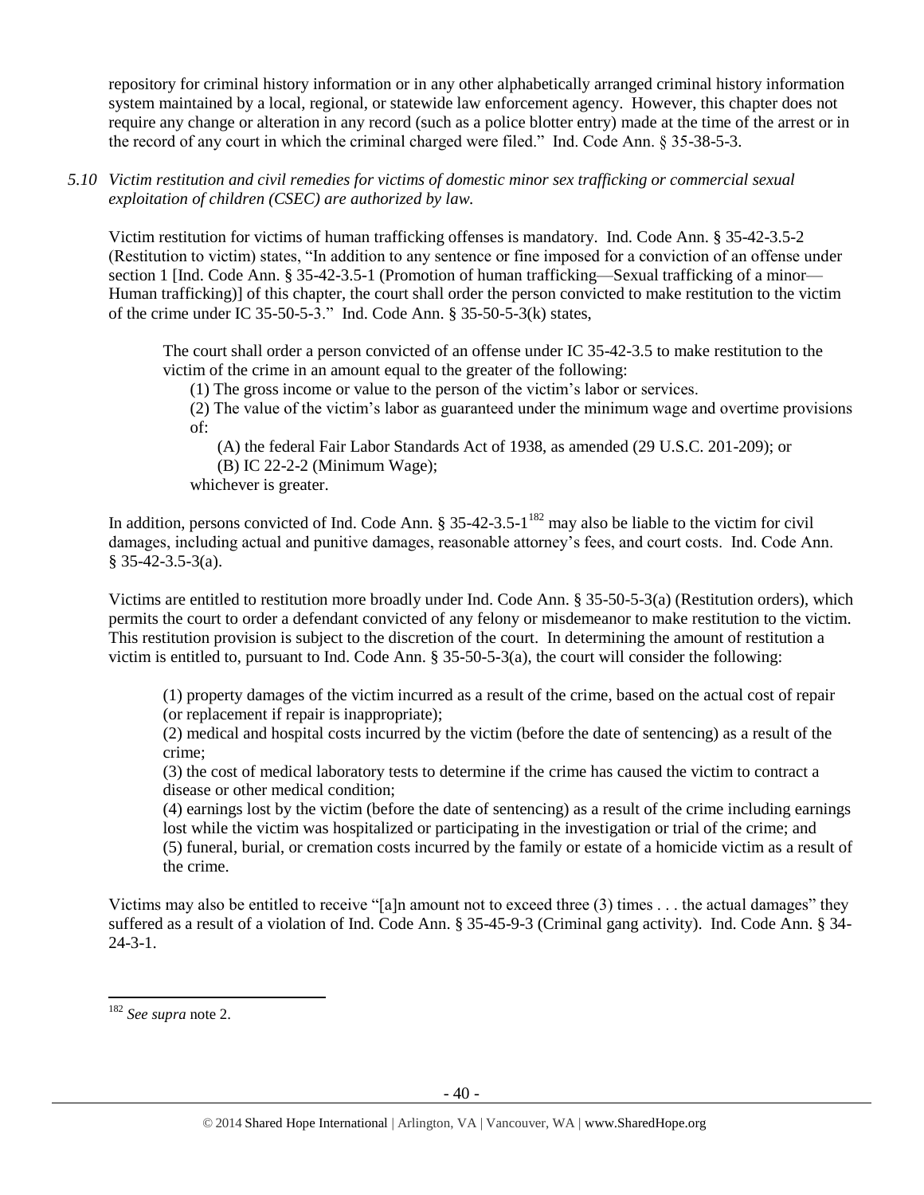repository for criminal history information or in any other alphabetically arranged criminal history information system maintained by a local, regional, or statewide law enforcement agency. However, this chapter does not require any change or alteration in any record (such as a police blotter entry) made at the time of the arrest or in the record of any court in which the criminal charged were filed." Ind. Code Ann. § 35-38-5-3.

*5.10 Victim restitution and civil remedies for victims of domestic minor sex trafficking or commercial sexual exploitation of children (CSEC) are authorized by law.*

Victim restitution for victims of human trafficking offenses is mandatory. Ind. Code Ann. § 35-42-3.5-2 (Restitution to victim) states, "In addition to any sentence or fine imposed for a conviction of an offense under section 1 [Ind. Code Ann. § 35-42-3.5-1 (Promotion of human trafficking—Sexual trafficking of a minor—Human trafficking)] of this chapter, the court shall order the person convicted to make restitution to the victim of the crime under IC 35-50-5-3." Ind. Code Ann. § 35-50-5-3(k) states,

> The court shall order a person convicted of an offense under IC 35-42-3.5 to make restitution to the victim of the crime in an amount equal to the greater of the following:
>
> (1) The gross income or value to the person of the victim's labor or services.
>
> (2) The value of the victim's labor as guaranteed under the minimum wage and overtime provisions of:
>
> (A) the federal Fair Labor Standards Act of 1938, as amended (29 U.S.C. 201-209); or
>
> (B) IC 22-2-2 (Minimum Wage);
>
> whichever is greater.

In addition, persons convicted of Ind. Code Ann. § 35-42-3.5-1[182] may also be liable to the victim for civil damages, including actual and punitive damages, reasonable attorney's fees, and court costs. Ind. Code Ann. § 35-42-3.5-3(a).

Victims are entitled to restitution more broadly under Ind. Code Ann. § 35-50-5-3(a) (Restitution orders), which permits the court to order a defendant convicted of any felony or misdemeanor to make restitution to the victim. This restitution provision is subject to the discretion of the court. In determining the amount of restitution a victim is entitled to, pursuant to Ind. Code Ann. § 35-50-5-3(a), the court will consider the following:

> (1) property damages of the victim incurred as a result of the crime, based on the actual cost of repair (or replacement if repair is inappropriate);
>
> (2) medical and hospital costs incurred by the victim (before the date of sentencing) as a result of the crime;
>
> (3) the cost of medical laboratory tests to determine if the crime has caused the victim to contract a disease or other medical condition;
>
> (4) earnings lost by the victim (before the date of sentencing) as a result of the crime including earnings lost while the victim was hospitalized or participating in the investigation or trial of the crime; and
>
> (5) funeral, burial, or cremation costs incurred by the family or estate of a homicide victim as a result of the crime.

Victims may also be entitled to receive "[a]n amount not to exceed three (3) times . . . the actual damages" they suffered as a result of a violation of Ind. Code Ann. § 35-45-9-3 (Criminal gang activity). Ind. Code Ann. § 34-24-3-1.

---

[182] *See supra* note 2.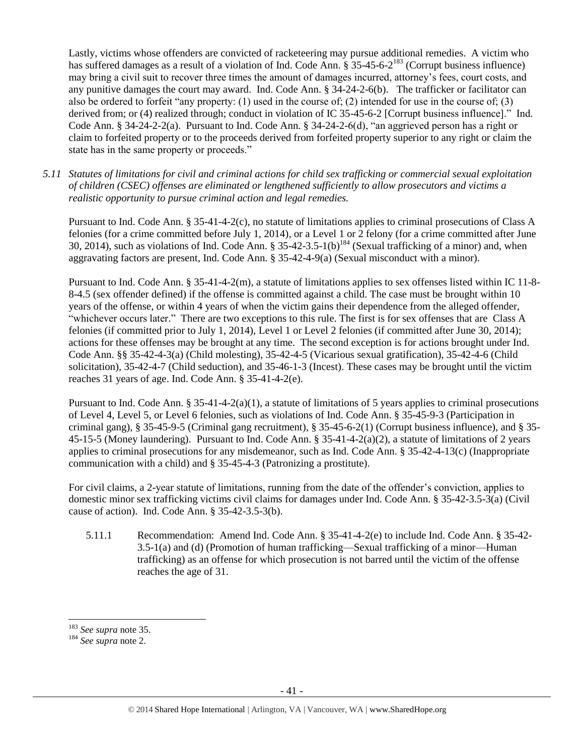Lastly, victims whose offenders are convicted of racketeering may pursue additional remedies. A victim who has suffered damages as a result of a violation of Ind. Code Ann. § 35-45-6-2[183] (Corrupt business influence) may bring a civil suit to recover three times the amount of damages incurred, attorney's fees, court costs, and any punitive damages the court may award. Ind. Code Ann. § 34-24-2-6(b). The trafficker or facilitator can also be ordered to forfeit "any property: (1) used in the course of; (2) intended for use in the course of; (3) derived from; or (4) realized through; conduct in violation of IC 35-45-6-2 [Corrupt business influence]." Ind. Code Ann. § 34-24-2-2(a). Pursuant to Ind. Code Ann. § 34-24-2-6(d), "an aggrieved person has a right or claim to forfeited property or to the proceeds derived from forfeited property superior to any right or claim the state has in the same property or proceeds."

*5.11 Statutes of limitations for civil and criminal actions for child sex trafficking or commercial sexual exploitation of children (CSEC) offenses are eliminated or lengthened sufficiently to allow prosecutors and victims a realistic opportunity to pursue criminal action and legal remedies.*

Pursuant to Ind. Code Ann. § 35-41-4-2(c), no statute of limitations applies to criminal prosecutions of Class A felonies (for a crime committed before July 1, 2014), or a Level 1 or 2 felony (for a crime committed after June 30, 2014), such as violations of Ind. Code Ann. § 35-42-3.5-1(b)[184] (Sexual trafficking of a minor) and, when aggravating factors are present, Ind. Code Ann. § 35-42-4-9(a) (Sexual misconduct with a minor).

Pursuant to Ind. Code Ann. § 35-41-4-2(m), a statute of limitations applies to sex offenses listed within IC 11-8-8-4.5 (sex offender defined) if the offense is committed against a child. The case must be brought within 10 years of the offense, or within 4 years of when the victim gains their dependence from the alleged offender, "whichever occurs later." There are two exceptions to this rule. The first is for sex offenses that are Class A felonies (if committed prior to July 1, 2014), Level 1 or Level 2 felonies (if committed after June 30, 2014); actions for these offenses may be brought at any time. The second exception is for actions brought under Ind. Code Ann. §§ 35-42-4-3(a) (Child molesting), 35-42-4-5 (Vicarious sexual gratification), 35-42-4-6 (Child solicitation), 35-42-4-7 (Child seduction), and 35-46-1-3 (Incest). These cases may be brought until the victim reaches 31 years of age. Ind. Code Ann. § 35-41-4-2(e).

Pursuant to Ind. Code Ann. § 35-41-4-2(a)(1), a statute of limitations of 5 years applies to criminal prosecutions of Level 4, Level 5, or Level 6 felonies, such as violations of Ind. Code Ann. § 35-45-9-3 (Participation in criminal gang), § 35-45-9-5 (Criminal gang recruitment), § 35-45-6-2(1) (Corrupt business influence), and § 35-45-15-5 (Money laundering). Pursuant to Ind. Code Ann. § 35-41-4-2(a)(2), a statute of limitations of 2 years applies to criminal prosecutions for any misdemeanor, such as Ind. Code Ann. § 35-42-4-13(c) (Inappropriate communication with a child) and § 35-45-4-3 (Patronizing a prostitute).

For civil claims, a 2-year statute of limitations, running from the date of the offender's conviction, applies to domestic minor sex trafficking victims civil claims for damages under Ind. Code Ann. § 35-42-3.5-3(a) (Civil cause of action). Ind. Code Ann. § 35-42-3.5-3(b).

5.11.1 Recommendation: Amend Ind. Code Ann. § 35-41-4-2(e) to include Ind. Code Ann. § 35-42-3.5-1(a) and (d) (Promotion of human trafficking—Sexual trafficking of a minor—Human trafficking) as an offense for which prosecution is not barred until the victim of the offense reaches the age of 31.

---

[183] *See supra* note 35.

[184] *See supra* note 2.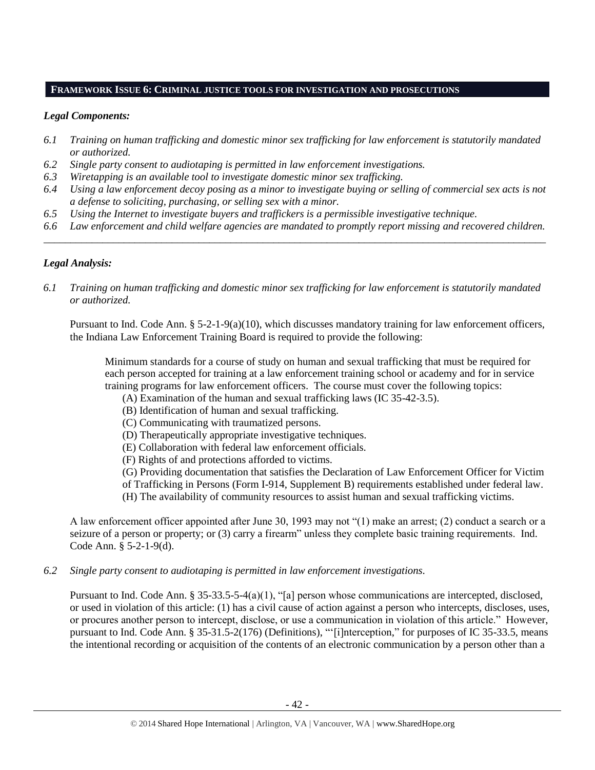## FRAMEWORK ISSUE 6: CRIMINAL JUSTICE TOOLS FOR INVESTIGATION AND PROSECUTIONS

### *Legal Components:*

*6.1 Training on human trafficking and domestic minor sex trafficking for law enforcement is statutorily mandated or authorized.*
*6.2 Single party consent to audiotaping is permitted in law enforcement investigations.*
*6.3 Wiretapping is an available tool to investigate domestic minor sex trafficking.*
*6.4 Using a law enforcement decoy posing as a minor to investigate buying or selling of commercial sex acts is not a defense to soliciting, purchasing, or selling sex with a minor.*
*6.5 Using the Internet to investigate buyers and traffickers is a permissible investigative technique.*
*6.6 Law enforcement and child welfare agencies are mandated to promptly report missing and recovered children.*

---

### *Legal Analysis:*

*6.1 Training on human trafficking and domestic minor sex trafficking for law enforcement is statutorily mandated or authorized.*

Pursuant to Ind. Code Ann. § 5-2-1-9(a)(10), which discusses mandatory training for law enforcement officers, the Indiana Law Enforcement Training Board is required to provide the following:

> Minimum standards for a course of study on human and sexual trafficking that must be required for each person accepted for training at a law enforcement training school or academy and for in service training programs for law enforcement officers. The course must cover the following topics:
> (A) Examination of the human and sexual trafficking laws (IC 35-42-3.5).
> (B) Identification of human and sexual trafficking.
> (C) Communicating with traumatized persons.
> (D) Therapeutically appropriate investigative techniques.
> (E) Collaboration with federal law enforcement officials.
> (F) Rights of and protections afforded to victims.
> (G) Providing documentation that satisfies the Declaration of Law Enforcement Officer for Victim of Trafficking in Persons (Form I-914, Supplement B) requirements established under federal law.
> (H) The availability of community resources to assist human and sexual trafficking victims.

A law enforcement officer appointed after June 30, 1993 may not "(1) make an arrest; (2) conduct a search or a seizure of a person or property; or (3) carry a firearm" unless they complete basic training requirements. Ind. Code Ann. § 5-2-1-9(d).

*6.2 Single party consent to audiotaping is permitted in law enforcement investigations.*

Pursuant to Ind. Code Ann. § 35-33.5-5-4(a)(1), "[a] person whose communications are intercepted, disclosed, or used in violation of this article: (1) has a civil cause of action against a person who intercepts, discloses, uses, or procures another person to intercept, disclose, or use a communication in violation of this article." However, pursuant to Ind. Code Ann. § 35-31.5-2(176) (Definitions), "'[i]nterception,' for purposes of IC 35-33.5, means the intentional recording or acquisition of the contents of an electronic communication by a person other than a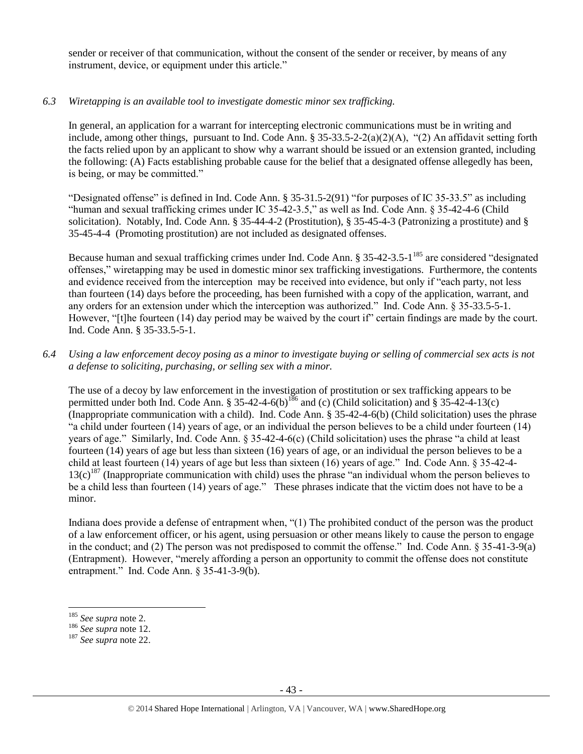sender or receiver of that communication, without the consent of the sender or receiver, by means of any instrument, device, or equipment under this article."

*6.3 Wiretapping is an available tool to investigate domestic minor sex trafficking.*

In general, an application for a warrant for intercepting electronic communications must be in writing and include, among other things, pursuant to Ind. Code Ann. § 35-33.5-2-2(a)(2)(A), "(2) An affidavit setting forth the facts relied upon by an applicant to show why a warrant should be issued or an extension granted, including the following: (A) Facts establishing probable cause for the belief that a designated offense allegedly has been, is being, or may be committed."

"Designated offense" is defined in Ind. Code Ann. § 35-31.5-2(91) "for purposes of IC 35-33.5" as including "human and sexual trafficking crimes under IC 35-42-3.5," as well as Ind. Code Ann. § 35-42-4-6 (Child solicitation). Notably, Ind. Code Ann. § 35-44-4-2 (Prostitution), § 35-45-4-3 (Patronizing a prostitute) and § 35-45-4-4 (Promoting prostitution) are not included as designated offenses.

Because human and sexual trafficking crimes under Ind. Code Ann. § 35-42-3.5-1[185] are considered "designated offenses," wiretapping may be used in domestic minor sex trafficking investigations. Furthermore, the contents and evidence received from the interception may be received into evidence, but only if "each party, not less than fourteen (14) days before the proceeding, has been furnished with a copy of the application, warrant, and any orders for an extension under which the interception was authorized." Ind. Code Ann. § 35-33.5-5-1. However, "[t]he fourteen (14) day period may be waived by the court if" certain findings are made by the court. Ind. Code Ann. § 35-33.5-5-1.

*6.4 Using a law enforcement decoy posing as a minor to investigate buying or selling of commercial sex acts is not a defense to soliciting, purchasing, or selling sex with a minor.*

The use of a decoy by law enforcement in the investigation of prostitution or sex trafficking appears to be permitted under both Ind. Code Ann. § 35-42-4-6(b)[186] and (c) (Child solicitation) and § 35-42-4-13(c) (Inappropriate communication with a child). Ind. Code Ann. § 35-42-4-6(b) (Child solicitation) uses the phrase "a child under fourteen (14) years of age, or an individual the person believes to be a child under fourteen (14) years of age." Similarly, Ind. Code Ann. § 35-42-4-6(c) (Child solicitation) uses the phrase "a child at least fourteen (14) years of age but less than sixteen (16) years of age, or an individual the person believes to be a child at least fourteen (14) years of age but less than sixteen (16) years of age." Ind. Code Ann. § 35-42-4-13(c)[187] (Inappropriate communication with child) uses the phrase "an individual whom the person believes to be a child less than fourteen (14) years of age." These phrases indicate that the victim does not have to be a minor.

Indiana does provide a defense of entrapment when, "(1) The prohibited conduct of the person was the product of a law enforcement officer, or his agent, using persuasion or other means likely to cause the person to engage in the conduct; and (2) The person was not predisposed to commit the offense." Ind. Code Ann. § 35-41-3-9(a) (Entrapment). However, "merely affording a person an opportunity to commit the offense does not constitute entrapment." Ind. Code Ann. § 35-41-3-9(b).

---

[185] *See supra* note 2.
[186] *See supra* note 12.
[187] *See supra* note 22.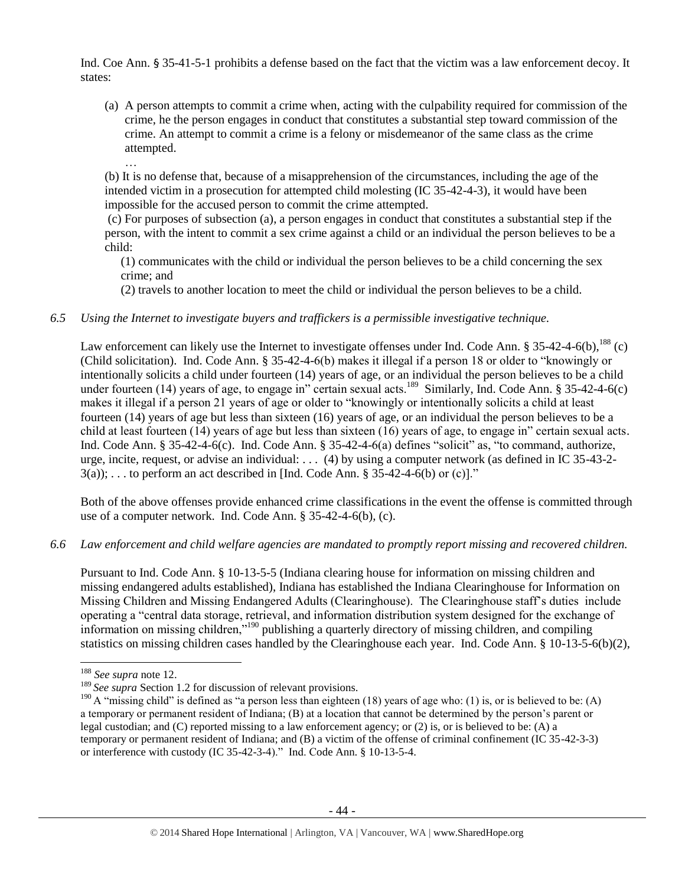Ind. Coe Ann. § 35-41-5-1 prohibits a defense based on the fact that the victim was a law enforcement decoy. It states:

(a) A person attempts to commit a crime when, acting with the culpability required for commission of the crime, he the person engages in conduct that constitutes a substantial step toward commission of the crime. An attempt to commit a crime is a felony or misdemeanor of the same class as the crime attempted.

…

(b) It is no defense that, because of a misapprehension of the circumstances, including the age of the intended victim in a prosecution for attempted child molesting (IC 35-42-4-3), it would have been impossible for the accused person to commit the crime attempted.

(c) For purposes of subsection (a), a person engages in conduct that constitutes a substantial step if the person, with the intent to commit a sex crime against a child or an individual the person believes to be a child:

(1) communicates with the child or individual the person believes to be a child concerning the sex crime; and

(2) travels to another location to meet the child or individual the person believes to be a child.

*6.5 Using the Internet to investigate buyers and traffickers is a permissible investigative technique.*

Law enforcement can likely use the Internet to investigate offenses under Ind. Code Ann. § 35-42-4-6(b),[188] (c) (Child solicitation). Ind. Code Ann. § 35-42-4-6(b) makes it illegal if a person 18 or older to "knowingly or intentionally solicits a child under fourteen (14) years of age, or an individual the person believes to be a child under fourteen (14) years of age, to engage in" certain sexual acts.[189] Similarly, Ind. Code Ann. § 35-42-4-6(c) makes it illegal if a person 21 years of age or older to "knowingly or intentionally solicits a child at least fourteen (14) years of age but less than sixteen (16) years of age, or an individual the person believes to be a child at least fourteen (14) years of age but less than sixteen (16) years of age, to engage in" certain sexual acts. Ind. Code Ann. § 35-42-4-6(c). Ind. Code Ann. § 35-42-4-6(a) defines "solicit" as, "to command, authorize, urge, incite, request, or advise an individual: . . . (4) by using a computer network (as defined in IC 35-43-2-3(a)); . . . to perform an act described in [Ind. Code Ann. § 35-42-4-6(b) or (c)]."

Both of the above offenses provide enhanced crime classifications in the event the offense is committed through use of a computer network. Ind. Code Ann. § 35-42-4-6(b), (c).

*6.6 Law enforcement and child welfare agencies are mandated to promptly report missing and recovered children.*

Pursuant to Ind. Code Ann. § 10-13-5-5 (Indiana clearing house for information on missing children and missing endangered adults established), Indiana has established the Indiana Clearinghouse for Information on Missing Children and Missing Endangered Adults (Clearinghouse). The Clearinghouse staff's duties include operating a "central data storage, retrieval, and information distribution system designed for the exchange of information on missing children,"[190] publishing a quarterly directory of missing children, and compiling statistics on missing children cases handled by the Clearinghouse each year. Ind. Code Ann. § 10-13-5-6(b)(2),

---

[188] *See supra* note 12.

[189] *See supra* Section 1.2 for discussion of relevant provisions.

[190] A "missing child" is defined as "a person less than eighteen (18) years of age who: (1) is, or is believed to be: (A) a temporary or permanent resident of Indiana; (B) at a location that cannot be determined by the person's parent or legal custodian; and (C) reported missing to a law enforcement agency; or (2) is, or is believed to be: (A) a temporary or permanent resident of Indiana; and (B) a victim of the offense of criminal confinement (IC 35-42-3-3) or interference with custody (IC 35-42-3-4)." Ind. Code Ann. § 10-13-5-4.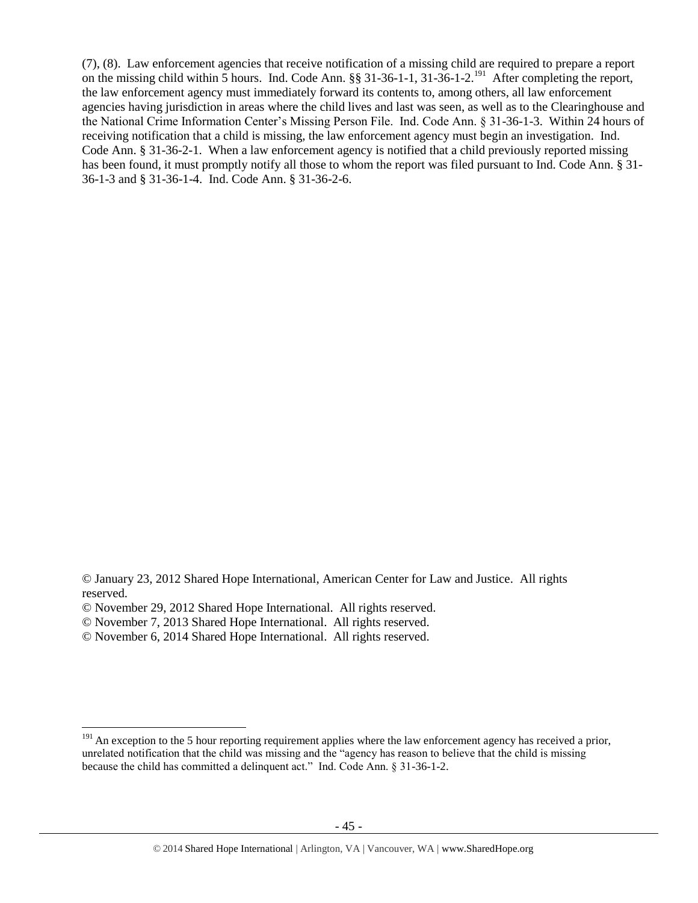(7), (8). Law enforcement agencies that receive notification of a missing child are required to prepare a report on the missing child within 5 hours. Ind. Code Ann. §§ 31-36-1-1, 31-36-1-2.[191] After completing the report, the law enforcement agency must immediately forward its contents to, among others, all law enforcement agencies having jurisdiction in areas where the child lives and last was seen, as well as to the Clearinghouse and the National Crime Information Center's Missing Person File. Ind. Code Ann. § 31-36-1-3. Within 24 hours of receiving notification that a child is missing, the law enforcement agency must begin an investigation. Ind. Code Ann. § 31-36-2-1. When a law enforcement agency is notified that a child previously reported missing has been found, it must promptly notify all those to whom the report was filed pursuant to Ind. Code Ann. § 31-36-1-3 and § 31-36-1-4. Ind. Code Ann. § 31-36-2-6.

© January 23, 2012 Shared Hope International, American Center for Law and Justice. All rights reserved.
© November 29, 2012 Shared Hope International. All rights reserved.
© November 7, 2013 Shared Hope International. All rights reserved.
© November 6, 2014 Shared Hope International. All rights reserved.

[191] An exception to the 5 hour reporting requirement applies where the law enforcement agency has received a prior, unrelated notification that the child was missing and the "agency has reason to believe that the child is missing because the child has committed a delinquent act." Ind. Code Ann. § 31-36-1-2.